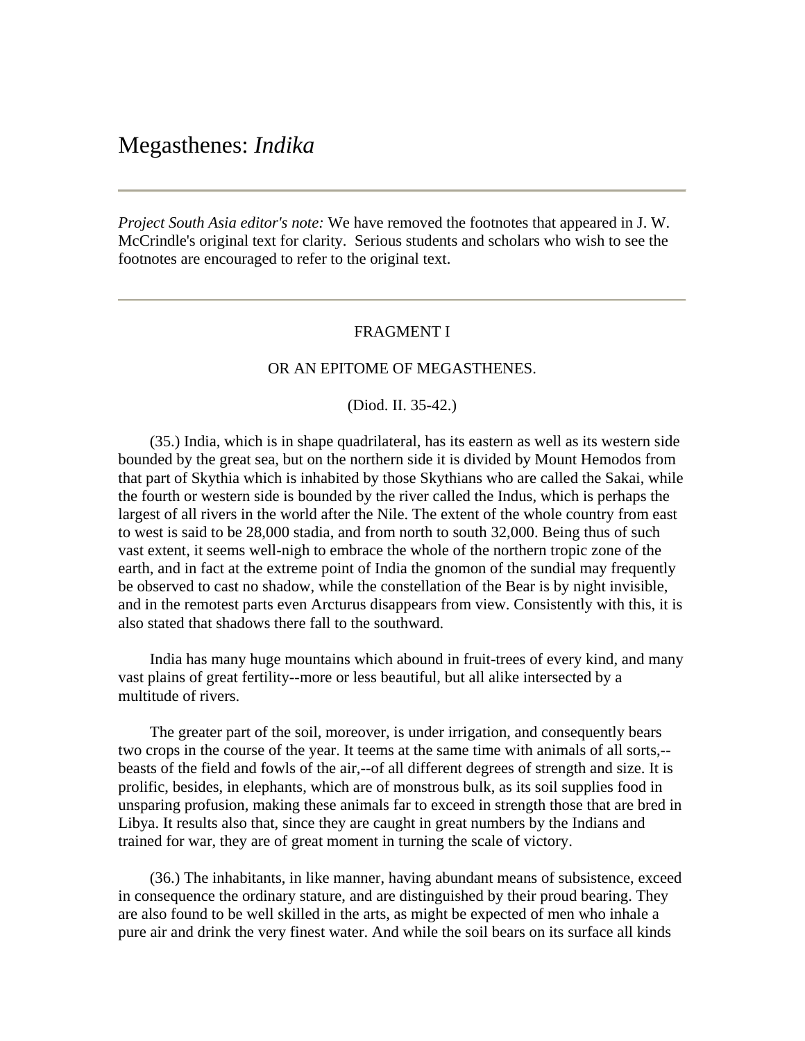# Megasthenes: *Indika*

---

*Project South Asia editor's note:* We have removed the footnotes that appeared in J. W. McCrindle's original text for clarity. Serious students and scholars who wish to see the footnotes are encouraged to refer to the original text.

---

## FRAGMENT I

### OR AN EPITOME OF MEGASTHENES.

(Diod. II. 35-42.)

(35.) India, which is in shape quadrilateral, has its eastern as well as its western side bounded by the great sea, but on the northern side it is divided by Mount Hemodos from that part of Skythia which is inhabited by those Skythians who are called the Sakai, while the fourth or western side is bounded by the river called the Indus, which is perhaps the largest of all rivers in the world after the Nile. The extent of the whole country from east to west is said to be 28,000 stadia, and from north to south 32,000. Being thus of such vast extent, it seems well-nigh to embrace the whole of the northern tropic zone of the earth, and in fact at the extreme point of India the gnomon of the sundial may frequently be observed to cast no shadow, while the constellation of the Bear is by night invisible, and in the remotest parts even Arcturus disappears from view. Consistently with this, it is also stated that shadows there fall to the southward.

India has many huge mountains which abound in fruit-trees of every kind, and many vast plains of great fertility--more or less beautiful, but all alike intersected by a multitude of rivers.

The greater part of the soil, moreover, is under irrigation, and consequently bears two crops in the course of the year. It teems at the same time with animals of all sorts,--beasts of the field and fowls of the air,--of all different degrees of strength and size. It is prolific, besides, in elephants, which are of monstrous bulk, as its soil supplies food in unsparing profusion, making these animals far to exceed in strength those that are bred in Libya. It results also that, since they are caught in great numbers by the Indians and trained for war, they are of great moment in turning the scale of victory.

(36.) The inhabitants, in like manner, having abundant means of subsistence, exceed in consequence the ordinary stature, and are distinguished by their proud bearing. They are also found to be well skilled in the arts, as might be expected of men who inhale a pure air and drink the very finest water. And while the soil bears on its surface all kinds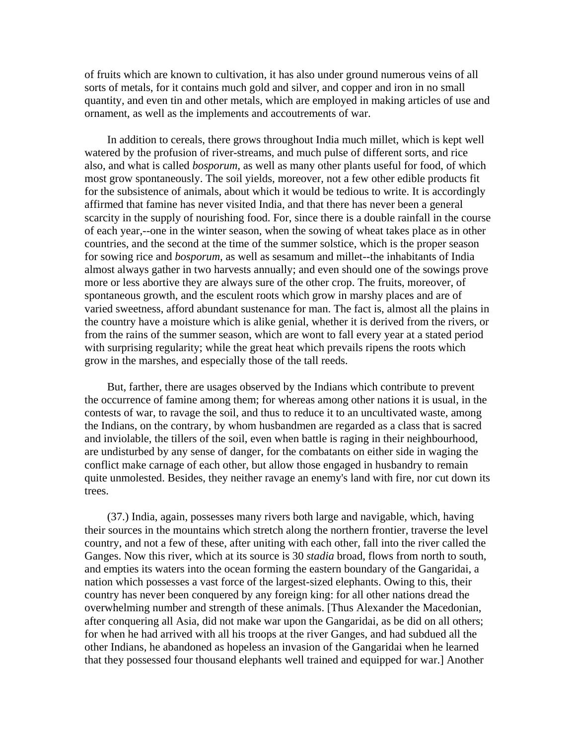of fruits which are known to cultivation, it has also under ground numerous veins of all sorts of metals, for it contains much gold and silver, and copper and iron in no small quantity, and even tin and other metals, which are employed in making articles of use and ornament, as well as the implements and accoutrements of war.

In addition to cereals, there grows throughout India much millet, which is kept well watered by the profusion of river-streams, and much pulse of different sorts, and rice also, and what is called *bosporum,* as well as many other plants useful for food, of which most grow spontaneously. The soil yields, moreover, not a few other edible products fit for the subsistence of animals, about which it would be tedious to write. It is accordingly affirmed that famine has never visited India, and that there has never been a general scarcity in the supply of nourishing food. For, since there is a double rainfall in the course of each year,--one in the winter season, when the sowing of wheat takes place as in other countries, and the second at the time of the summer solstice, which is the proper season for sowing rice and *bosporum,* as well as sesamum and millet--the inhabitants of India almost always gather in two harvests annually; and even should one of the sowings prove more or less abortive they are always sure of the other crop. The fruits, moreover, of spontaneous growth, and the esculent roots which grow in marshy places and are of varied sweetness, afford abundant sustenance for man. The fact is, almost all the plains in the country have a moisture which is alike genial, whether it is derived from the rivers, or from the rains of the summer season, which are wont to fall every year at a stated period with surprising regularity; while the great heat which prevails ripens the roots which grow in the marshes, and especially those of the tall reeds.

But, farther, there are usages observed by the Indians which contribute to prevent the occurrence of famine among them; for whereas among other nations it is usual, in the contests of war, to ravage the soil, and thus to reduce it to an uncultivated waste, among the Indians, on the contrary, by whom husbandmen are regarded as a class that is sacred and inviolable, the tillers of the soil, even when battle is raging in their neighbourhood, are undisturbed by any sense of danger, for the combatants on either side in waging the conflict make carnage of each other, but allow those engaged in husbandry to remain quite unmolested. Besides, they neither ravage an enemy's land with fire, nor cut down its trees.

(37.) India, again, possesses many rivers both large and navigable, which, having their sources in the mountains which stretch along the northern frontier, traverse the level country, and not a few of these, after uniting with each other, fall into the river called the Ganges. Now this river, which at its source is 30 *stadia* broad, flows from north to south, and empties its waters into the ocean forming the eastern boundary of the Gangaridai, a nation which possesses a vast force of the largest-sized elephants. Owing to this, their country has never been conquered by any foreign king: for all other nations dread the overwhelming number and strength of these animals. [Thus Alexander the Macedonian, after conquering all Asia, did not make war upon the Gangaridai, as be did on all others; for when he had arrived with all his troops at the river Ganges, and had subdued all the other Indians, he abandoned as hopeless an invasion of the Gangaridai when he learned that they possessed four thousand elephants well trained and equipped for war.] Another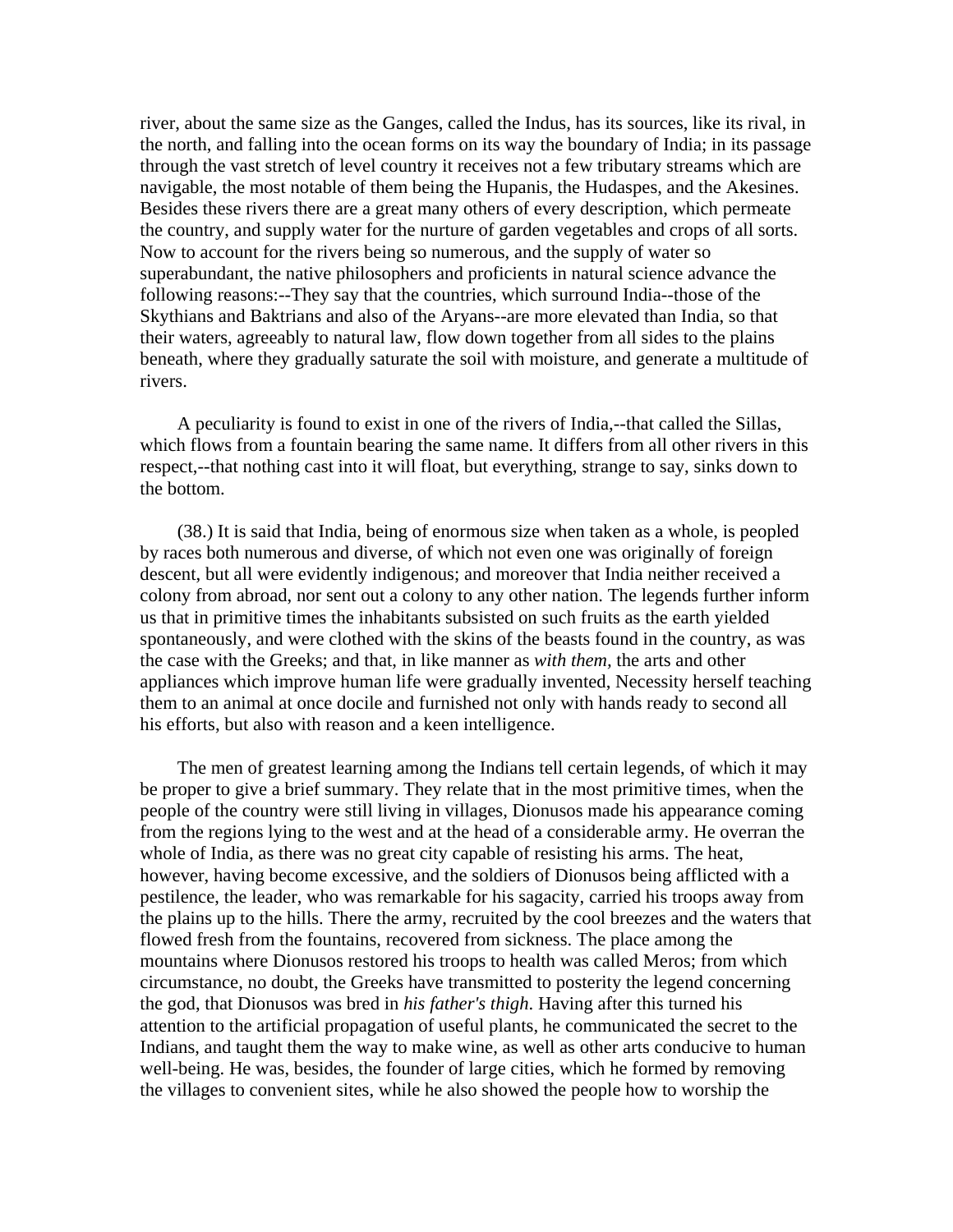river, about the same size as the Ganges, called the Indus, has its sources, like its rival, in the north, and falling into the ocean forms on its way the boundary of India; in its passage through the vast stretch of level country it receives not a few tributary streams which are navigable, the most notable of them being the Hupanis, the Hudaspes, and the Akesines. Besides these rivers there are a great many others of every description, which permeate the country, and supply water for the nurture of garden vegetables and crops of all sorts. Now to account for the rivers being so numerous, and the supply of water so superabundant, the native philosophers and proficients in natural science advance the following reasons:--They say that the countries, which surround India--those of the Skythians and Baktrians and also of the Aryans--are more elevated than India, so that their waters, agreeably to natural law, flow down together from all sides to the plains beneath, where they gradually saturate the soil with moisture, and generate a multitude of rivers.

A peculiarity is found to exist in one of the rivers of India,--that called the Sillas, which flows from a fountain bearing the same name. It differs from all other rivers in this respect,--that nothing cast into it will float, but everything, strange to say, sinks down to the bottom.

(38.) It is said that India, being of enormous size when taken as a whole, is peopled by races both numerous and diverse, of which not even one was originally of foreign descent, but all were evidently indigenous; and moreover that India neither received a colony from abroad, nor sent out a colony to any other nation. The legends further inform us that in primitive times the inhabitants subsisted on such fruits as the earth yielded spontaneously, and were clothed with the skins of the beasts found in the country, as was the case with the Greeks; and that, in like manner as *with them*, the arts and other appliances which improve human life were gradually invented, Necessity herself teaching them to an animal at once docile and furnished not only with hands ready to second all his efforts, but also with reason and a keen intelligence.

The men of greatest learning among the Indians tell certain legends, of which it may be proper to give a brief summary. They relate that in the most primitive times, when the people of the country were still living in villages, Dionusos made his appearance coming from the regions lying to the west and at the head of a considerable army. He overran the whole of India, as there was no great city capable of resisting his arms. The heat, however, having become excessive, and the soldiers of Dionusos being afflicted with a pestilence, the leader, who was remarkable for his sagacity, carried his troops away from the plains up to the hills. There the army, recruited by the cool breezes and the waters that flowed fresh from the fountains, recovered from sickness. The place among the mountains where Dionusos restored his troops to health was called Meros; from which circumstance, no doubt, the Greeks have transmitted to posterity the legend concerning the god, that Dionusos was bred in *his father's thigh*. Having after this turned his attention to the artificial propagation of useful plants, he communicated the secret to the Indians, and taught them the way to make wine, as well as other arts conducive to human well-being. He was, besides, the founder of large cities, which he formed by removing the villages to convenient sites, while he also showed the people how to worship the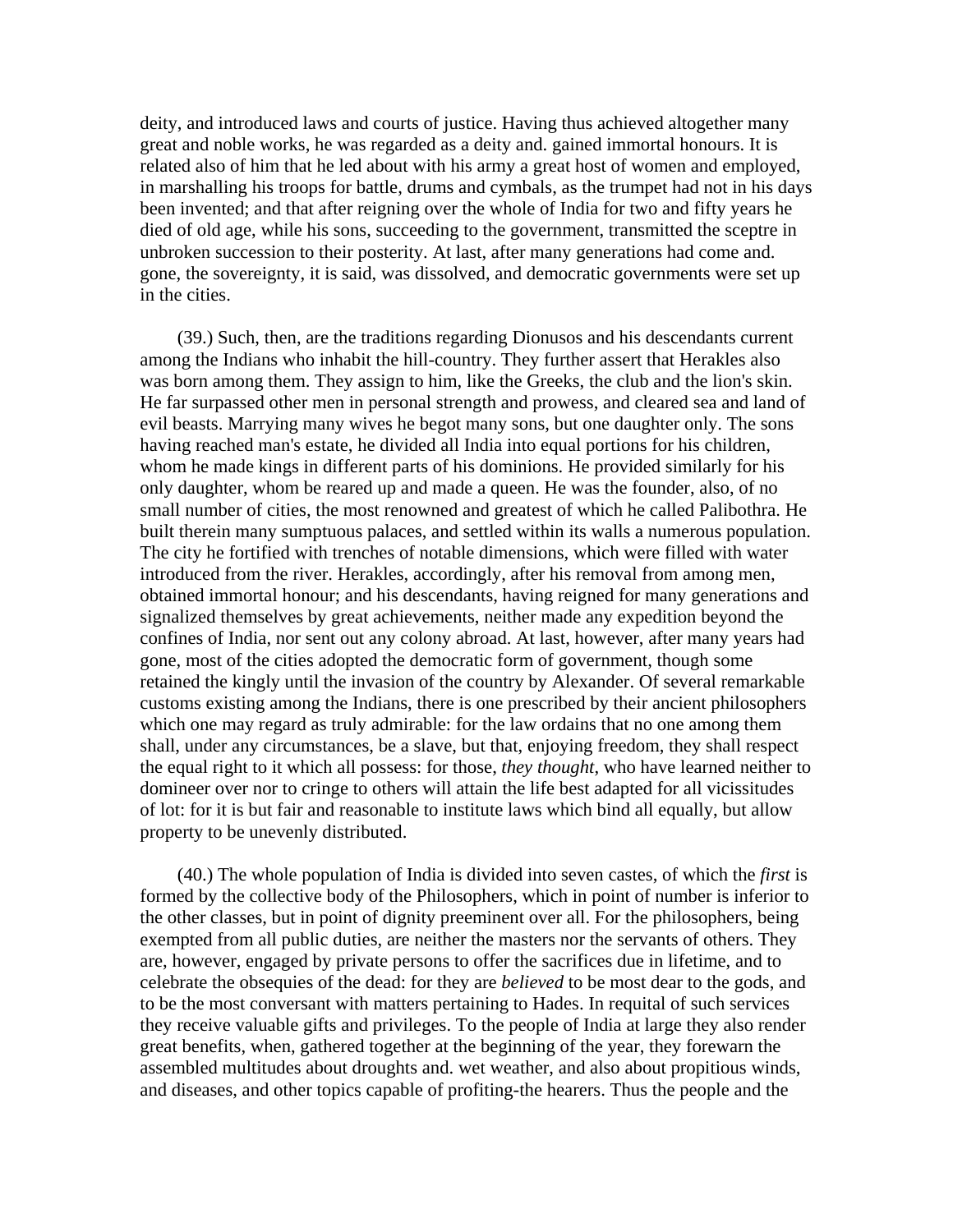deity, and introduced laws and courts of justice. Having thus achieved altogether many great and noble works, he was regarded as a deity and. gained immortal honours. It is related also of him that he led about with his army a great host of women and employed, in marshalling his troops for battle, drums and cymbals, as the trumpet had not in his days been invented; and that after reigning over the whole of India for two and fifty years he died of old age, while his sons, succeeding to the government, transmitted the sceptre in unbroken succession to their posterity. At last, after many generations had come and. gone, the sovereignty, it is said, was dissolved, and democratic governments were set up in the cities.

(39.) Such, then, are the traditions regarding Dionusos and his descendants current among the Indians who inhabit the hill-country. They further assert that Herakles also was born among them. They assign to him, like the Greeks, the club and the lion's skin. He far surpassed other men in personal strength and prowess, and cleared sea and land of evil beasts. Marrying many wives he begot many sons, but one daughter only. The sons having reached man's estate, he divided all India into equal portions for his children, whom he made kings in different parts of his dominions. He provided similarly for his only daughter, whom be reared up and made a queen. He was the founder, also, of no small number of cities, the most renowned and greatest of which he called Palibothra. He built therein many sumptuous palaces, and settled within its walls a numerous population. The city he fortified with trenches of notable dimensions, which were filled with water introduced from the river. Herakles, accordingly, after his removal from among men, obtained immortal honour; and his descendants, having reigned for many generations and signalized themselves by great achievements, neither made any expedition beyond the confines of India, nor sent out any colony abroad. At last, however, after many years had gone, most of the cities adopted the democratic form of government, though some retained the kingly until the invasion of the country by Alexander. Of several remarkable customs existing among the Indians, there is one prescribed by their ancient philosophers which one may regard as truly admirable: for the law ordains that no one among them shall, under any circumstances, be a slave, but that, enjoying freedom, they shall respect the equal right to it which all possess: for those, *they thought*, who have learned neither to domineer over nor to cringe to others will attain the life best adapted for all vicissitudes of lot: for it is but fair and reasonable to institute laws which bind all equally, but allow property to be unevenly distributed.

(40.) The whole population of India is divided into seven castes, of which the *first* is formed by the collective body of the Philosophers, which in point of number is inferior to the other classes, but in point of dignity preeminent over all. For the philosophers, being exempted from all public duties, are neither the masters nor the servants of others. They are, however, engaged by private persons to offer the sacrifices due in lifetime, and to celebrate the obsequies of the dead: for they are *believed* to be most dear to the gods, and to be the most conversant with matters pertaining to Hades. In requital of such services they receive valuable gifts and privileges. To the people of India at large they also render great benefits, when, gathered together at the beginning of the year, they forewarn the assembled multitudes about droughts and. wet weather, and also about propitious winds, and diseases, and other topics capable of profiting-the hearers. Thus the people and the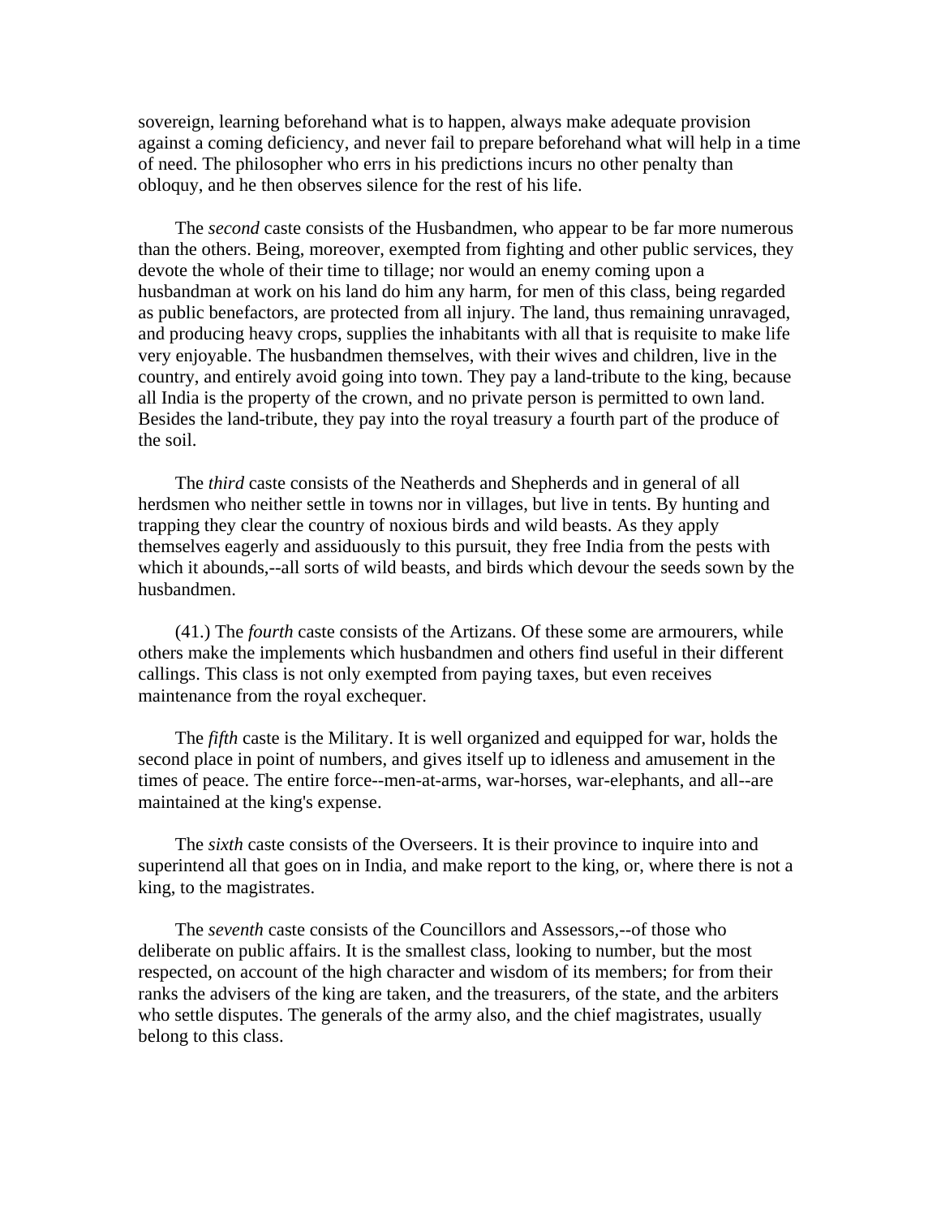sovereign, learning beforehand what is to happen, always make adequate provision against a coming deficiency, and never fail to prepare beforehand what will help in a time of need. The philosopher who errs in his predictions incurs no other penalty than obloquy, and he then observes silence for the rest of his life.

The *second* caste consists of the Husbandmen, who appear to be far more numerous than the others. Being, moreover, exempted from fighting and other public services, they devote the whole of their time to tillage; nor would an enemy coming upon a husbandman at work on his land do him any harm, for men of this class, being regarded as public benefactors, are protected from all injury. The land, thus remaining unravaged, and producing heavy crops, supplies the inhabitants with all that is requisite to make life very enjoyable. The husbandmen themselves, with their wives and children, live in the country, and entirely avoid going into town. They pay a land-tribute to the king, because all India is the property of the crown, and no private person is permitted to own land. Besides the land-tribute, they pay into the royal treasury a fourth part of the produce of the soil.

The *third* caste consists of the Neatherds and Shepherds and in general of all herdsmen who neither settle in towns nor in villages, but live in tents. By hunting and trapping they clear the country of noxious birds and wild beasts. As they apply themselves eagerly and assiduously to this pursuit, they free India from the pests with which it abounds,--all sorts of wild beasts, and birds which devour the seeds sown by the husbandmen.

(41.) The *fourth* caste consists of the Artizans. Of these some are armourers, while others make the implements which husbandmen and others find useful in their different callings. This class is not only exempted from paying taxes, but even receives maintenance from the royal exchequer.

The *fifth* caste is the Military. It is well organized and equipped for war, holds the second place in point of numbers, and gives itself up to idleness and amusement in the times of peace. The entire force--men-at-arms, war-horses, war-elephants, and all--are maintained at the king's expense.

The *sixth* caste consists of the Overseers. It is their province to inquire into and superintend all that goes on in India, and make report to the king, or, where there is not a king, to the magistrates.

The *seventh* caste consists of the Councillors and Assessors,--of those who deliberate on public affairs. It is the smallest class, looking to number, but the most respected, on account of the high character and wisdom of its members; for from their ranks the advisers of the king are taken, and the treasurers, of the state, and the arbiters who settle disputes. The generals of the army also, and the chief magistrates, usually belong to this class.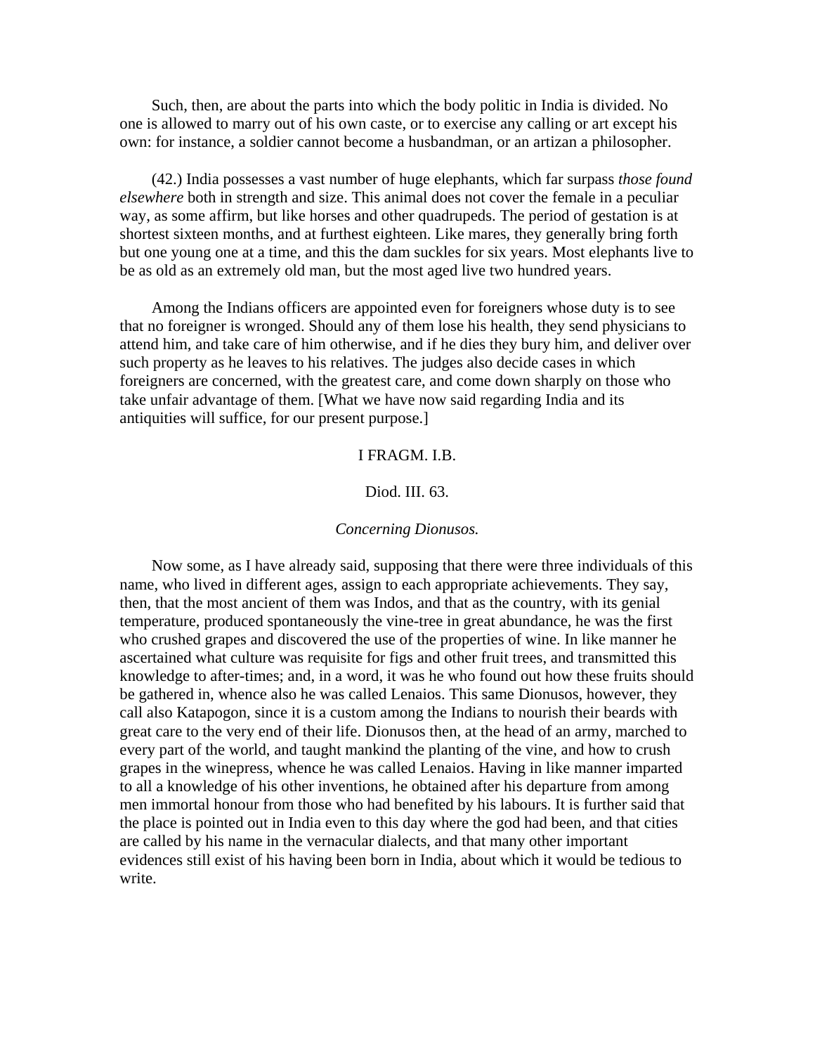Such, then, are about the parts into which the body politic in India is divided. No one is allowed to marry out of his own caste, or to exercise any calling or art except his own: for instance, a soldier cannot become a husbandman, or an artizan a philosopher.

(42.) India possesses a vast number of huge elephants, which far surpass *those found elsewhere* both in strength and size. This animal does not cover the female in a peculiar way, as some affirm, but like horses and other quadrupeds. The period of gestation is at shortest sixteen months, and at furthest eighteen. Like mares, they generally bring forth but one young one at a time, and this the dam suckles for six years. Most elephants live to be as old as an extremely old man, but the most aged live two hundred years.

Among the Indians officers are appointed even for foreigners whose duty is to see that no foreigner is wronged. Should any of them lose his health, they send physicians to attend him, and take care of him otherwise, and if he dies they bury him, and deliver over such property as he leaves to his relatives. The judges also decide cases in which foreigners are concerned, with the greatest care, and come down sharply on those who take unfair advantage of them. [What we have now said regarding India and its antiquities will suffice, for our present purpose.]

I FRAGM. I.B.

Diod. III. 63.

*Concerning Dionusos.*

Now some, as I have already said, supposing that there were three individuals of this name, who lived in different ages, assign to each appropriate achievements. They say, then, that the most ancient of them was Indos, and that as the country, with its genial temperature, produced spontaneously the vine-tree in great abundance, he was the first who crushed grapes and discovered the use of the properties of wine. In like manner he ascertained what culture was requisite for figs and other fruit trees, and transmitted this knowledge to after-times; and, in a word, it was he who found out how these fruits should be gathered in, whence also he was called Lenaios. This same Dionusos, however, they call also Katapogon, since it is a custom among the Indians to nourish their beards with great care to the very end of their life. Dionusos then, at the head of an army, marched to every part of the world, and taught mankind the planting of the vine, and how to crush grapes in the winepress, whence he was called Lenaios. Having in like manner imparted to all a knowledge of his other inventions, he obtained after his departure from among men immortal honour from those who had benefited by his labours. It is further said that the place is pointed out in India even to this day where the god had been, and that cities are called by his name in the vernacular dialects, and that many other important evidences still exist of his having been born in India, about which it would be tedious to write.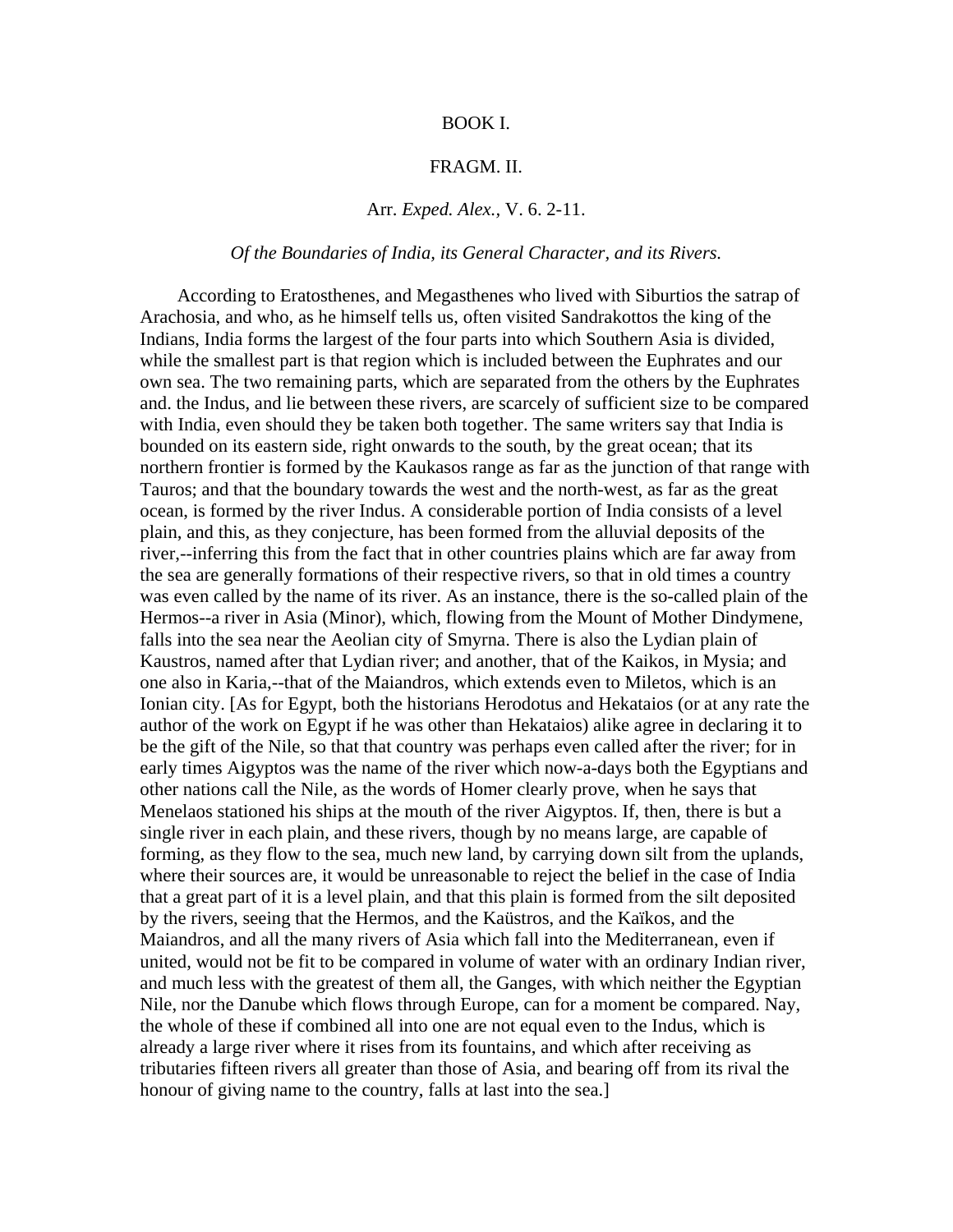BOOK I.

FRAGM. II.

Arr. *Exped. Alex.*, V. 6. 2-11.

*Of the Boundaries of India, its General Character, and its Rivers.*

According to Eratosthenes, and Megasthenes who lived with Siburtios the satrap of Arachosia, and who, as he himself tells us, often visited Sandrakottos the king of the Indians, India forms the largest of the four parts into which Southern Asia is divided, while the smallest part is that region which is included between the Euphrates and our own sea. The two remaining parts, which are separated from the others by the Euphrates and. the Indus, and lie between these rivers, are scarcely of sufficient size to be compared with India, even should they be taken both together. The same writers say that India is bounded on its eastern side, right onwards to the south, by the great ocean; that its northern frontier is formed by the Kaukasos range as far as the junction of that range with Tauros; and that the boundary towards the west and the north-west, as far as the great ocean, is formed by the river Indus. A considerable portion of India consists of a level plain, and this, as they conjecture, has been formed from the alluvial deposits of the river,--inferring this from the fact that in other countries plains which are far away from the sea are generally formations of their respective rivers, so that in old times a country was even called by the name of its river. As an instance, there is the so-called plain of the Hermos--a river in Asia (Minor), which, flowing from the Mount of Mother Dindymene, falls into the sea near the Aeolian city of Smyrna. There is also the Lydian plain of Kaustros, named after that Lydian river; and another, that of the Kaikos, in Mysia; and one also in Karia,--that of the Maiandros, which extends even to Miletos, which is an Ionian city. [As for Egypt, both the historians Herodotus and Hekataios (or at any rate the author of the work on Egypt if he was other than Hekataios) alike agree in declaring it to be the gift of the Nile, so that that country was perhaps even called after the river; for in early times Aigyptos was the name of the river which now-a-days both the Egyptians and other nations call the Nile, as the words of Homer clearly prove, when he says that Menelaos stationed his ships at the mouth of the river Aigyptos. If, then, there is but a single river in each plain, and these rivers, though by no means large, are capable of forming, as they flow to the sea, much new land, by carrying down silt from the uplands, where their sources are, it would be unreasonable to reject the belief in the case of India that a great part of it is a level plain, and that this plain is formed from the silt deposited by the rivers, seeing that the Hermos, and the Kaüstros, and the Kaïkos, and the Maiandros, and all the many rivers of Asia which fall into the Mediterranean, even if united, would not be fit to be compared in volume of water with an ordinary Indian river, and much less with the greatest of them all, the Ganges, with which neither the Egyptian Nile, nor the Danube which flows through Europe, can for a moment be compared. Nay, the whole of these if combined all into one are not equal even to the Indus, which is already a large river where it rises from its fountains, and which after receiving as tributaries fifteen rivers all greater than those of Asia, and bearing off from its rival the honour of giving name to the country, falls at last into the sea.]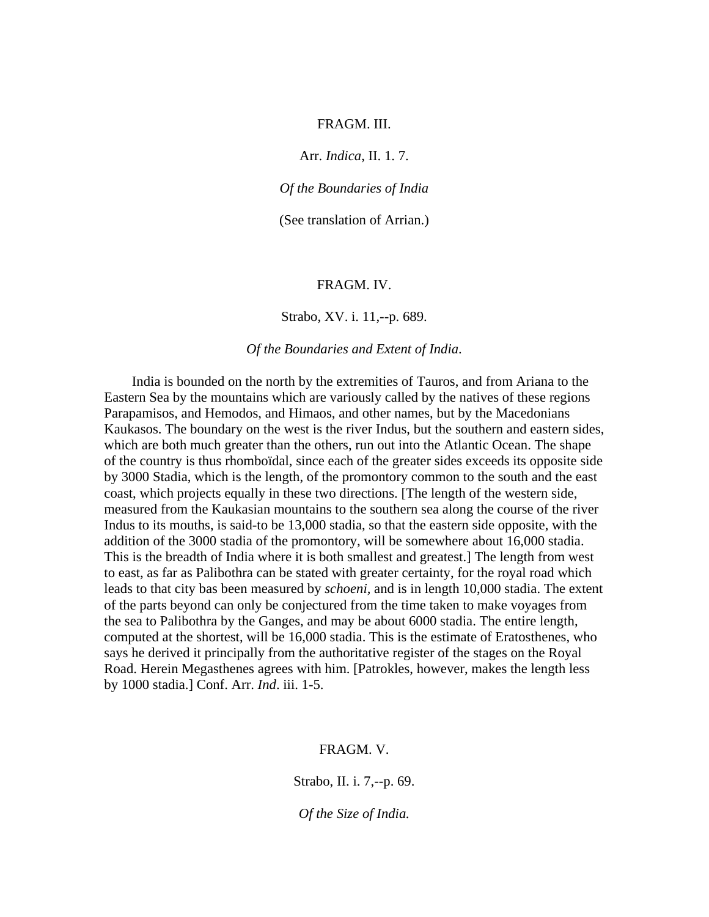FRAGM. III.

Arr. *Indica*, II. 1. 7.

*Of the Boundaries of India*

(See translation of Arrian.)

FRAGM. IV.

Strabo, XV. i. 11,--p. 689.

*Of the Boundaries and Extent of India.*

India is bounded on the north by the extremities of Tauros, and from Ariana to the Eastern Sea by the mountains which are variously called by the natives of these regions Parapamisos, and Hemodos, and Himaos, and other names, but by the Macedonians Kaukasos. The boundary on the west is the river Indus, but the southern and eastern sides, which are both much greater than the others, run out into the Atlantic Ocean. The shape of the country is thus rhomboïdal, since each of the greater sides exceeds its opposite side by 3000 Stadia, which is the length, of the promontory common to the south and the east coast, which projects equally in these two directions. [The length of the western side, measured from the Kaukasian mountains to the southern sea along the course of the river Indus to its mouths, is said-to be 13,000 stadia, so that the eastern side opposite, with the addition of the 3000 stadia of the promontory, will be somewhere about 16,000 stadia. This is the breadth of India where it is both smallest and greatest.] The length from west to east, as far as Palibothra can be stated with greater certainty, for the royal road which leads to that city bas been measured by *schoeni,* and is in length 10,000 stadia. The extent of the parts beyond can only be conjectured from the time taken to make voyages from the sea to Palibothra by the Ganges, and may be about 6000 stadia. The entire length, computed at the shortest, will be 16,000 stadia. This is the estimate of Eratosthenes, who says he derived it principally from the authoritative register of the stages on the Royal Road. Herein Megasthenes agrees with him. [Patrokles, however, makes the length less by 1000 stadia.] Conf. Arr. *Ind*. iii. 1-5.

FRAGM. V.

Strabo, II. i. 7,--p. 69.

*Of the Size of India.*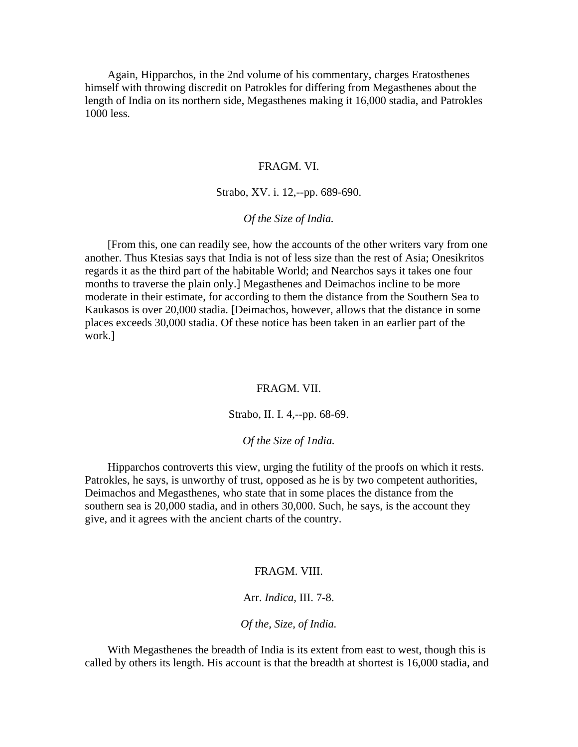Again, Hipparchos, in the 2nd volume of his commentary, charges Eratosthenes himself with throwing discredit on Patrokles for differing from Megasthenes about the length of India on its northern side, Megasthenes making it 16,000 stadia, and Patrokles 1000 less.

## FRAGM. VI.

Strabo, XV. i. 12,--pp. 689-690.

*Of the Size of India.*

[From this, one can readily see, how the accounts of the other writers vary from one another. Thus Ktesias says that India is not of less size than the rest of Asia; Onesikritos regards it as the third part of the habitable World; and Nearchos says it takes one four months to traverse the plain only.] Megasthenes and Deimachos incline to be more moderate in their estimate, for according to them the distance from the Southern Sea to Kaukasos is over 20,000 stadia. [Deimachos, however, allows that the distance in some places exceeds 30,000 stadia. Of these notice has been taken in an earlier part of the work.]

## FRAGM. VII.

Strabo, II. I. 4,--pp. 68-69.

*Of the Size of 1ndia.*

Hipparchos controverts this view, urging the futility of the proofs on which it rests. Patrokles, he says, is unworthy of trust, opposed as he is by two competent authorities, Deimachos and Megasthenes, who state that in some places the distance from the southern sea is 20,000 stadia, and in others 30,000. Such, he says, is the account they give, and it agrees with the ancient charts of the country.

## FRAGM. VIII.

Arr. *Indica*, III. 7-8.

*Of the, Size, of India.*

With Megasthenes the breadth of India is its extent from east to west, though this is called by others its length. His account is that the breadth at shortest is 16,000 stadia, and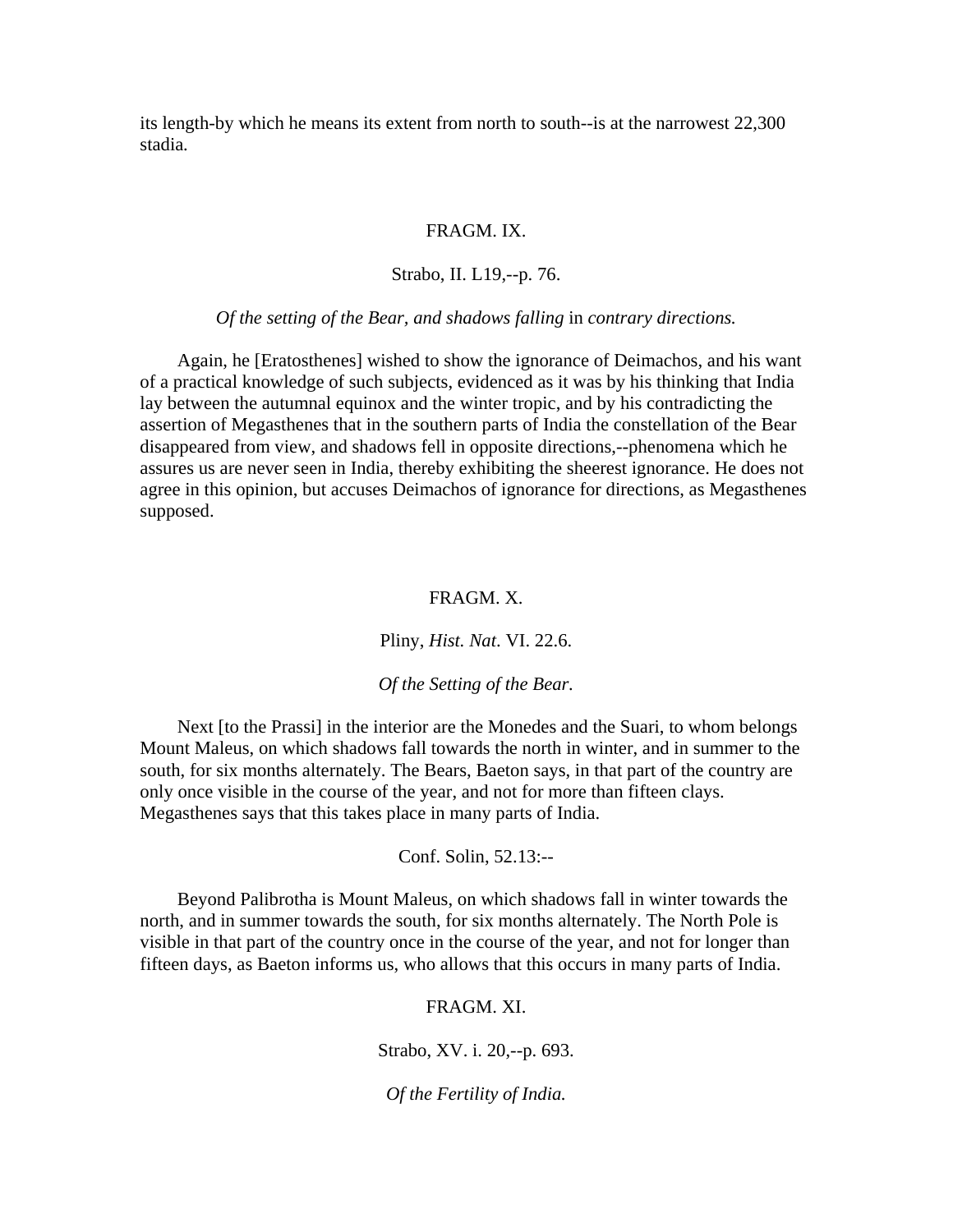its length-by which he means its extent from north to south--is at the narrowest 22,300 stadia.

## FRAGM. IX.

Strabo, II. L19,--p. 76.

*Of the setting of the Bear, and shadows falling* in *contrary directions.*

Again, he [Eratosthenes] wished to show the ignorance of Deimachos, and his want of a practical knowledge of such subjects, evidenced as it was by his thinking that India lay between the autumnal equinox and the winter tropic, and by his contradicting the assertion of Megasthenes that in the southern parts of India the constellation of the Bear disappeared from view, and shadows fell in opposite directions,--phenomena which he assures us are never seen in India, thereby exhibiting the sheerest ignorance. He does not agree in this opinion, but accuses Deimachos of ignorance for directions, as Megasthenes supposed.

## FRAGM. X.

Pliny, *Hist. Nat.* VI. 22.6.

*Of the Setting of the Bear.*

Next [to the Prassi] in the interior are the Monedes and the Suari, to whom belongs Mount Maleus, on which shadows fall towards the north in winter, and in summer to the south, for six months alternately. The Bears, Baeton says, in that part of the country are only once visible in the course of the year, and not for more than fifteen clays. Megasthenes says that this takes place in many parts of India.

Conf. Solin, 52.13:--

Beyond Palibrotha is Mount Maleus, on which shadows fall in winter towards the north, and in summer towards the south, for six months alternately. The North Pole is visible in that part of the country once in the course of the year, and not for longer than fifteen days, as Baeton informs us, who allows that this occurs in many parts of India.

## FRAGM. XI.

Strabo, XV. i. 20,--p. 693.

*Of the Fertility of India.*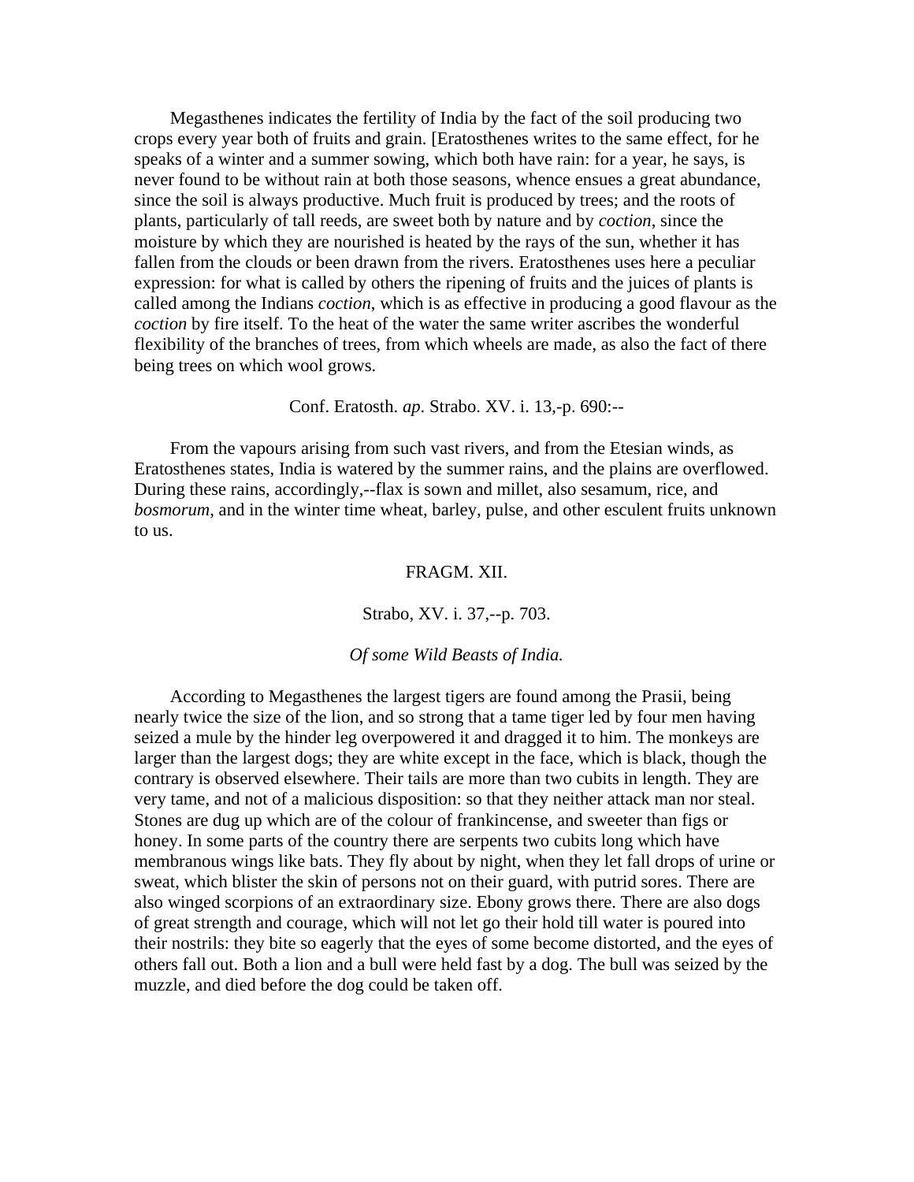Megasthenes indicates the fertility of India by the fact of the soil producing two crops every year both of fruits and grain. [Eratosthenes writes to the same effect, for he speaks of a winter and a summer sowing, which both have rain: for a year, he says, is never found to be without rain at both those seasons, whence ensues a great abundance, since the soil is always productive. Much fruit is produced by trees; and the roots of plants, particularly of tall reeds, are sweet both by nature and by *coction*, since the moisture by which they are nourished is heated by the rays of the sun, whether it has fallen from the clouds or been drawn from the rivers. Eratosthenes uses here a peculiar expression: for what is called by others the ripening of fruits and the juices of plants is called among the Indians *coction*, which is as effective in producing a good flavour as the *coction* by fire itself. To the heat of the water the same writer ascribes the wonderful flexibility of the branches of trees, from which wheels are made, as also the fact of there being trees on which wool grows.

Conf. Eratosth. *ap*. Strabo. XV. i. 13,-p. 690:--

From the vapours arising from such vast rivers, and from the Etesian winds, as Eratosthenes states, India is watered by the summer rains, and the plains are overflowed. During these rains, accordingly,--flax is sown and millet, also sesamum, rice, and *bosmorum*, and in the winter time wheat, barley, pulse, and other esculent fruits unknown to us.

## FRAGM. XII.

Strabo, XV. i. 37,--p. 703.

*Of some Wild Beasts of India.*

According to Megasthenes the largest tigers are found among the Prasii, being nearly twice the size of the lion, and so strong that a tame tiger led by four men having seized a mule by the hinder leg overpowered it and dragged it to him. The monkeys are larger than the largest dogs; they are white except in the face, which is black, though the contrary is observed elsewhere. Their tails are more than two cubits in length. They are very tame, and not of a malicious disposition: so that they neither attack man nor steal. Stones are dug up which are of the colour of frankincense, and sweeter than figs or honey. In some parts of the country there are serpents two cubits long which have membranous wings like bats. They fly about by night, when they let fall drops of urine or sweat, which blister the skin of persons not on their guard, with putrid sores. There are also winged scorpions of an extraordinary size. Ebony grows there. There are also dogs of great strength and courage, which will not let go their hold till water is poured into their nostrils: they bite so eagerly that the eyes of some become distorted, and the eyes of others fall out. Both a lion and a bull were held fast by a dog. The bull was seized by the muzzle, and died before the dog could be taken off.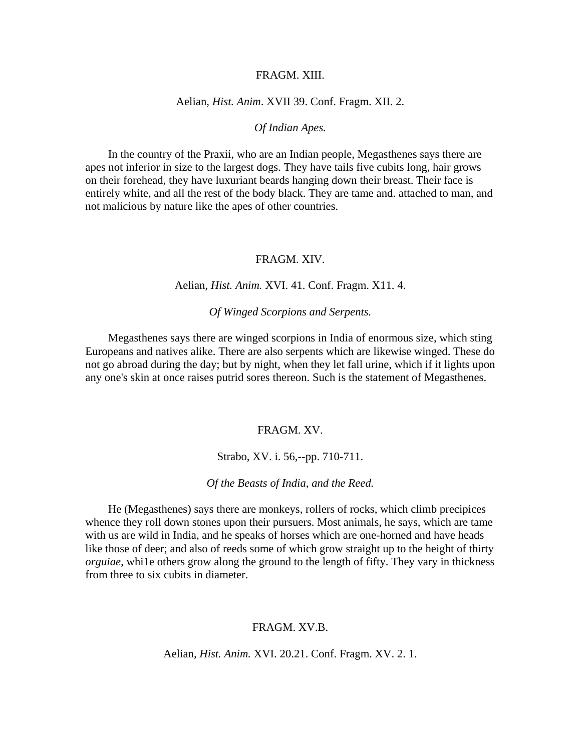## FRAGM. XIII.

Aelian, *Hist. Anim*. XVII 39. Conf. Fragm. XII. 2.

### *Of Indian Apes.*

In the country of the Praxii, who are an Indian people, Megasthenes says there are apes not inferior in size to the largest dogs. They have tails five cubits long, hair grows on their forehead, they have luxuriant beards hanging down their breast. Their face is entirely white, and all the rest of the body black. They are tame and. attached to man, and not malicious by nature like the apes of other countries.

## FRAGM. XIV.

Aelian, *Hist. Anim.* XVI. 41. Conf. Fragm. X11. 4.

### *Of Winged Scorpions and Serpents.*

Megasthenes says there are winged scorpions in India of enormous size, which sting Europeans and natives alike. There are also serpents which are likewise winged. These do not go abroad during the day; but by night, when they let fall urine, which if it lights upon any one's skin at once raises putrid sores thereon. Such is the statement of Megasthenes.

## FRAGM. XV.

Strabo, XV. i. 56,--pp. 710-711.

### *Of the Beasts of India, and the Reed.*

He (Megasthenes) says there are monkeys, rollers of rocks, which climb precipices whence they roll down stones upon their pursuers. Most animals, he says, which are tame with us are wild in India, and he speaks of horses which are one-horned and have heads like those of deer; and also of reeds some of which grow straight up to the height of thirty *orguiae*, whi1e others grow along the ground to the length of fifty. They vary in thickness from three to six cubits in diameter.

## FRAGM. XV.B.

Aelian, *Hist. Anim.* XVI. 20.21. Conf. Fragm. XV. 2. 1.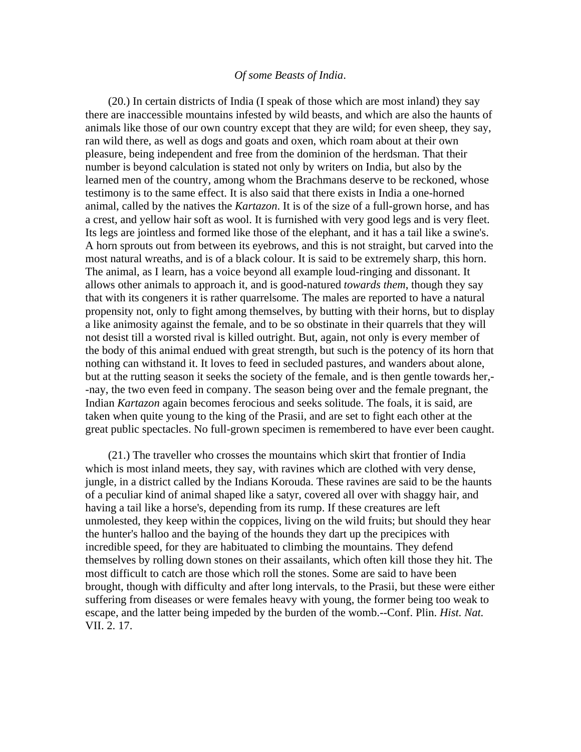*Of some Beasts of India*.

(20.) In certain districts of India (I speak of those which are most inland) they say there are inaccessible mountains infested by wild beasts, and which are also the haunts of animals like those of our own country except that they are wild; for even sheep, they say, ran wild there, as well as dogs and goats and oxen, which roam about at their own pleasure, being independent and free from the dominion of the herdsman. That their number is beyond calculation is stated not only by writers on India, but also by the learned men of the country, among whom the Brachmans deserve to be reckoned, whose testimony is to the same effect. It is also said that there exists in India a one-horned animal, called by the natives the *Kartazon*. It is of the size of a full-grown horse, and has a crest, and yellow hair soft as wool. It is furnished with very good legs and is very fleet. Its legs are jointless and formed like those of the elephant, and it has a tail like a swine's. A horn sprouts out from between its eyebrows, and this is not straight, but carved into the most natural wreaths, and is of a black colour. It is said to be extremely sharp, this horn. The animal, as I learn, has a voice beyond all example loud-ringing and dissonant. It allows other animals to approach it, and is good-natured *towards them*, though they say that with its congeners it is rather quarrelsome. The males are reported to have a natural propensity not, only to fight among themselves, by butting with their horns, but to display a like animosity against the female, and to be so obstinate in their quarrels that they will not desist till a worsted rival is killed outright. But, again, not only is every member of the body of this animal endued with great strength, but such is the potency of its horn that nothing can withstand it. It loves to feed in secluded pastures, and wanders about alone, but at the rutting season it seeks the society of the female, and is then gentle towards her,--nay, the two even feed in company. The season being over and the female pregnant, the Indian *Kartazon* again becomes ferocious and seeks solitude. The foals, it is said, are taken when quite young to the king of the Prasii, and are set to fight each other at the great public spectacles. No full-grown specimen is remembered to have ever been caught.

(21.) The traveller who crosses the mountains which skirt that frontier of India which is most inland meets, they say, with ravines which are clothed with very dense, jungle, in a district called by the Indians Korouda. These ravines are said to be the haunts of a peculiar kind of animal shaped like a satyr, covered all over with shaggy hair, and having a tail like a horse's, depending from its rump. If these creatures are left unmolested, they keep within the coppices, living on the wild fruits; but should they hear the hunter's halloo and the baying of the hounds they dart up the precipices with incredible speed, for they are habituated to climbing the mountains. They defend themselves by rolling down stones on their assailants, which often kill those they hit. The most difficult to catch are those which roll the stones. Some are said to have been brought, though with difficulty and after long intervals, to the Prasii, but these were either suffering from diseases or were females heavy with young, the former being too weak to escape, and the latter being impeded by the burden of the womb.--Conf. Plin. *Hist. Nat.* VII. 2. 17.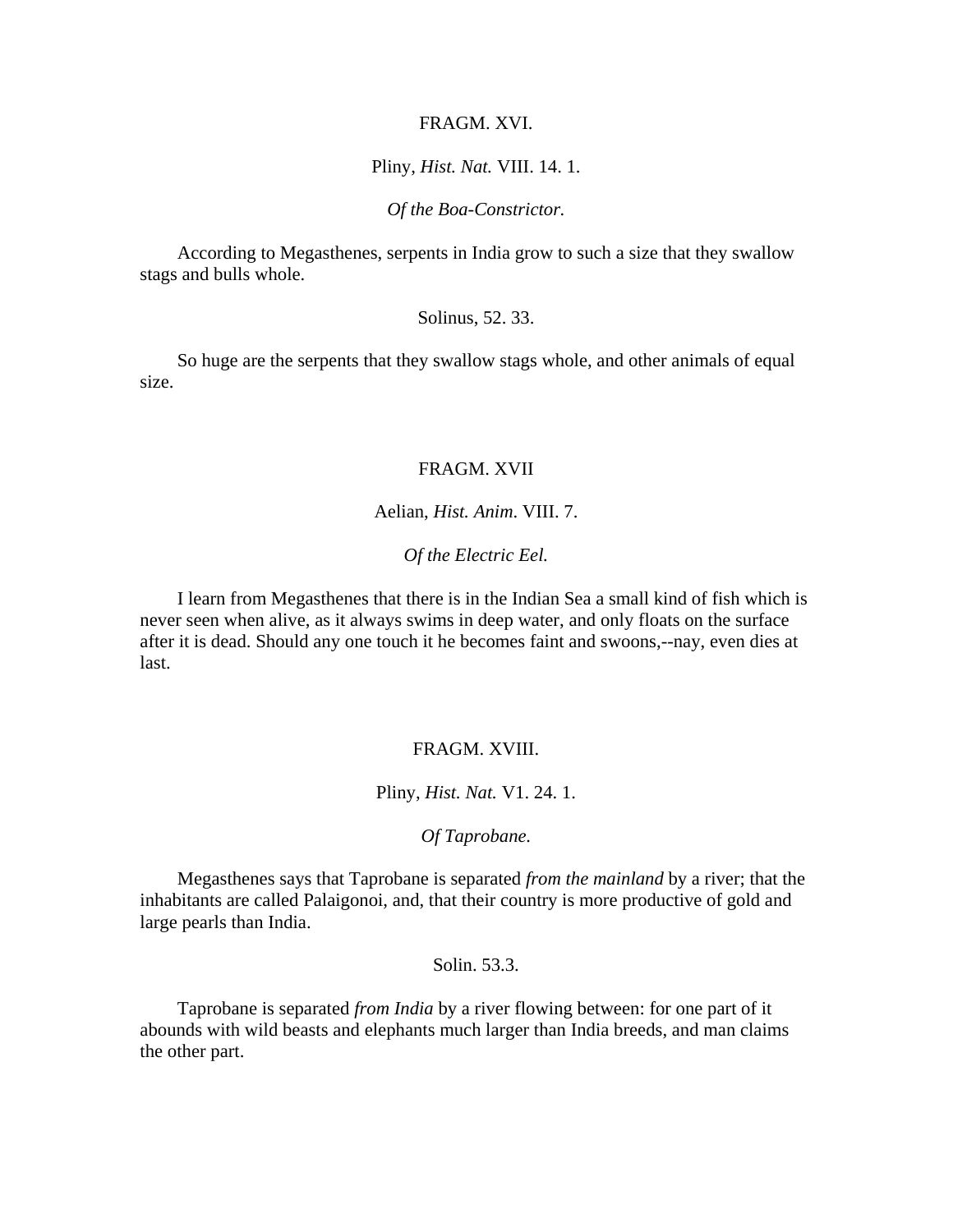## FRAGM. XVI.

Pliny, *Hist. Nat.* VIII. 14. 1.

*Of the Boa-Constrictor.*

According to Megasthenes, serpents in India grow to such a size that they swallow stags and bulls whole.

Solinus, 52. 33.

So huge are the serpents that they swallow stags whole, and other animals of equal size.

## FRAGM. XVII

Aelian, *Hist. Anim*. VIII. 7.

*Of the Electric Eel.*

I learn from Megasthenes that there is in the Indian Sea a small kind of fish which is never seen when alive, as it always swims in deep water, and only floats on the surface after it is dead. Should any one touch it he becomes faint and swoons,--nay, even dies at last.

## FRAGM. XVIII.

Pliny, *Hist. Nat.* V1. 24. 1.

*Of Taprobane.*

Megasthenes says that Taprobane is separated *from the mainland* by a river; that the inhabitants are called Palaigonoi, and, that their country is more productive of gold and large pearls than India.

Solin. 53.3.

Taprobane is separated *from India* by a river flowing between: for one part of it abounds with wild beasts and elephants much larger than India breeds, and man claims the other part.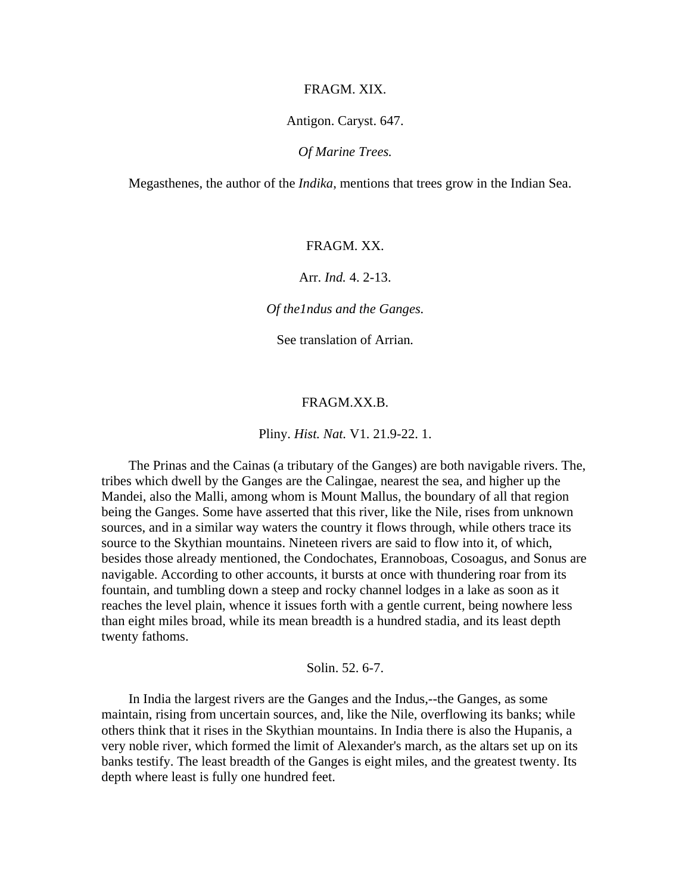FRAGM. XIX.

Antigon. Caryst. 647.

*Of Marine Trees.*

Megasthenes, the author of the *Indika*, mentions that trees grow in the Indian Sea.

FRAGM. XX.

Arr. *Ind.* 4. 2-13.

*Of the1ndus and the Ganges.*

See translation of Arrian.

FRAGM.XX.B.

Pliny. *Hist. Nat.* V1. 21.9-22. 1.

The Prinas and the Cainas (a tributary of the Ganges) are both navigable rivers. The, tribes which dwell by the Ganges are the Calingae, nearest the sea, and higher up the Mandei, also the Malli, among whom is Mount Mallus, the boundary of all that region being the Ganges. Some have asserted that this river, like the Nile, rises from unknown sources, and in a similar way waters the country it flows through, while others trace its source to the Skythian mountains. Nineteen rivers are said to flow into it, of which, besides those already mentioned, the Condochates, Erannoboas, Cosoagus, and Sonus are navigable. According to other accounts, it bursts at once with thundering roar from its fountain, and tumbling down a steep and rocky channel lodges in a lake as soon as it reaches the level plain, whence it issues forth with a gentle current, being nowhere less than eight miles broad, while its mean breadth is a hundred stadia, and its least depth twenty fathoms.

Solin. 52. 6-7.

In India the largest rivers are the Ganges and the Indus,--the Ganges, as some maintain, rising from uncertain sources, and, like the Nile, overflowing its banks; while others think that it rises in the Skythian mountains. In India there is also the Hupanis, a very noble river, which formed the limit of Alexander's march, as the altars set up on its banks testify. The least breadth of the Ganges is eight miles, and the greatest twenty. Its depth where least is fully one hundred feet.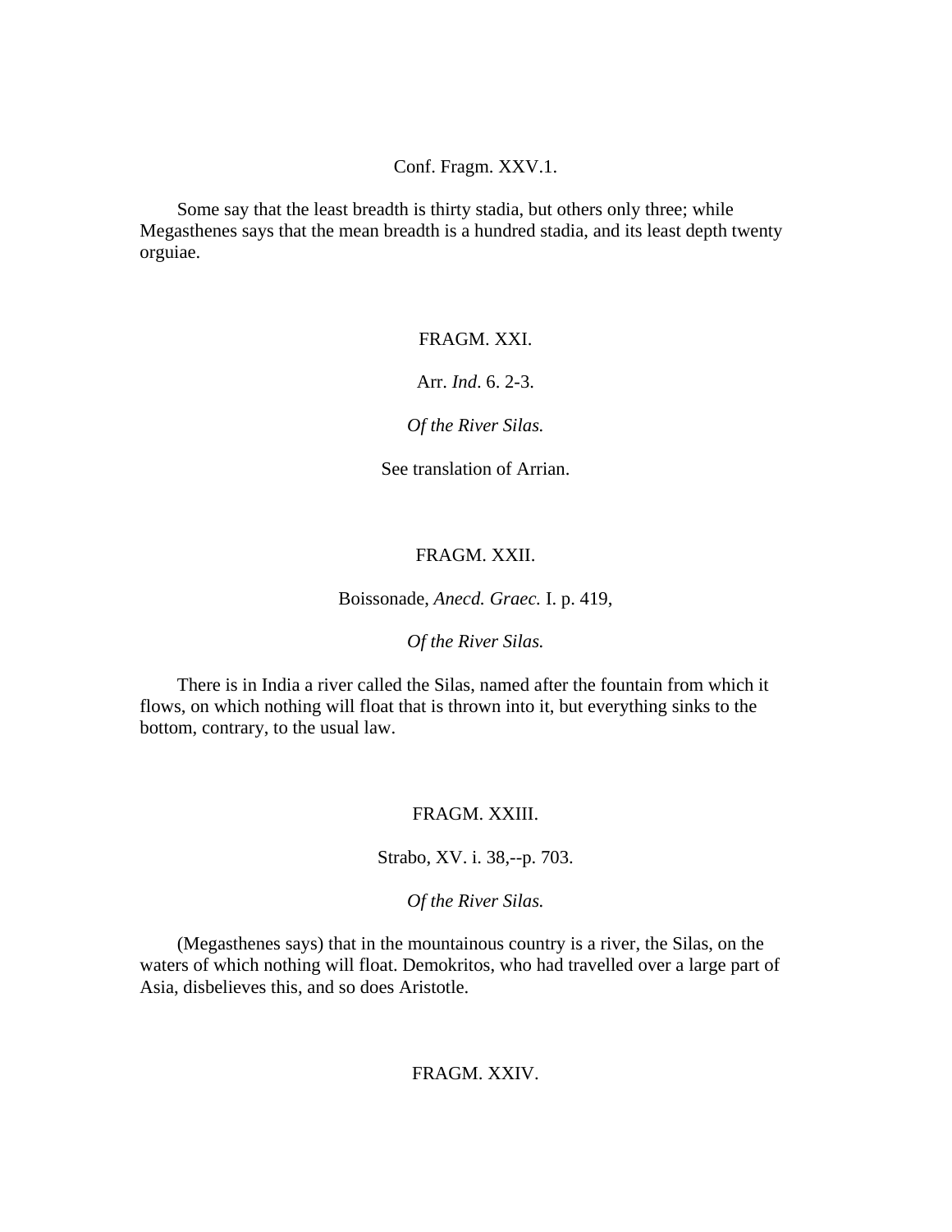Conf. Fragm. XXV.1.

Some say that the least breadth is thirty stadia, but others only three; while Megasthenes says that the mean breadth is a hundred stadia, and its least depth twenty orguiae.

## FRAGM. XXI.

Arr. *Ind*. 6. 2-3.

*Of the River Silas.*

See translation of Arrian.

## FRAGM. XXII.

Boissonade, *Anecd. Graec.* I. p. 419,

*Of the River Silas.*

There is in India a river called the Silas, named after the fountain from which it flows, on which nothing will float that is thrown into it, but everything sinks to the bottom, contrary, to the usual law.

## FRAGM. XXIII.

Strabo, XV. i. 38,--p. 703.

*Of the River Silas.*

(Megasthenes says) that in the mountainous country is a river, the Silas, on the waters of which nothing will float. Demokritos, who had travelled over a large part of Asia, disbelieves this, and so does Aristotle.

## FRAGM. XXIV.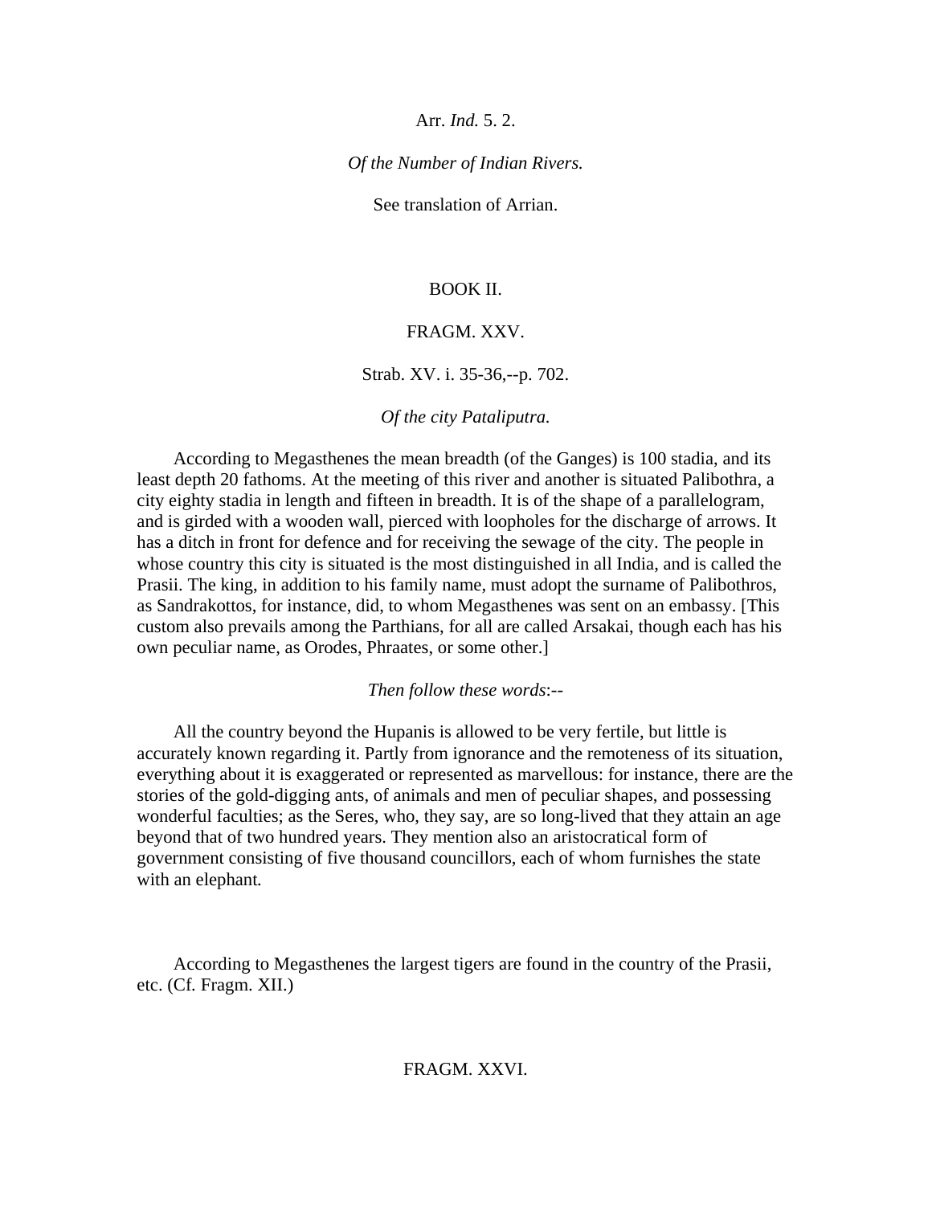Arr. *Ind.* 5. 2.

*Of the Number of Indian Rivers.*

See translation of Arrian.

## BOOK II.

### FRAGM. XXV.

Strab. XV. i. 35-36,--p. 702.

*Of the city Pataliputra.*

According to Megasthenes the mean breadth (of the Ganges) is 100 stadia, and its least depth 20 fathoms. At the meeting of this river and another is situated Palibothra, a city eighty stadia in length and fifteen in breadth. It is of the shape of a parallelogram, and is girded with a wooden wall, pierced with loopholes for the discharge of arrows. It has a ditch in front for defence and for receiving the sewage of the city. The people in whose country this city is situated is the most distinguished in all India, and is called the Prasii. The king, in addition to his family name, must adopt the surname of Palibothros, as Sandrakottos, for instance, did, to whom Megasthenes was sent on an embassy. [This custom also prevails among the Parthians, for all are called Arsakai, though each has his own peculiar name, as Orodes, Phraates, or some other.]

*Then follow these words*:--

All the country beyond the Hupanis is allowed to be very fertile, but little is accurately known regarding it. Partly from ignorance and the remoteness of its situation, everything about it is exaggerated or represented as marvellous: for instance, there are the stories of the gold-digging ants, of animals and men of peculiar shapes, and possessing wonderful faculties; as the Seres, who, they say, are so long-lived that they attain an age beyond that of two hundred years. They mention also an aristocratical form of government consisting of five thousand councillors, each of whom furnishes the state with an elephant.

According to Megasthenes the largest tigers are found in the country of the Prasii, etc. (Cf. Fragm. XII.)

### FRAGM. XXVI.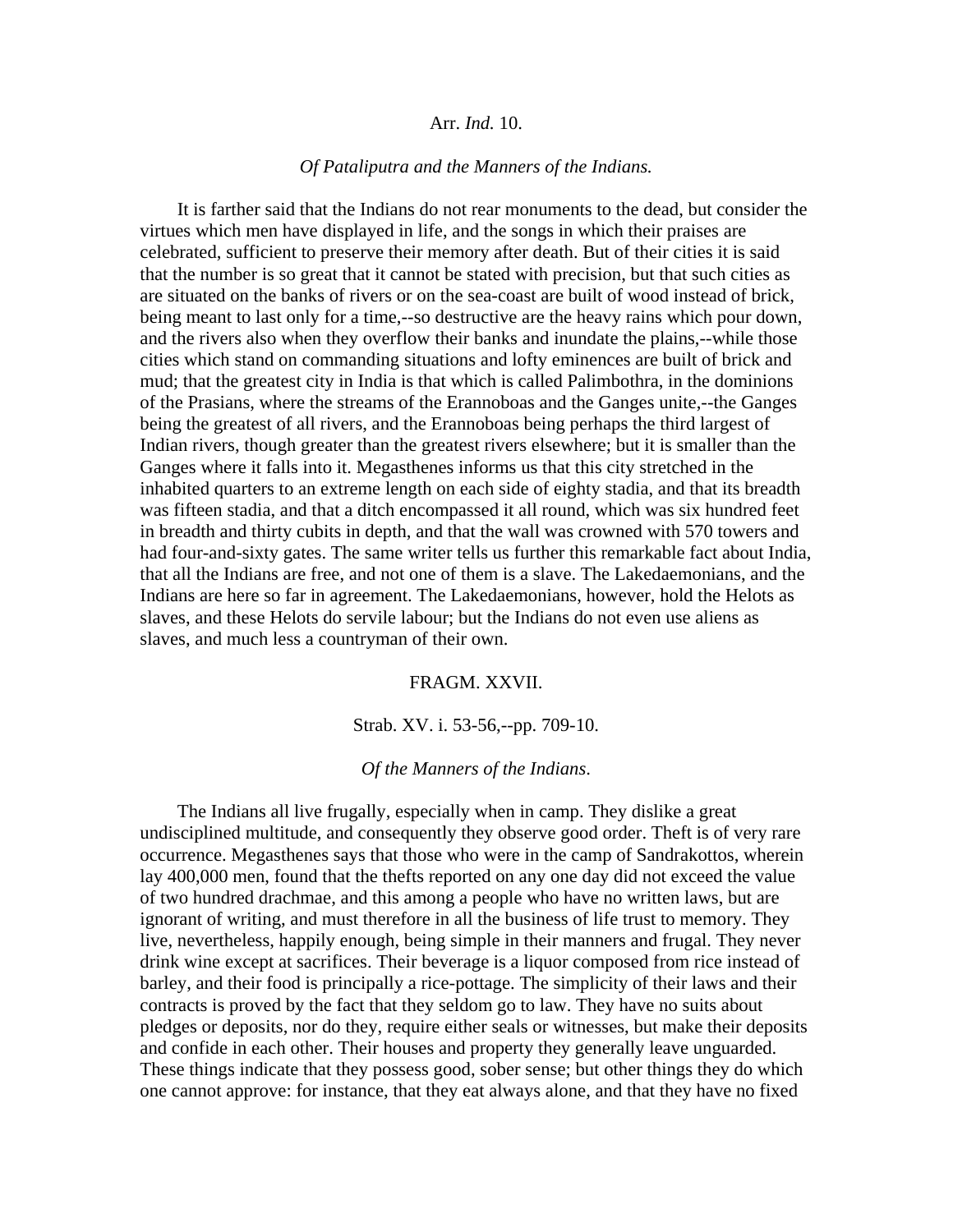Arr. *Ind.* 10.

*Of Pataliputra and the Manners of the Indians.*

It is farther said that the Indians do not rear monuments to the dead, but consider the virtues which men have displayed in life, and the songs in which their praises are celebrated, sufficient to preserve their memory after death. But of their cities it is said that the number is so great that it cannot be stated with precision, but that such cities as are situated on the banks of rivers or on the sea-coast are built of wood instead of brick, being meant to last only for a time,--so destructive are the heavy rains which pour down, and the rivers also when they overflow their banks and inundate the plains,--while those cities which stand on commanding situations and lofty eminences are built of brick and mud; that the greatest city in India is that which is called Palimbothra, in the dominions of the Prasians, where the streams of the Erannoboas and the Ganges unite,--the Ganges being the greatest of all rivers, and the Erannoboas being perhaps the third largest of Indian rivers, though greater than the greatest rivers elsewhere; but it is smaller than the Ganges where it falls into it. Megasthenes informs us that this city stretched in the inhabited quarters to an extreme length on each side of eighty stadia, and that its breadth was fifteen stadia, and that a ditch encompassed it all round, which was six hundred feet in breadth and thirty cubits in depth, and that the wall was crowned with 570 towers and had four-and-sixty gates. The same writer tells us further this remarkable fact about India, that all the Indians are free, and not one of them is a slave. The Lakedaemonians, and the Indians are here so far in agreement. The Lakedaemonians, however, hold the Helots as slaves, and these Helots do servile labour; but the Indians do not even use aliens as slaves, and much less a countryman of their own.

## FRAGM. XXVII.

Strab. XV. i. 53-56,--pp. 709-10.

*Of the Manners of the Indians*.

The Indians all live frugally, especially when in camp. They dislike a great undisciplined multitude, and consequently they observe good order. Theft is of very rare occurrence. Megasthenes says that those who were in the camp of Sandrakottos, wherein lay 400,000 men, found that the thefts reported on any one day did not exceed the value of two hundred drachmae, and this among a people who have no written laws, but are ignorant of writing, and must therefore in all the business of life trust to memory. They live, nevertheless, happily enough, being simple in their manners and frugal. They never drink wine except at sacrifices. Their beverage is a liquor composed from rice instead of barley, and their food is principally a rice-pottage. The simplicity of their laws and their contracts is proved by the fact that they seldom go to law. They have no suits about pledges or deposits, nor do they, require either seals or witnesses, but make their deposits and confide in each other. Their houses and property they generally leave unguarded. These things indicate that they possess good, sober sense; but other things they do which one cannot approve: for instance, that they eat always alone, and that they have no fixed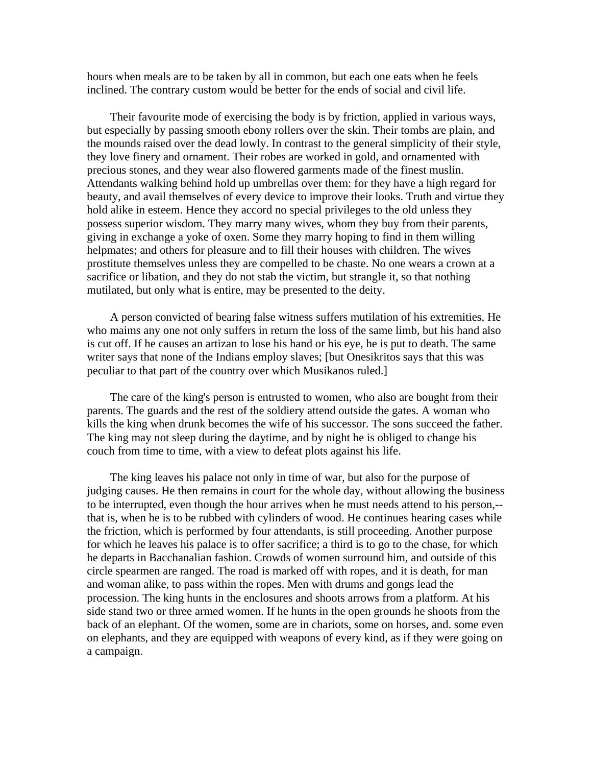hours when meals are to be taken by all in common, but each one eats when he feels inclined. The contrary custom would be better for the ends of social and civil life.

Their favourite mode of exercising the body is by friction, applied in various ways, but especially by passing smooth ebony rollers over the skin. Their tombs are plain, and the mounds raised over the dead lowly. In contrast to the general simplicity of their style, they love finery and ornament. Their robes are worked in gold, and ornamented with precious stones, and they wear also flowered garments made of the finest muslin. Attendants walking behind hold up umbrellas over them: for they have a high regard for beauty, and avail themselves of every device to improve their looks. Truth and virtue they hold alike in esteem. Hence they accord no special privileges to the old unless they possess superior wisdom. They marry many wives, whom they buy from their parents, giving in exchange a yoke of oxen. Some they marry hoping to find in them willing helpmates; and others for pleasure and to fill their houses with children. The wives prostitute themselves unless they are compelled to be chaste. No one wears a crown at a sacrifice or libation, and they do not stab the victim, but strangle it, so that nothing mutilated, but only what is entire, may be presented to the deity.

A person convicted of bearing false witness suffers mutilation of his extremities, He who maims any one not only suffers in return the loss of the same limb, but his hand also is cut off. If he causes an artizan to lose his hand or his eye, he is put to death. The same writer says that none of the Indians employ slaves; [but Onesikritos says that this was peculiar to that part of the country over which Musikanos ruled.]

The care of the king's person is entrusted to women, who also are bought from their parents. The guards and the rest of the soldiery attend outside the gates. A woman who kills the king when drunk becomes the wife of his successor. The sons succeed the father. The king may not sleep during the daytime, and by night he is obliged to change his couch from time to time, with a view to defeat plots against his life.

The king leaves his palace not only in time of war, but also for the purpose of judging causes. He then remains in court for the whole day, without allowing the business to be interrupted, even though the hour arrives when he must needs attend to his person,--that is, when he is to be rubbed with cylinders of wood. He continues hearing cases while the friction, which is performed by four attendants, is still proceeding. Another purpose for which he leaves his palace is to offer sacrifice; a third is to go to the chase, for which he departs in Bacchanalian fashion. Crowds of women surround him, and outside of this circle spearmen are ranged. The road is marked off with ropes, and it is death, for man and woman alike, to pass within the ropes. Men with drums and gongs lead the procession. The king hunts in the enclosures and shoots arrows from a platform. At his side stand two or three armed women. If he hunts in the open grounds he shoots from the back of an elephant. Of the women, some are in chariots, some on horses, and. some even on elephants, and they are equipped with weapons of every kind, as if they were going on a campaign.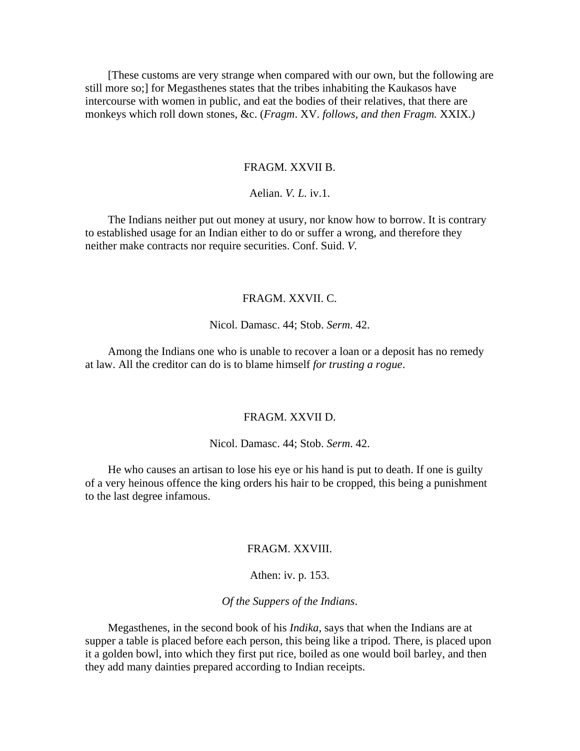[These customs are very strange when compared with our own, but the following are still more so;] for Megasthenes states that the tribes inhabiting the Kaukasos have intercourse with women in public, and eat the bodies of their relatives, that there are monkeys which roll down stones, &c. (*Fragm*. XV. *follows, and then Fragm.* XXIX.*)*

### FRAGM. XXVII B.

Aelian. *V. L.* iv.1.

The Indians neither put out money at usury, nor know how to borrow. It is contrary to established usage for an Indian either to do or suffer a wrong, and therefore they neither make contracts nor require securities. Conf. Suid. *V.*

### FRAGM. XXVII. C.

Nicol. Damasc. 44; Stob. *Serm*. 42.

Among the Indians one who is unable to recover a loan or a deposit has no remedy at law. All the creditor can do is to blame himself *for trusting a rogue*.

### FRAGM. XXVII D.

Nicol. Damasc. 44; Stob. *Serm*. 42.

He who causes an artisan to lose his eye or his hand is put to death. If one is guilty of a very heinous offence the king orders his hair to be cropped, this being a punishment to the last degree infamous.

### FRAGM. XXVIII.

Athen: iv. p. 153.

*Of the Suppers of the Indians*.

Megasthenes, in the second book of his *Indika*, says that when the Indians are at supper a table is placed before each person, this being like a tripod. There, is placed upon it a golden bowl, into which they first put rice, boiled as one would boil barley, and then they add many dainties prepared according to Indian receipts.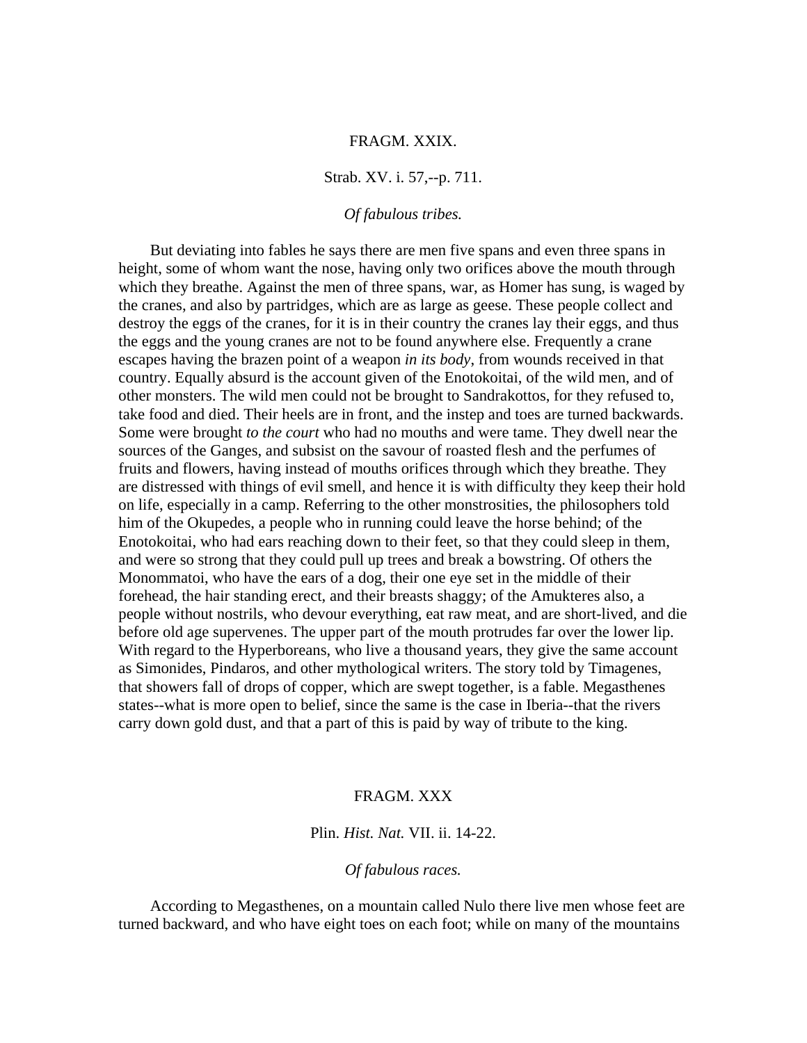## FRAGM. XXIX.

Strab. XV. i. 57,--p. 711.

*Of fabulous tribes.*

But deviating into fables he says there are men five spans and even three spans in height, some of whom want the nose, having only two orifices above the mouth through which they breathe. Against the men of three spans, war, as Homer has sung, is waged by the cranes, and also by partridges, which are as large as geese. These people collect and destroy the eggs of the cranes, for it is in their country the cranes lay their eggs, and thus the eggs and the young cranes are not to be found anywhere else. Frequently a crane escapes having the brazen point of a weapon *in its body*, from wounds received in that country. Equally absurd is the account given of the Enotokoitai, of the wild men, and of other monsters. The wild men could not be brought to Sandrakottos, for they refused to, take food and died. Their heels are in front, and the instep and toes are turned backwards. Some were brought *to the court* who had no mouths and were tame. They dwell near the sources of the Ganges, and subsist on the savour of roasted flesh and the perfumes of fruits and flowers, having instead of mouths orifices through which they breathe. They are distressed with things of evil smell, and hence it is with difficulty they keep their hold on life, especially in a camp. Referring to the other monstrosities, the philosophers told him of the Okupedes, a people who in running could leave the horse behind; of the Enotokoitai, who had ears reaching down to their feet, so that they could sleep in them, and were so strong that they could pull up trees and break a bowstring. Of others the Monommatoi, who have the ears of a dog, their one eye set in the middle of their forehead, the hair standing erect, and their breasts shaggy; of the Amukteres also, a people without nostrils, who devour everything, eat raw meat, and are short-lived, and die before old age supervenes. The upper part of the mouth protrudes far over the lower lip. With regard to the Hyperboreans, who live a thousand years, they give the same account as Simonides, Pindaros, and other mythological writers. The story told by Timagenes, that showers fall of drops of copper, which are swept together, is a fable. Megasthenes states--what is more open to belief, since the same is the case in Iberia--that the rivers carry down gold dust, and that a part of this is paid by way of tribute to the king.

## FRAGM. XXX

Plin. *Hist. Nat.* VII. ii. 14-22.

*Of fabulous races.*

According to Megasthenes, on a mountain called Nulo there live men whose feet are turned backward, and who have eight toes on each foot; while on many of the mountains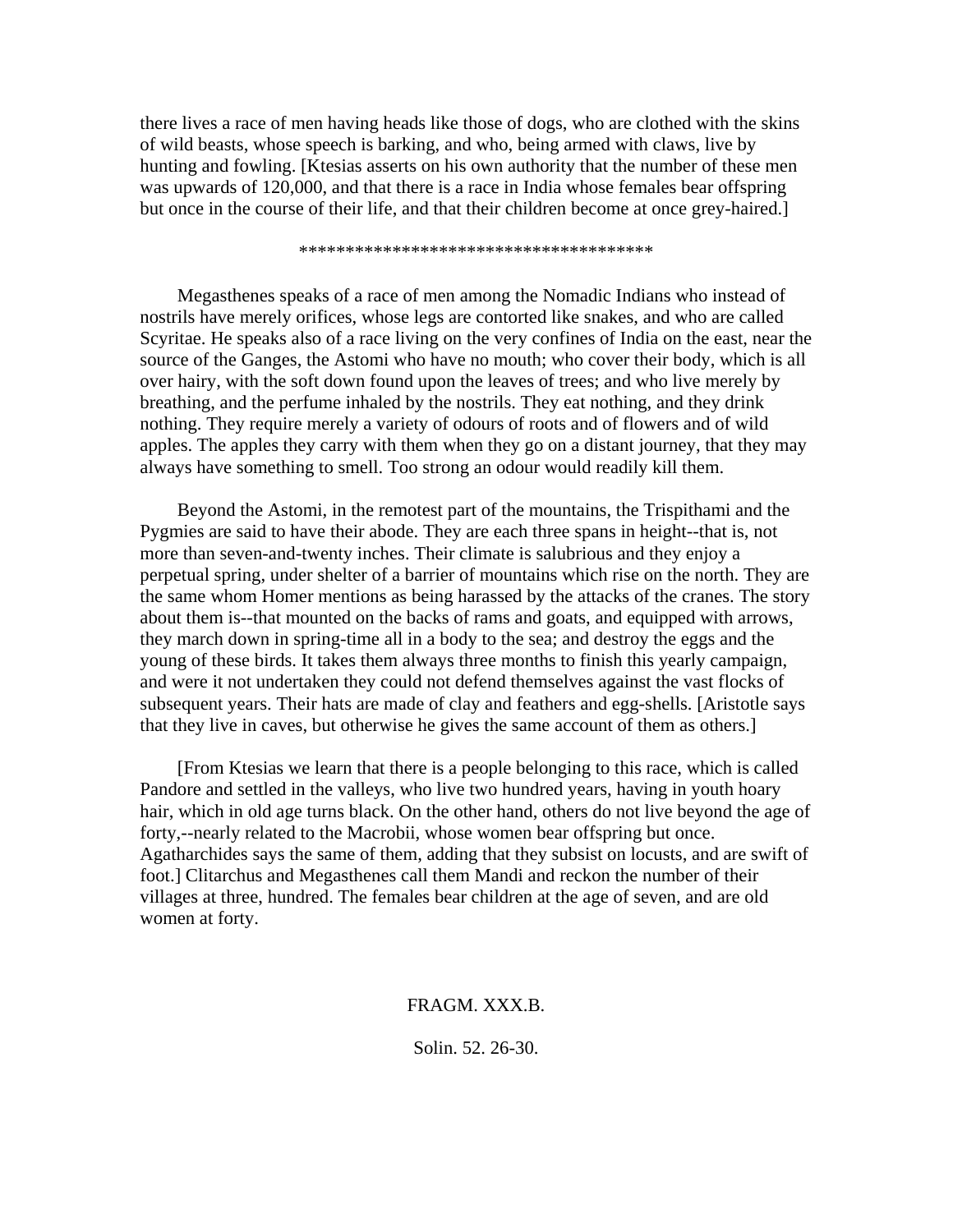there lives a race of men having heads like those of dogs, who are clothed with the skins of wild beasts, whose speech is barking, and who, being armed with claws, live by hunting and fowling. [Ktesias asserts on his own authority that the number of these men was upwards of 120,000, and that there is a race in India whose females bear offspring but once in the course of their life, and that their children become at once grey-haired.]

\*\*\*\*\*\*\*\*\*\*\*\*\*\*\*\*\*\*\*\*\*\*\*\*\*\*\*\*\*\*\*\*\*\*\*\*\*\*

Megasthenes speaks of a race of men among the Nomadic Indians who instead of nostrils have merely orifices, whose legs are contorted like snakes, and who are called Scyritae. He speaks also of a race living on the very confines of India on the east, near the source of the Ganges, the Astomi who have no mouth; who cover their body, which is all over hairy, with the soft down found upon the leaves of trees; and who live merely by breathing, and the perfume inhaled by the nostrils. They eat nothing, and they drink nothing. They require merely a variety of odours of roots and of flowers and of wild apples. The apples they carry with them when they go on a distant journey, that they may always have something to smell. Too strong an odour would readily kill them.

Beyond the Astomi, in the remotest part of the mountains, the Trispithami and the Pygmies are said to have their abode. They are each three spans in height--that is, not more than seven-and-twenty inches. Their climate is salubrious and they enjoy a perpetual spring, under shelter of a barrier of mountains which rise on the north. They are the same whom Homer mentions as being harassed by the attacks of the cranes. The story about them is--that mounted on the backs of rams and goats, and equipped with arrows, they march down in spring-time all in a body to the sea; and destroy the eggs and the young of these birds. It takes them always three months to finish this yearly campaign, and were it not undertaken they could not defend themselves against the vast flocks of subsequent years. Their hats are made of clay and feathers and egg-shells. [Aristotle says that they live in caves, but otherwise he gives the same account of them as others.]

[From Ktesias we learn that there is a people belonging to this race, which is called Pandore and settled in the valleys, who live two hundred years, having in youth hoary hair, which in old age turns black. On the other hand, others do not live beyond the age of forty,--nearly related to the Macrobii, whose women bear offspring but once. Agatharchides says the same of them, adding that they subsist on locusts, and are swift of foot.] Clitarchus and Megasthenes call them Mandi and reckon the number of their villages at three, hundred. The females bear children at the age of seven, and are old women at forty.

## FRAGM. XXX.B.

Solin. 52. 26-30.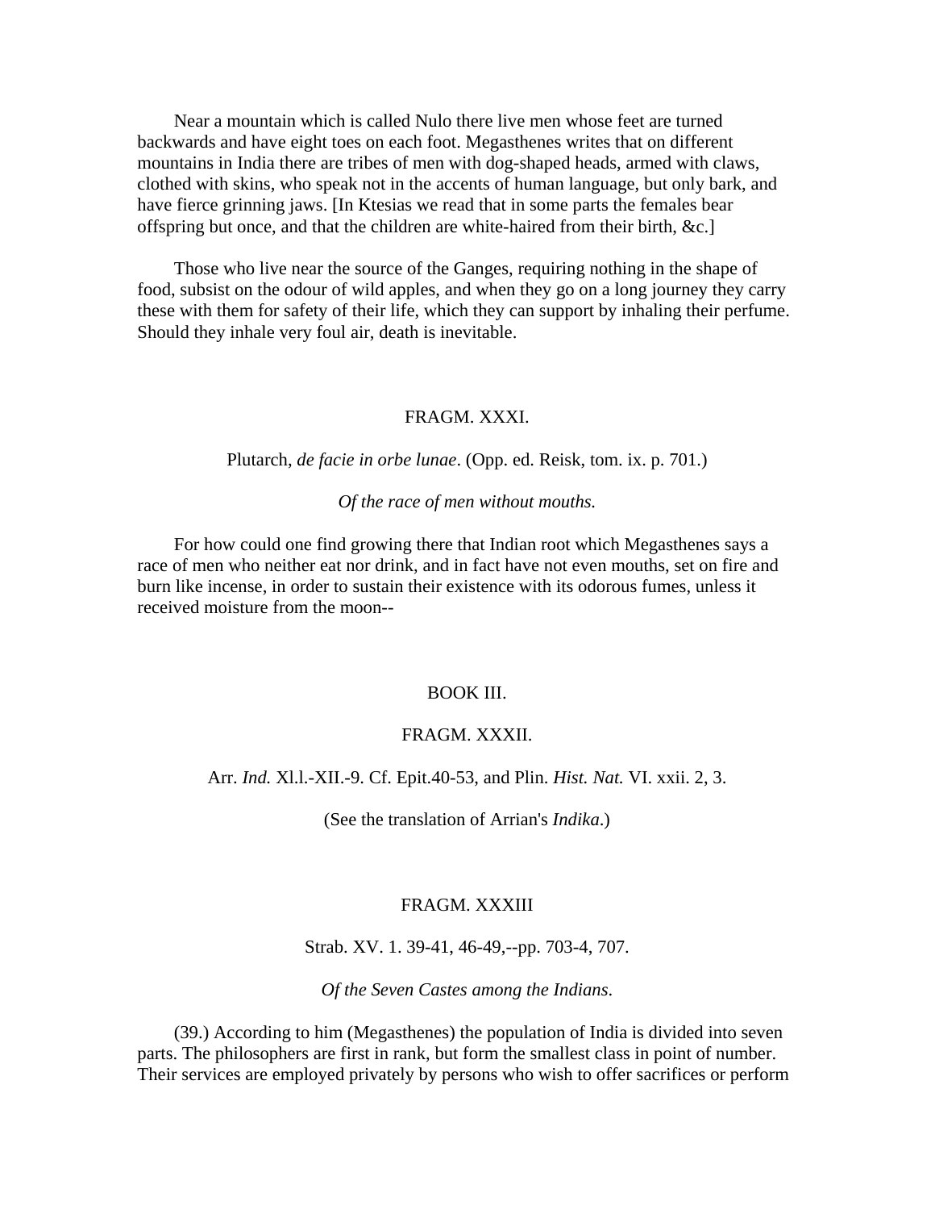Near a mountain which is called Nulo there live men whose feet are turned backwards and have eight toes on each foot. Megasthenes writes that on different mountains in India there are tribes of men with dog-shaped heads, armed with claws, clothed with skins, who speak not in the accents of human language, but only bark, and have fierce grinning jaws. [In Ktesias we read that in some parts the females bear offspring but once, and that the children are white-haired from their birth, &c.]

Those who live near the source of the Ganges, requiring nothing in the shape of food, subsist on the odour of wild apples, and when they go on a long journey they carry these with them for safety of their life, which they can support by inhaling their perfume. Should they inhale very foul air, death is inevitable.

## FRAGM. XXXI.

Plutarch, *de facie in orbe lunae*. (Opp. ed. Reisk, tom. ix. p. 701.)

*Of the race of men without mouths.*

For how could one find growing there that Indian root which Megasthenes says a race of men who neither eat nor drink, and in fact have not even mouths, set on fire and burn like incense, in order to sustain their existence with its odorous fumes, unless it received moisture from the moon--

# BOOK III.

## FRAGM. XXXII.

Arr. *Ind.* Xl.l.-XII.-9. Cf. Epit.40-53, and Plin. *Hist. Nat.* VI. xxii. 2, 3.

(See the translation of Arrian's *Indika*.)

## FRAGM. XXXIII

Strab. XV. 1. 39-41, 46-49,--pp. 703-4, 707.

*Of the Seven Castes among the Indians*.

(39.) According to him (Megasthenes) the population of India is divided into seven parts. The philosophers are first in rank, but form the smallest class in point of number. Their services are employed privately by persons who wish to offer sacrifices or perform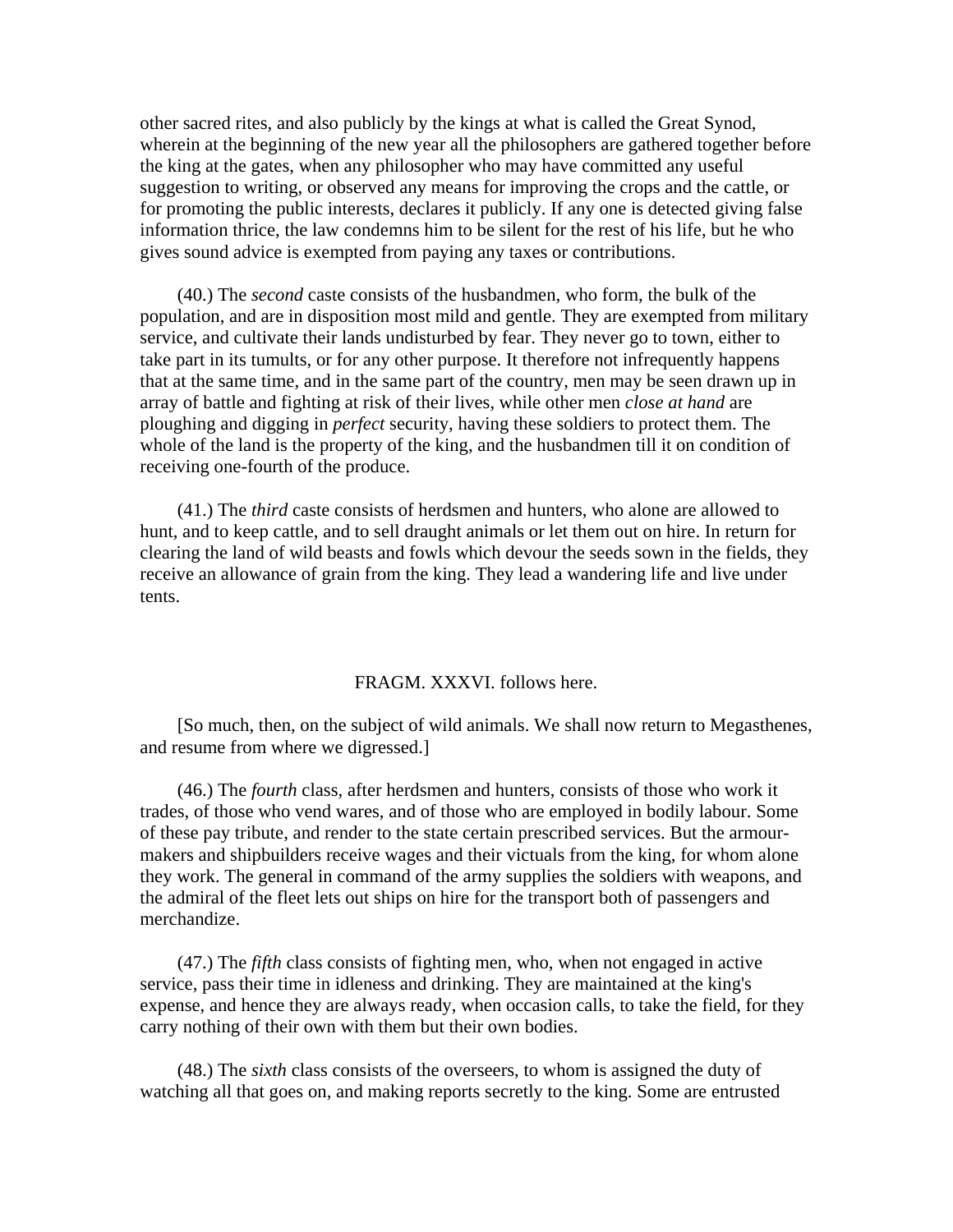other sacred rites, and also publicly by the kings at what is called the Great Synod, wherein at the beginning of the new year all the philosophers are gathered together before the king at the gates, when any philosopher who may have committed any useful suggestion to writing, or observed any means for improving the crops and the cattle, or for promoting the public interests, declares it publicly. If any one is detected giving false information thrice, the law condemns him to be silent for the rest of his life, but he who gives sound advice is exempted from paying any taxes or contributions.

(40.) The *second* caste consists of the husbandmen, who form, the bulk of the population, and are in disposition most mild and gentle. They are exempted from military service, and cultivate their lands undisturbed by fear. They never go to town, either to take part in its tumults, or for any other purpose. It therefore not infrequently happens that at the same time, and in the same part of the country, men may be seen drawn up in array of battle and fighting at risk of their lives, while other men *close at hand* are ploughing and digging in *perfect* security, having these soldiers to protect them. The whole of the land is the property of the king, and the husbandmen till it on condition of receiving one-fourth of the produce.

(41.) The *third* caste consists of herdsmen and hunters, who alone are allowed to hunt, and to keep cattle, and to sell draught animals or let them out on hire. In return for clearing the land of wild beasts and fowls which devour the seeds sown in the fields, they receive an allowance of grain from the king. They lead a wandering life and live under tents.

FRAGM. XXXVI. follows here.

[So much, then, on the subject of wild animals. We shall now return to Megasthenes, and resume from where we digressed.]

(46.) The *fourth* class, after herdsmen and hunters, consists of those who work it trades, of those who vend wares, and of those who are employed in bodily labour. Some of these pay tribute, and render to the state certain prescribed services. But the armour-makers and shipbuilders receive wages and their victuals from the king, for whom alone they work. The general in command of the army supplies the soldiers with weapons, and the admiral of the fleet lets out ships on hire for the transport both of passengers and merchandize.

(47.) The *fifth* class consists of fighting men, who, when not engaged in active service, pass their time in idleness and drinking. They are maintained at the king's expense, and hence they are always ready, when occasion calls, to take the field, for they carry nothing of their own with them but their own bodies.

(48.) The *sixth* class consists of the overseers, to whom is assigned the duty of watching all that goes on, and making reports secretly to the king. Some are entrusted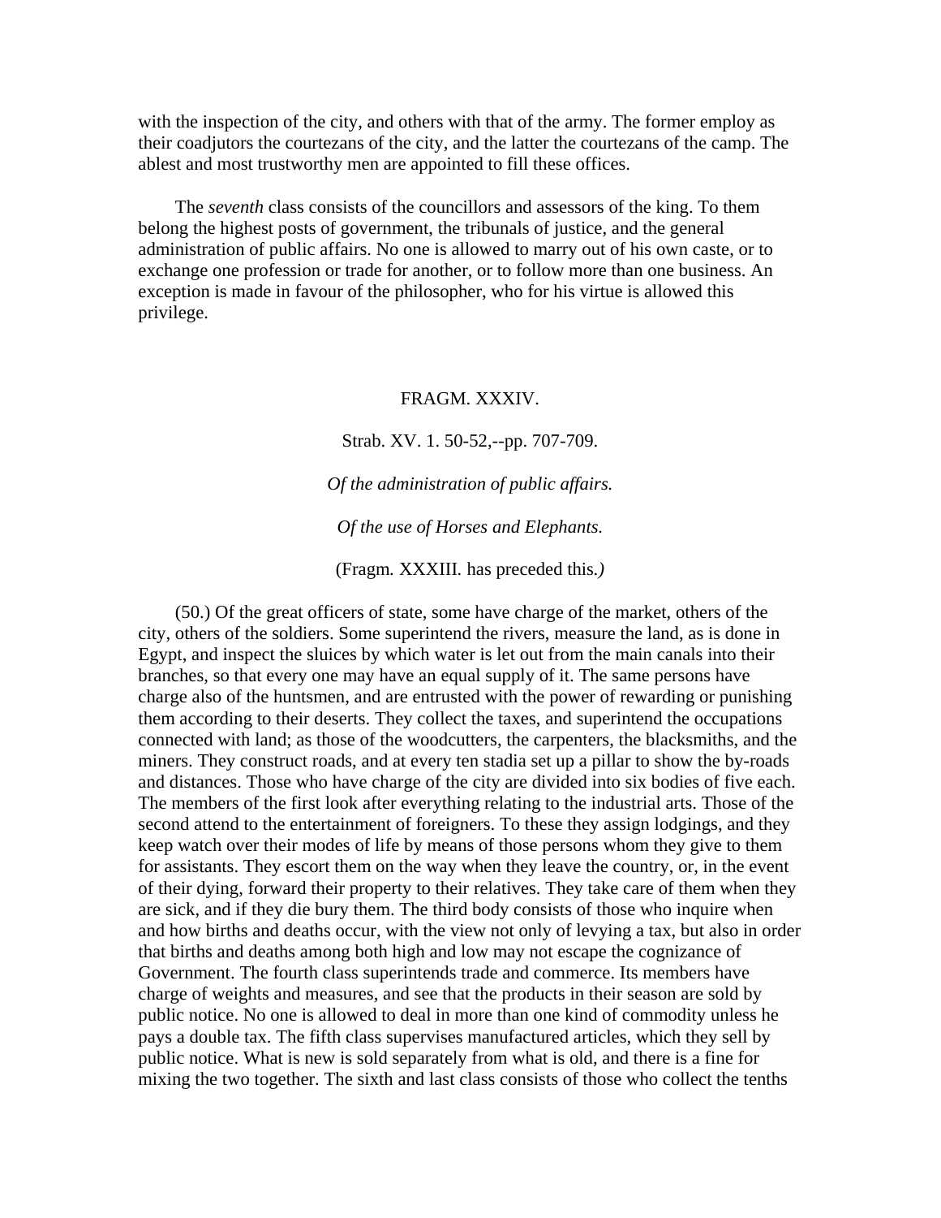with the inspection of the city, and others with that of the army. The former employ as their coadjutors the courtezans of the city, and the latter the courtezans of the camp. The ablest and most trustworthy men are appointed to fill these offices.

The *seventh* class consists of the councillors and assessors of the king. To them belong the highest posts of government, the tribunals of justice, and the general administration of public affairs. No one is allowed to marry out of his own caste, or to exchange one profession or trade for another, or to follow more than one business. An exception is made in favour of the philosopher, who for his virtue is allowed this privilege.

## FRAGM. XXXIV.

Strab. XV. 1. 50-52,--pp. 707-709.

*Of the administration of public affairs.*

*Of the use of Horses and Elephants.*

(Fragm*.* XXXIII*.* has preceded this*.)*

(50.) Of the great officers of state, some have charge of the market, others of the city, others of the soldiers. Some superintend the rivers, measure the land, as is done in Egypt, and inspect the sluices by which water is let out from the main canals into their branches, so that every one may have an equal supply of it. The same persons have charge also of the huntsmen, and are entrusted with the power of rewarding or punishing them according to their deserts. They collect the taxes, and superintend the occupations connected with land; as those of the woodcutters, the carpenters, the blacksmiths, and the miners. They construct roads, and at every ten stadia set up a pillar to show the by-roads and distances. Those who have charge of the city are divided into six bodies of five each. The members of the first look after everything relating to the industrial arts. Those of the second attend to the entertainment of foreigners. To these they assign lodgings, and they keep watch over their modes of life by means of those persons whom they give to them for assistants. They escort them on the way when they leave the country, or, in the event of their dying, forward their property to their relatives. They take care of them when they are sick, and if they die bury them. The third body consists of those who inquire when and how births and deaths occur, with the view not only of levying a tax, but also in order that births and deaths among both high and low may not escape the cognizance of Government. The fourth class superintends trade and commerce. Its members have charge of weights and measures, and see that the products in their season are sold by public notice. No one is allowed to deal in more than one kind of commodity unless he pays a double tax. The fifth class supervises manufactured articles, which they sell by public notice. What is new is sold separately from what is old, and there is a fine for mixing the two together. The sixth and last class consists of those who collect the tenths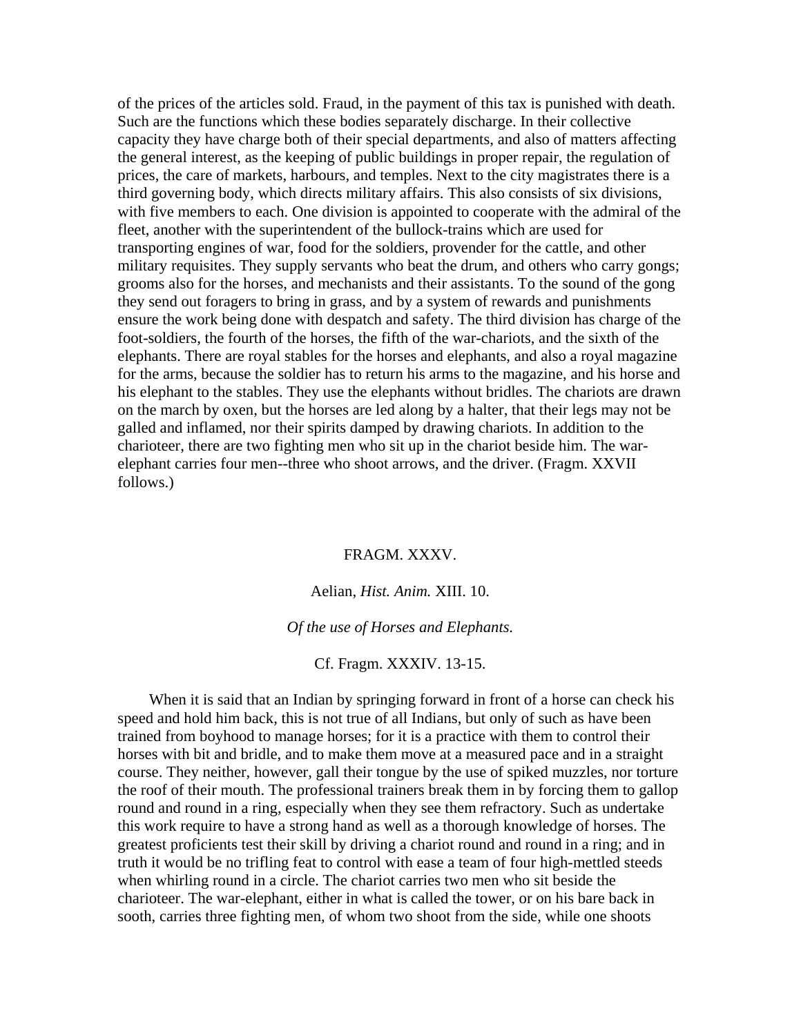of the prices of the articles sold. Fraud, in the payment of this tax is punished with death. Such are the functions which these bodies separately discharge. In their collective capacity they have charge both of their special departments, and also of matters affecting the general interest, as the keeping of public buildings in proper repair, the regulation of prices, the care of markets, harbours, and temples. Next to the city magistrates there is a third governing body, which directs military affairs. This also consists of six divisions, with five members to each. One division is appointed to cooperate with the admiral of the fleet, another with the superintendent of the bullock-trains which are used for transporting engines of war, food for the soldiers, provender for the cattle, and other military requisites. They supply servants who beat the drum, and others who carry gongs; grooms also for the horses, and mechanists and their assistants. To the sound of the gong they send out foragers to bring in grass, and by a system of rewards and punishments ensure the work being done with despatch and safety. The third division has charge of the foot-soldiers, the fourth of the horses, the fifth of the war-chariots, and the sixth of the elephants. There are royal stables for the horses and elephants, and also a royal magazine for the arms, because the soldier has to return his arms to the magazine, and his horse and his elephant to the stables. They use the elephants without bridles. The chariots are drawn on the march by oxen, but the horses are led along by a halter, that their legs may not be galled and inflamed, nor their spirits damped by drawing chariots. In addition to the charioteer, there are two fighting men who sit up in the chariot beside him. The war-elephant carries four men--three who shoot arrows, and the driver. (Fragm. XXVII follows.)

## FRAGM. XXXV.

Aelian, *Hist. Anim.* XIII. 10.

*Of the use of Horses and Elephants.*

Cf. Fragm. XXXIV. 13-15.

When it is said that an Indian by springing forward in front of a horse can check his speed and hold him back, this is not true of all Indians, but only of such as have been trained from boyhood to manage horses; for it is a practice with them to control their horses with bit and bridle, and to make them move at a measured pace and in a straight course. They neither, however, gall their tongue by the use of spiked muzzles, nor torture the roof of their mouth. The professional trainers break them in by forcing them to gallop round and round in a ring, especially when they see them refractory. Such as undertake this work require to have a strong hand as well as a thorough knowledge of horses. The greatest proficients test their skill by driving a chariot round and round in a ring; and in truth it would be no trifling feat to control with ease a team of four high-mettled steeds when whirling round in a circle. The chariot carries two men who sit beside the charioteer. The war-elephant, either in what is called the tower, or on his bare back in sooth, carries three fighting men, of whom two shoot from the side, while one shoots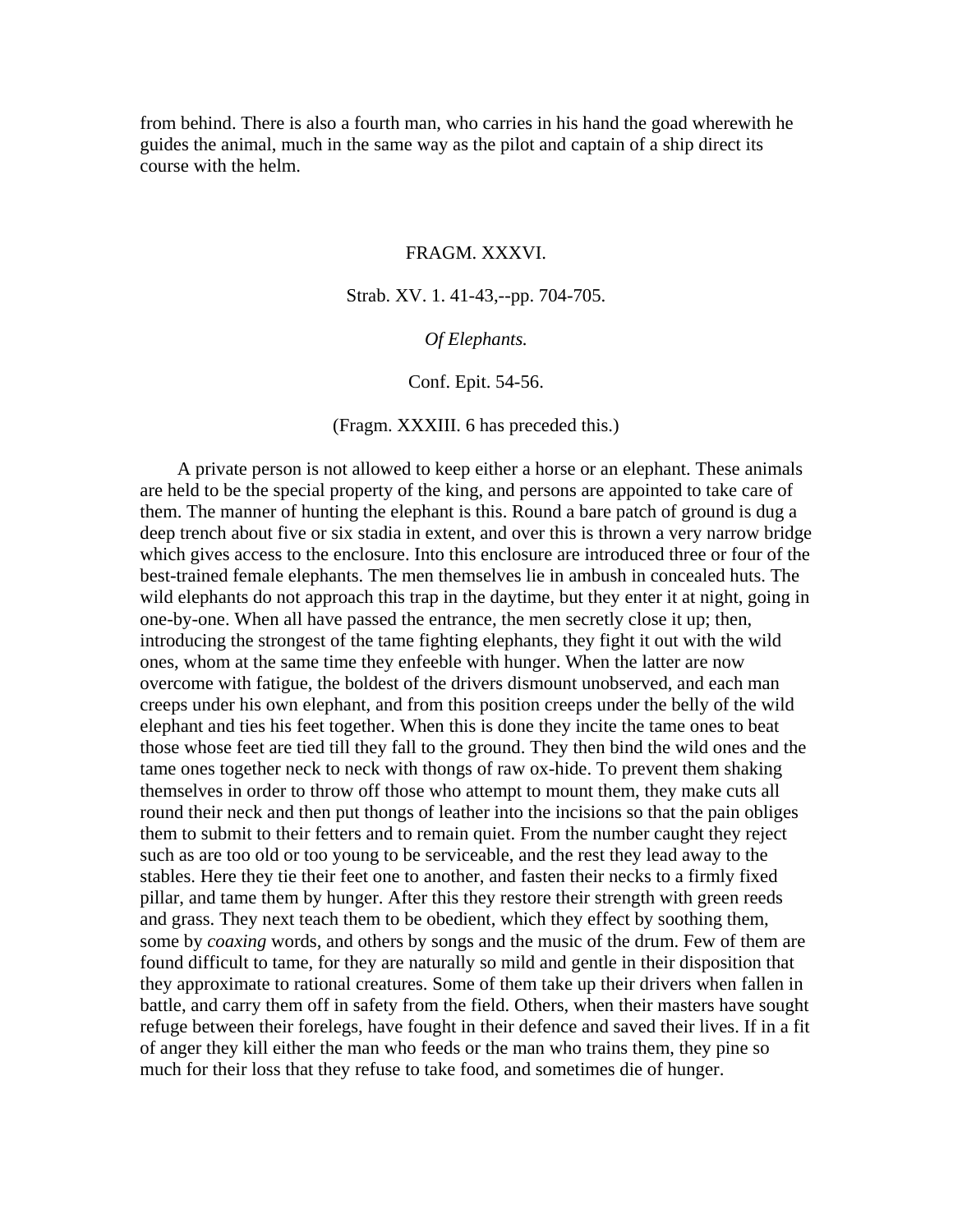from behind. There is also a fourth man, who carries in his hand the goad wherewith he guides the animal, much in the same way as the pilot and captain of a ship direct its course with the helm.

## FRAGM. XXXVI.

Strab. XV. 1. 41-43,--pp. 704-705.

*Of Elephants.*

Conf. Epit. 54-56.

(Fragm. XXXIII. 6 has preceded this.)

A private person is not allowed to keep either a horse or an elephant. These animals are held to be the special property of the king, and persons are appointed to take care of them. The manner of hunting the elephant is this. Round a bare patch of ground is dug a deep trench about five or six stadia in extent, and over this is thrown a very narrow bridge which gives access to the enclosure. Into this enclosure are introduced three or four of the best-trained female elephants. The men themselves lie in ambush in concealed huts. The wild elephants do not approach this trap in the daytime, but they enter it at night, going in one-by-one. When all have passed the entrance, the men secretly close it up; then, introducing the strongest of the tame fighting elephants, they fight it out with the wild ones, whom at the same time they enfeeble with hunger. When the latter are now overcome with fatigue, the boldest of the drivers dismount unobserved, and each man creeps under his own elephant, and from this position creeps under the belly of the wild elephant and ties his feet together. When this is done they incite the tame ones to beat those whose feet are tied till they fall to the ground. They then bind the wild ones and the tame ones together neck to neck with thongs of raw ox-hide. To prevent them shaking themselves in order to throw off those who attempt to mount them, they make cuts all round their neck and then put thongs of leather into the incisions so that the pain obliges them to submit to their fetters and to remain quiet. From the number caught they reject such as are too old or too young to be serviceable, and the rest they lead away to the stables. Here they tie their feet one to another, and fasten their necks to a firmly fixed pillar, and tame them by hunger. After this they restore their strength with green reeds and grass. They next teach them to be obedient, which they effect by soothing them, some by *coaxing* words, and others by songs and the music of the drum. Few of them are found difficult to tame, for they are naturally so mild and gentle in their disposition that they approximate to rational creatures. Some of them take up their drivers when fallen in battle, and carry them off in safety from the field. Others, when their masters have sought refuge between their forelegs, have fought in their defence and saved their lives. If in a fit of anger they kill either the man who feeds or the man who trains them, they pine so much for their loss that they refuse to take food, and sometimes die of hunger.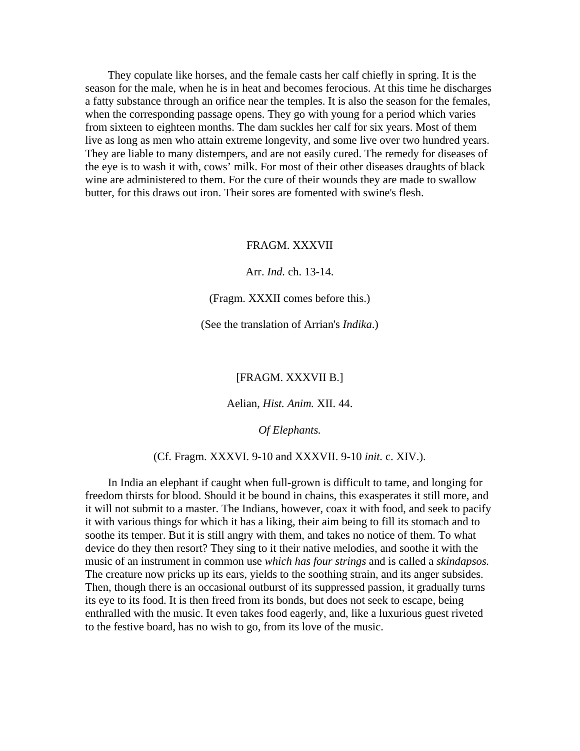They copulate like horses, and the female casts her calf chiefly in spring. It is the season for the male, when he is in heat and becomes ferocious. At this time he discharges a fatty substance through an orifice near the temples. It is also the season for the females, when the corresponding passage opens. They go with young for a period which varies from sixteen to eighteen months. The dam suckles her calf for six years. Most of them live as long as men who attain extreme longevity, and some live over two hundred years. They are liable to many distempers, and are not easily cured. The remedy for diseases of the eye is to wash it with, cows' milk. For most of their other diseases draughts of black wine are administered to them. For the cure of their wounds they are made to swallow butter, for this draws out iron. Their sores are fomented with swine's flesh.

## FRAGM. XXXVII

Arr. *Ind.* ch. 13-14.

(Fragm. XXXII comes before this.)

(See the translation of Arrian's *Indika*.)

## [FRAGM. XXXVII B.]

Aelian, *Hist. Anim.* XII. 44.

*Of Elephants.*

(Cf. Fragm. XXXVI. 9-10 and XXXVII. 9-10 *init.* c. XIV.).

In India an elephant if caught when full-grown is difficult to tame, and longing for freedom thirsts for blood. Should it be bound in chains, this exasperates it still more, and it will not submit to a master. The Indians, however, coax it with food, and seek to pacify it with various things for which it has a liking, their aim being to fill its stomach and to soothe its temper. But it is still angry with them, and takes no notice of them. To what device do they then resort? They sing to it their native melodies, and soothe it with the music of an instrument in common use *which has four strings* and is called a *skindapsos.* The creature now pricks up its ears, yields to the soothing strain, and its anger subsides. Then, though there is an occasional outburst of its suppressed passion, it gradually turns its eye to its food. It is then freed from its bonds, but does not seek to escape, being enthralled with the music. It even takes food eagerly, and, like a luxurious guest riveted to the festive board, has no wish to go, from its love of the music.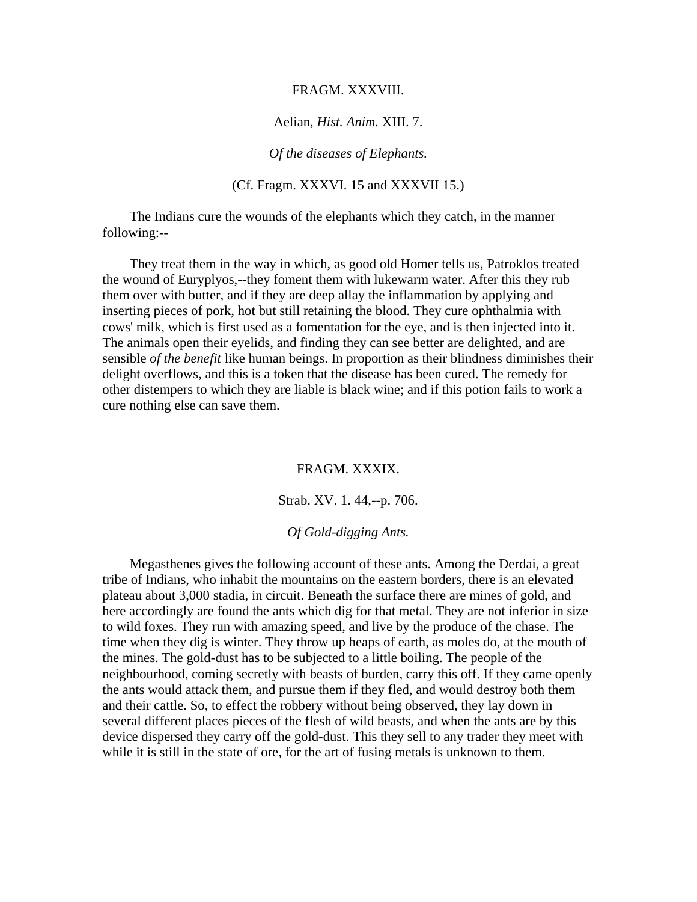## FRAGM. XXXVIII.

Aelian, *Hist. Anim.* XIII. 7.

*Of the diseases of Elephants.*

(Cf. Fragm. XXXVI. 15 and XXXVII 15.)

The Indians cure the wounds of the elephants which they catch, in the manner following:--

They treat them in the way in which, as good old Homer tells us, Patroklos treated the wound of Euryplyos,--they foment them with lukewarm water. After this they rub them over with butter, and if they are deep allay the inflammation by applying and inserting pieces of pork, hot but still retaining the blood. They cure ophthalmia with cows' milk, which is first used as a fomentation for the eye, and is then injected into it. The animals open their eyelids, and finding they can see better are delighted, and are sensible *of the benefit* like human beings. In proportion as their blindness diminishes their delight overflows, and this is a token that the disease has been cured. The remedy for other distempers to which they are liable is black wine; and if this potion fails to work a cure nothing else can save them.

## FRAGM. XXXIX.

Strab. XV. 1. 44,--p. 706.

*Of Gold-digging Ants.*

Megasthenes gives the following account of these ants. Among the Derdai, a great tribe of Indians, who inhabit the mountains on the eastern borders, there is an elevated plateau about 3,000 stadia, in circuit. Beneath the surface there are mines of gold, and here accordingly are found the ants which dig for that metal. They are not inferior in size to wild foxes. They run with amazing speed, and live by the produce of the chase. The time when they dig is winter. They throw up heaps of earth, as moles do, at the mouth of the mines. The gold-dust has to be subjected to a little boiling. The people of the neighbourhood, coming secretly with beasts of burden, carry this off. If they came openly the ants would attack them, and pursue them if they fled, and would destroy both them and their cattle. So, to effect the robbery without being observed, they lay down in several different places pieces of the flesh of wild beasts, and when the ants are by this device dispersed they carry off the gold-dust. This they sell to any trader they meet with while it is still in the state of ore, for the art of fusing metals is unknown to them.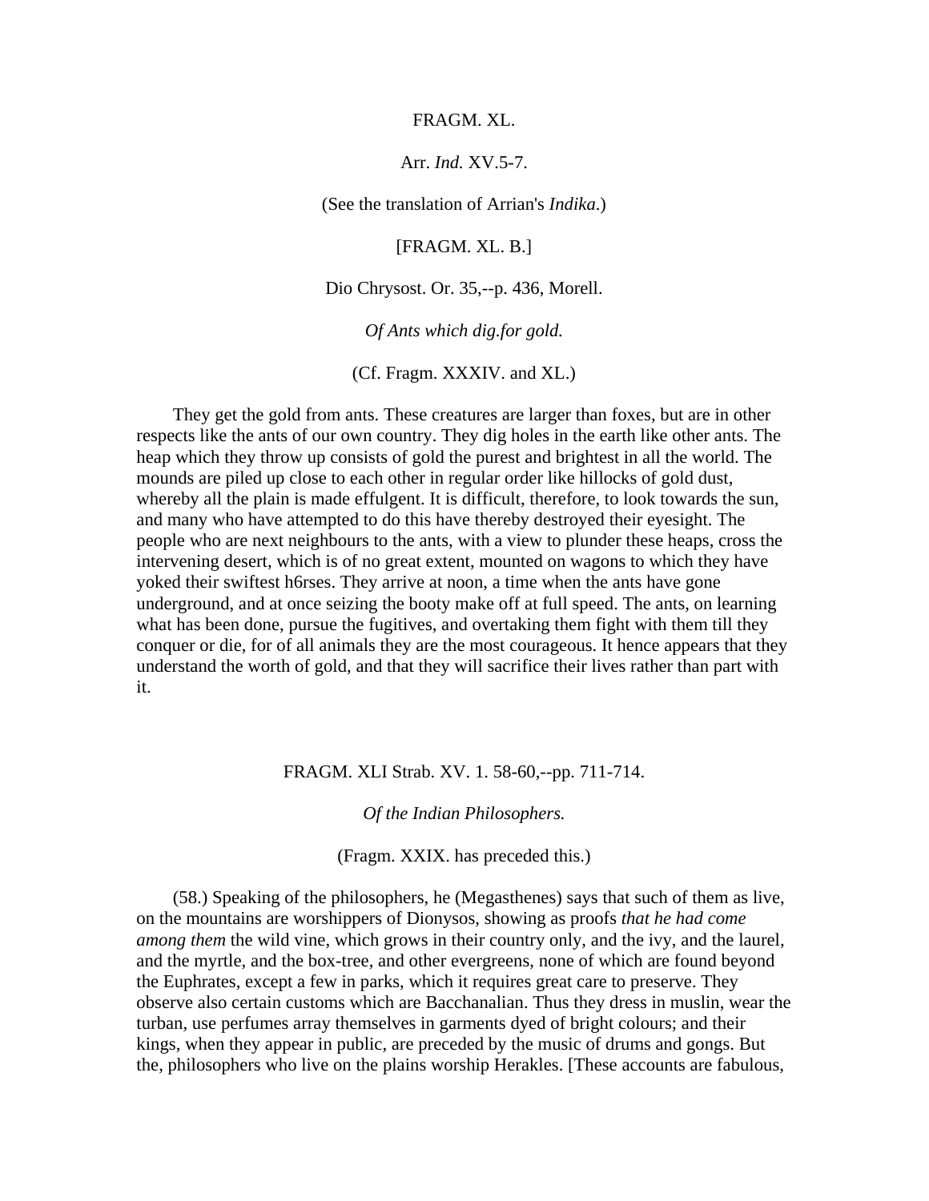FRAGM. XL.

Arr. *Ind.* XV.5-7.

(See the translation of Arrian's *Indika*.)

[FRAGM. XL. B.]

Dio Chrysost. Or. 35,--p. 436, Morell.

*Of Ants which dig.for gold.*

(Cf. Fragm. XXXIV. and XL.)

They get the gold from ants. These creatures are larger than foxes, but are in other respects like the ants of our own country. They dig holes in the earth like other ants. The heap which they throw up consists of gold the purest and brightest in all the world. The mounds are piled up close to each other in regular order like hillocks of gold dust, whereby all the plain is made effulgent. It is difficult, therefore, to look towards the sun, and many who have attempted to do this have thereby destroyed their eyesight. The people who are next neighbours to the ants, with a view to plunder these heaps, cross the intervening desert, which is of no great extent, mounted on wagons to which they have yoked their swiftest h6rses. They arrive at noon, a time when the ants have gone underground, and at once seizing the booty make off at full speed. The ants, on learning what has been done, pursue the fugitives, and overtaking them fight with them till they conquer or die, for of all animals they are the most courageous. It hence appears that they understand the worth of gold, and that they will sacrifice their lives rather than part with it.

FRAGM. XLI Strab. XV. 1. 58-60,--pp. 711-714.

*Of the Indian Philosophers.*

(Fragm. XXIX. has preceded this.)

(58.) Speaking of the philosophers, he (Megasthenes) says that such of them as live, on the mountains are worshippers of Dionysos, showing as proofs *that he had come among them* the wild vine, which grows in their country only, and the ivy, and the laurel, and the myrtle, and the box-tree, and other evergreens, none of which are found beyond the Euphrates, except a few in parks, which it requires great care to preserve. They observe also certain customs which are Bacchanalian. Thus they dress in muslin, wear the turban, use perfumes array themselves in garments dyed of bright colours; and their kings, when they appear in public, are preceded by the music of drums and gongs. But the, philosophers who live on the plains worship Herakles. [These accounts are fabulous,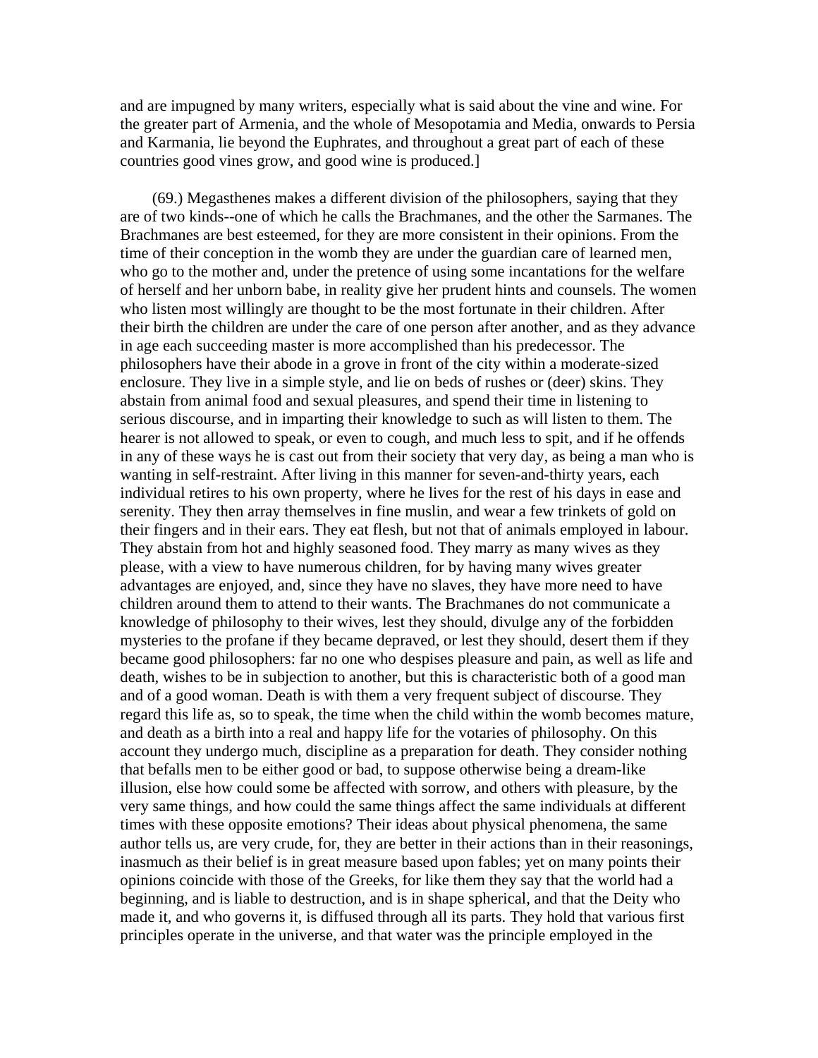and are impugned by many writers, especially what is said about the vine and wine. For the greater part of Armenia, and the whole of Mesopotamia and Media, onwards to Persia and Karmania, lie beyond the Euphrates, and throughout a great part of each of these countries good vines grow, and good wine is produced.]

(69.) Megasthenes makes a different division of the philosophers, saying that they are of two kinds--one of which he calls the Brachmanes, and the other the Sarmanes. The Brachmanes are best esteemed, for they are more consistent in their opinions. From the time of their conception in the womb they are under the guardian care of learned men, who go to the mother and, under the pretence of using some incantations for the welfare of herself and her unborn babe, in reality give her prudent hints and counsels. The women who listen most willingly are thought to be the most fortunate in their children. After their birth the children are under the care of one person after another, and as they advance in age each succeeding master is more accomplished than his predecessor. The philosophers have their abode in a grove in front of the city within a moderate-sized enclosure. They live in a simple style, and lie on beds of rushes or (deer) skins. They abstain from animal food and sexual pleasures, and spend their time in listening to serious discourse, and in imparting their knowledge to such as will listen to them. The hearer is not allowed to speak, or even to cough, and much less to spit, and if he offends in any of these ways he is cast out from their society that very day, as being a man who is wanting in self-restraint. After living in this manner for seven-and-thirty years, each individual retires to his own property, where he lives for the rest of his days in ease and serenity. They then array themselves in fine muslin, and wear a few trinkets of gold on their fingers and in their ears. They eat flesh, but not that of animals employed in labour. They abstain from hot and highly seasoned food. They marry as many wives as they please, with a view to have numerous children, for by having many wives greater advantages are enjoyed, and, since they have no slaves, they have more need to have children around them to attend to their wants. The Brachmanes do not communicate a knowledge of philosophy to their wives, lest they should, divulge any of the forbidden mysteries to the profane if they became depraved, or lest they should, desert them if they became good philosophers: far no one who despises pleasure and pain, as well as life and death, wishes to be in subjection to another, but this is characteristic both of a good man and of a good woman. Death is with them a very frequent subject of discourse. They regard this life as, so to speak, the time when the child within the womb becomes mature, and death as a birth into a real and happy life for the votaries of philosophy. On this account they undergo much, discipline as a preparation for death. They consider nothing that befalls men to be either good or bad, to suppose otherwise being a dream-like illusion, else how could some be affected with sorrow, and others with pleasure, by the very same things, and how could the same things affect the same individuals at different times with these opposite emotions? Their ideas about physical phenomena, the same author tells us, are very crude, for, they are better in their actions than in their reasonings, inasmuch as their belief is in great measure based upon fables; yet on many points their opinions coincide with those of the Greeks, for like them they say that the world had a beginning, and is liable to destruction, and is in shape spherical, and that the Deity who made it, and who governs it, is diffused through all its parts. They hold that various first principles operate in the universe, and that water was the principle employed in the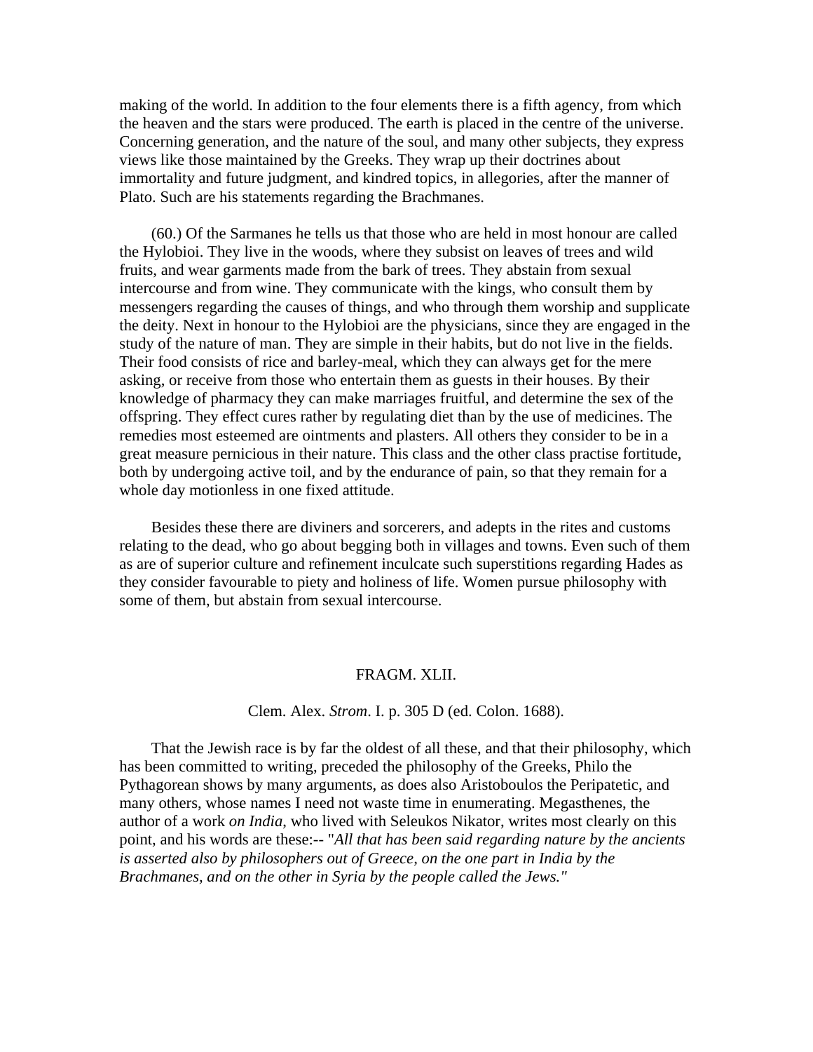making of the world. In addition to the four elements there is a fifth agency, from which the heaven and the stars were produced. The earth is placed in the centre of the universe. Concerning generation, and the nature of the soul, and many other subjects, they express views like those maintained by the Greeks. They wrap up their doctrines about immortality and future judgment, and kindred topics, in allegories, after the manner of Plato. Such are his statements regarding the Brachmanes.

(60.) Of the Sarmanes he tells us that those who are held in most honour are called the Hylobioi. They live in the woods, where they subsist on leaves of trees and wild fruits, and wear garments made from the bark of trees. They abstain from sexual intercourse and from wine. They communicate with the kings, who consult them by messengers regarding the causes of things, and who through them worship and supplicate the deity. Next in honour to the Hylobioi are the physicians, since they are engaged in the study of the nature of man. They are simple in their habits, but do not live in the fields. Their food consists of rice and barley-meal, which they can always get for the mere asking, or receive from those who entertain them as guests in their houses. By their knowledge of pharmacy they can make marriages fruitful, and determine the sex of the offspring. They effect cures rather by regulating diet than by the use of medicines. The remedies most esteemed are ointments and plasters. All others they consider to be in a great measure pernicious in their nature. This class and the other class practise fortitude, both by undergoing active toil, and by the endurance of pain, so that they remain for a whole day motionless in one fixed attitude.

Besides these there are diviners and sorcerers, and adepts in the rites and customs relating to the dead, who go about begging both in villages and towns. Even such of them as are of superior culture and refinement inculcate such superstitions regarding Hades as they consider favourable to piety and holiness of life. Women pursue philosophy with some of them, but abstain from sexual intercourse.

## FRAGM. XLII.

Clem. Alex. *Strom*. I. p. 305 D (ed. Colon. 1688).

That the Jewish race is by far the oldest of all these, and that their philosophy, which has been committed to writing, preceded the philosophy of the Greeks, Philo the Pythagorean shows by many arguments, as does also Aristoboulos the Peripatetic, and many others, whose names I need not waste time in enumerating. Megasthenes, the author of a work *on India*, who lived with Seleukos Nikator, writes most clearly on this point, and his words are these:-- "*All that has been said regarding nature by the ancients is asserted also by philosophers out of Greece, on the one part in India by the Brachmanes, and on the other in Syria by the people called the Jews.*"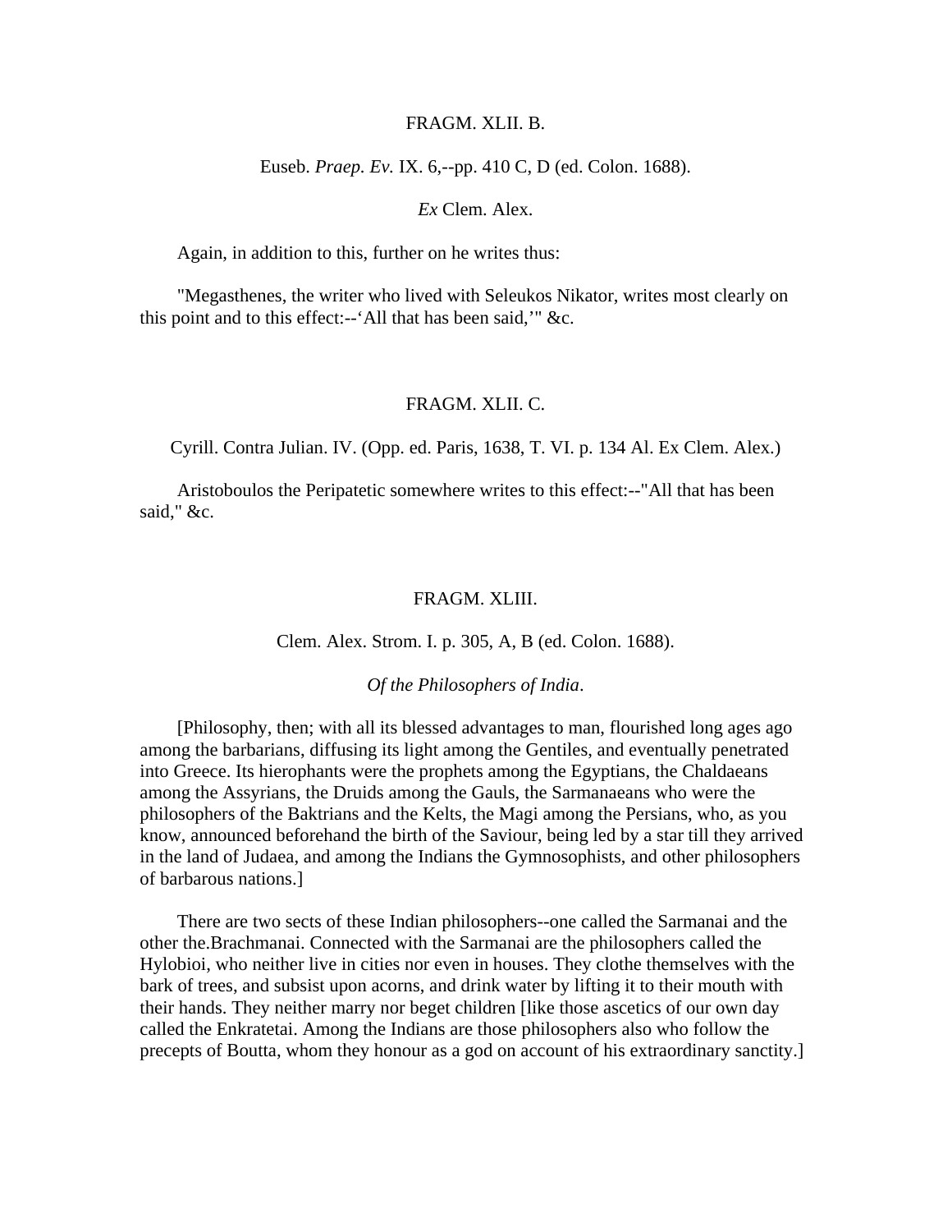## FRAGM. XLII. B.

Euseb. *Praep. Ev.* IX. 6,--pp. 410 C, D (ed. Colon. 1688).

*Ex* Clem. Alex.

Again, in addition to this, further on he writes thus:

"Megasthenes, the writer who lived with Seleukos Nikator, writes most clearly on this point and to this effect:--'All that has been said,'" &c.

## FRAGM. XLII. C.

Cyrill. Contra Julian. IV. (Opp. ed. Paris, 1638, T. VI. p. 134 Al. Ex Clem. Alex.)

Aristoboulos the Peripatetic somewhere writes to this effect:--"All that has been said," &c.

## FRAGM. XLIII.

Clem. Alex. Strom. I. p. 305, A, B (ed. Colon. 1688).

*Of the Philosophers of India*.

[Philosophy, then; with all its blessed advantages to man, flourished long ages ago among the barbarians, diffusing its light among the Gentiles, and eventually penetrated into Greece. Its hierophants were the prophets among the Egyptians, the Chaldaeans among the Assyrians, the Druids among the Gauls, the Sarmanaeans who were the philosophers of the Baktrians and the Kelts, the Magi among the Persians, who, as you know, announced beforehand the birth of the Saviour, being led by a star till they arrived in the land of Judaea, and among the Indians the Gymnosophists, and other philosophers of barbarous nations.]

There are two sects of these Indian philosophers--one called the Sarmanai and the other the.Brachmanai. Connected with the Sarmanai are the philosophers called the Hylobioi, who neither live in cities nor even in houses. They clothe themselves with the bark of trees, and subsist upon acorns, and drink water by lifting it to their mouth with their hands. They neither marry nor beget children [like those ascetics of our own day called the Enkratetai. Among the Indians are those philosophers also who follow the precepts of Boutta, whom they honour as a god on account of his extraordinary sanctity.]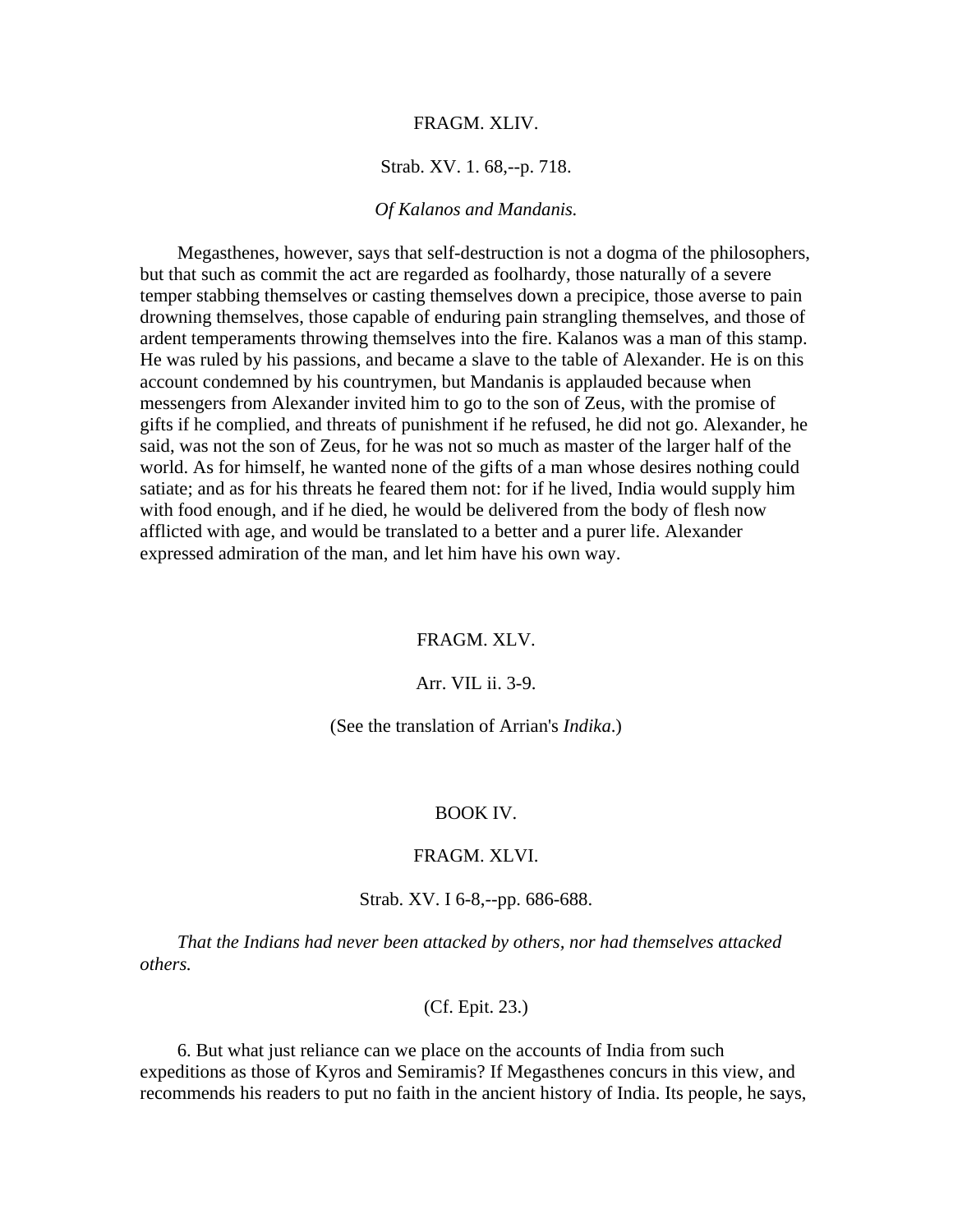## FRAGM. XLIV.

Strab. XV. 1. 68,--p. 718.

*Of Kalanos and Mandanis.*

Megasthenes, however, says that self-destruction is not a dogma of the philosophers, but that such as commit the act are regarded as foolhardy, those naturally of a severe temper stabbing themselves or casting themselves down a precipice, those averse to pain drowning themselves, those capable of enduring pain strangling themselves, and those of ardent temperaments throwing themselves into the fire. Kalanos was a man of this stamp. He was ruled by his passions, and became a slave to the table of Alexander. He is on this account condemned by his countrymen, but Mandanis is applauded because when messengers from Alexander invited him to go to the son of Zeus, with the promise of gifts if he complied, and threats of punishment if he refused, he did not go. Alexander, he said, was not the son of Zeus, for he was not so much as master of the larger half of the world. As for himself, he wanted none of the gifts of a man whose desires nothing could satiate; and as for his threats he feared them not: for if he lived, India would supply him with food enough, and if he died, he would be delivered from the body of flesh now afflicted with age, and would be translated to a better and a purer life. Alexander expressed admiration of the man, and let him have his own way.

## FRAGM. XLV.

Arr. VIL ii. 3-9.

(See the translation of Arrian's *Indika*.)

# BOOK IV.

## FRAGM. XLVI.

Strab. XV. I 6-8,--pp. 686-688.

*That the Indians had never been attacked by others, nor had themselves attacked others.*

(Cf. Epit. 23.)

6. But what just reliance can we place on the accounts of India from such expeditions as those of Kyros and Semiramis? If Megasthenes concurs in this view, and recommends his readers to put no faith in the ancient history of India. Its people, he says,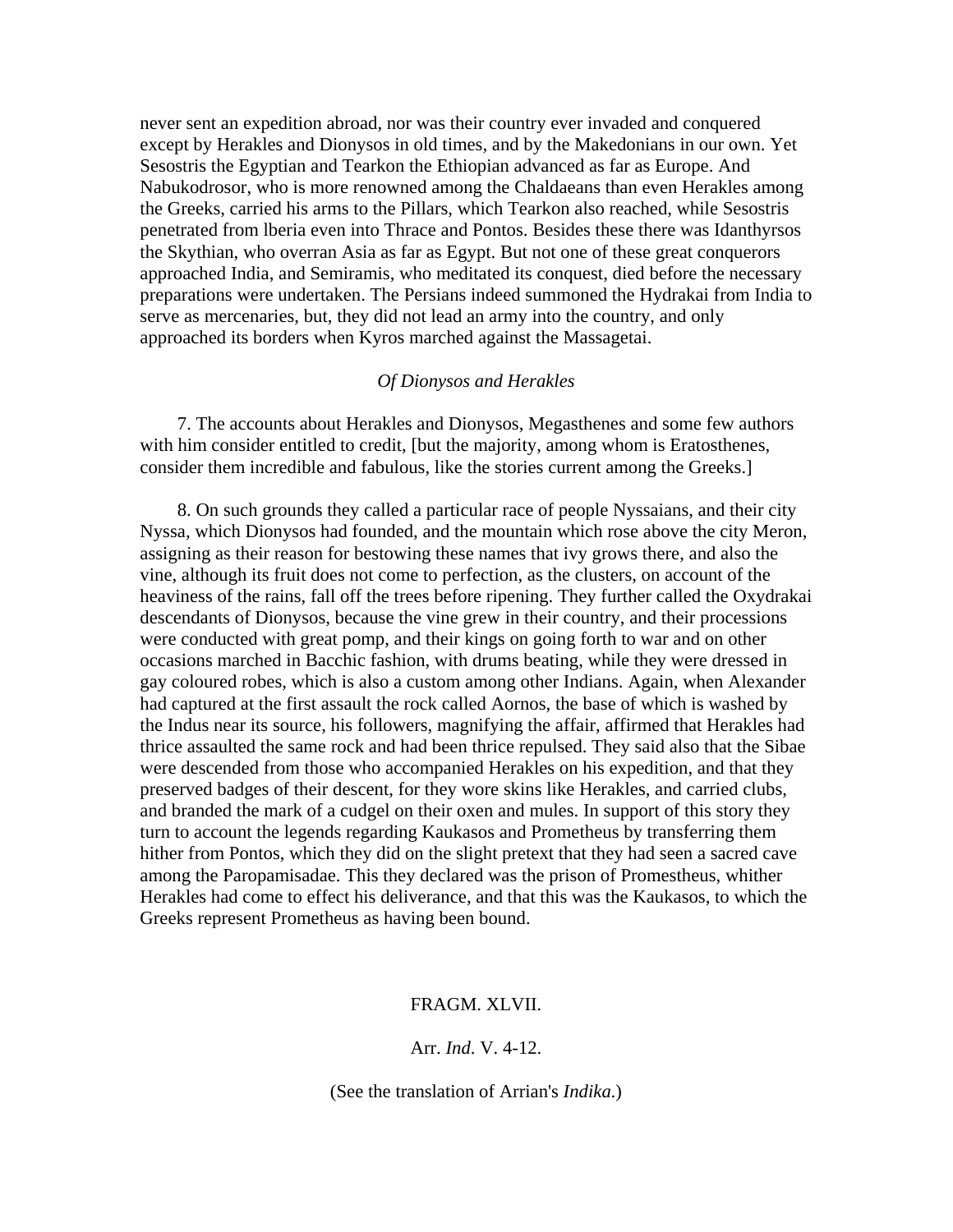never sent an expedition abroad, nor was their country ever invaded and conquered except by Herakles and Dionysos in old times, and by the Makedonians in our own. Yet Sesostris the Egyptian and Tearkon the Ethiopian advanced as far as Europe. And Nabukodrosor, who is more renowned among the Chaldaeans than even Herakles among the Greeks, carried his arms to the Pillars, which Tearkon also reached, while Sesostris penetrated from lberia even into Thrace and Pontos. Besides these there was Idanthyrsos the Skythian, who overran Asia as far as Egypt. But not one of these great conquerors approached India, and Semiramis, who meditated its conquest, died before the necessary preparations were undertaken. The Persians indeed summoned the Hydrakai from India to serve as mercenaries, but, they did not lead an army into the country, and only approached its borders when Kyros marched against the Massagetai.

*Of Dionysos and Herakles*

7. The accounts about Herakles and Dionysos, Megasthenes and some few authors with him consider entitled to credit, [but the majority, among whom is Eratosthenes, consider them incredible and fabulous, like the stories current among the Greeks.]

8. On such grounds they called a particular race of people Nyssaians, and their city Nyssa, which Dionysos had founded, and the mountain which rose above the city Meron, assigning as their reason for bestowing these names that ivy grows there, and also the vine, although its fruit does not come to perfection, as the clusters, on account of the heaviness of the rains, fall off the trees before ripening. They further called the Oxydrakai descendants of Dionysos, because the vine grew in their country, and their processions were conducted with great pomp, and their kings on going forth to war and on other occasions marched in Bacchic fashion, with drums beating, while they were dressed in gay coloured robes, which is also a custom among other Indians. Again, when Alexander had captured at the first assault the rock called Aornos, the base of which is washed by the Indus near its source, his followers, magnifying the affair, affirmed that Herakles had thrice assaulted the same rock and had been thrice repulsed. They said also that the Sibae were descended from those who accompanied Herakles on his expedition, and that they preserved badges of their descent, for they wore skins like Herakles, and carried clubs, and branded the mark of a cudgel on their oxen and mules. In support of this story they turn to account the legends regarding Kaukasos and Prometheus by transferring them hither from Pontos, which they did on the slight pretext that they had seen a sacred cave among the Paropamisadae. This they declared was the prison of Promestheus, whither Herakles had come to effect his deliverance, and that this was the Kaukasos, to which the Greeks represent Prometheus as having been bound.

FRAGM. XLVII.

Arr. *Ind*. V. 4-12.

(See the translation of Arrian's *Indika.*)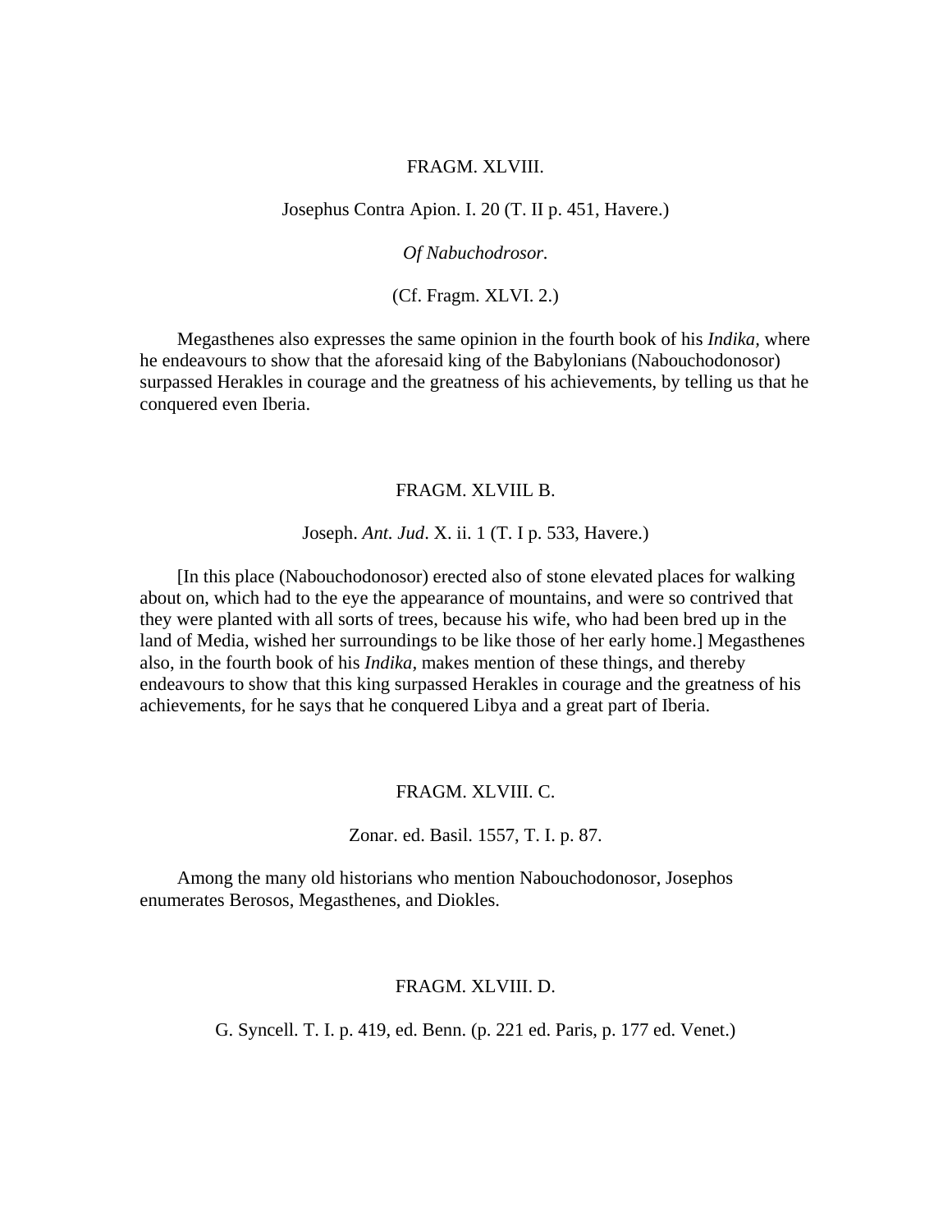FRAGM. XLVIII.

Josephus Contra Apion. I. 20 (T. II p. 451, Havere.)

*Of Nabuchodrosor.*

(Cf. Fragm. XLVI. 2.)

Megasthenes also expresses the same opinion in the fourth book of his *Indika*, where he endeavours to show that the aforesaid king of the Babylonians (Nabouchodonosor) surpassed Herakles in courage and the greatness of his achievements, by telling us that he conquered even Iberia.

FRAGM. XLVIIL B.

Joseph. *Ant. Jud*. X. ii. 1 (T. I p. 533, Havere.)

[In this place (Nabouchodonosor) erected also of stone elevated places for walking about on, which had to the eye the appearance of mountains, and were so contrived that they were planted with all sorts of trees, because his wife, who had been bred up in the land of Media, wished her surroundings to be like those of her early home.] Megasthenes also, in the fourth book of his *Indika*, makes mention of these things, and thereby endeavours to show that this king surpassed Herakles in courage and the greatness of his achievements, for he says that he conquered Libya and a great part of Iberia.

FRAGM. XLVIII. C.

Zonar. ed. Basil. 1557, T. I. p. 87.

Among the many old historians who mention Nabouchodonosor, Josephos enumerates Berosos, Megasthenes, and Diokles.

FRAGM. XLVIII. D.

G. Syncell. T. I. p. 419, ed. Benn. (p. 221 ed. Paris, p. 177 ed. Venet.)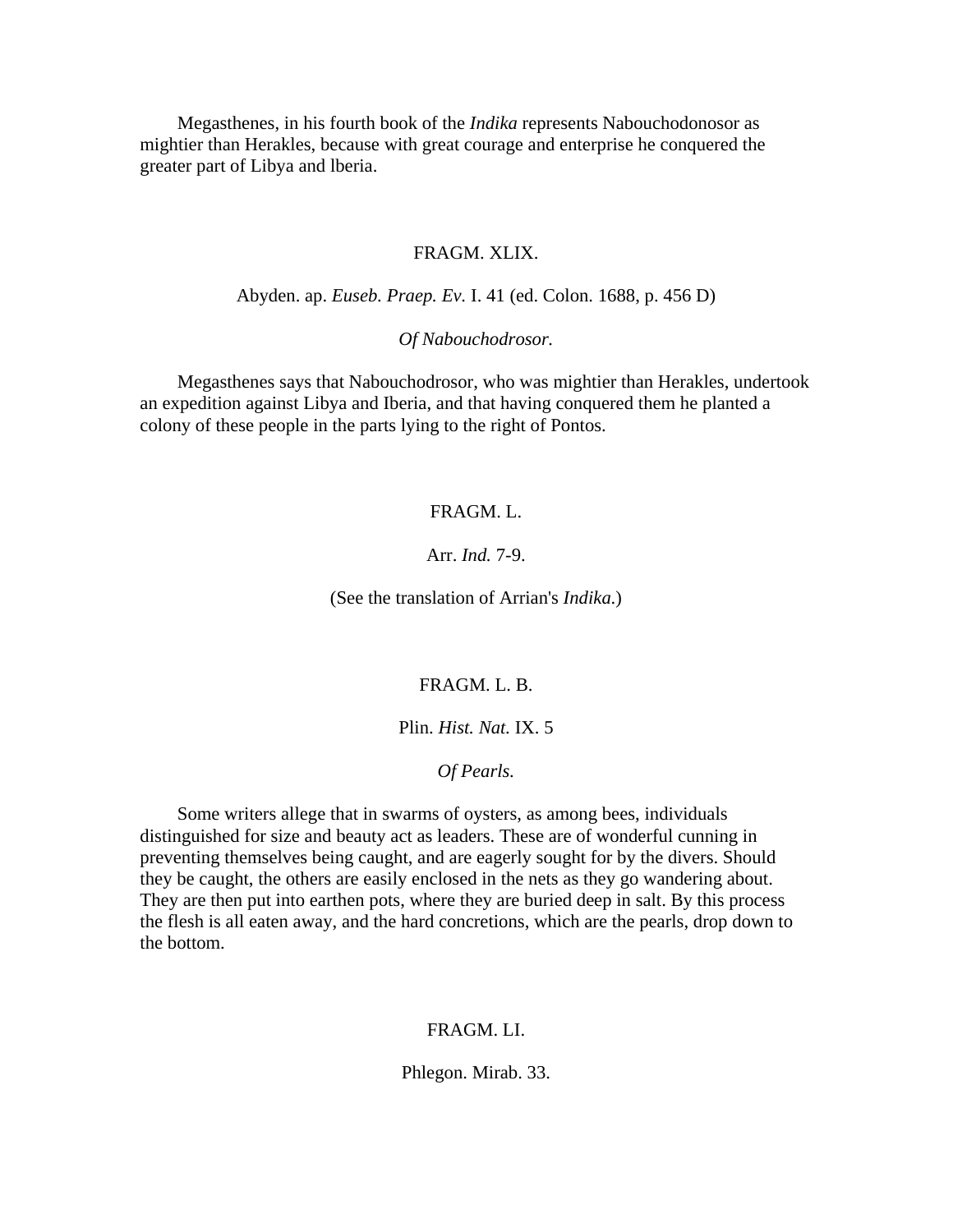Megasthenes, in his fourth book of the *Indika* represents Nabouchodonosor as mightier than Herakles, because with great courage and enterprise he conquered the greater part of Libya and lberia.

FRAGM. XLIX.

Abyden. ap. *Euseb. Praep. Ev.* I. 41 (ed. Colon. 1688, p. 456 D)

*Of Nabouchodrosor.*

Megasthenes says that Nabouchodrosor, who was mightier than Herakles, undertook an expedition against Libya and Iberia, and that having conquered them he planted a colony of these people in the parts lying to the right of Pontos.

FRAGM. L.

Arr. *Ind.* 7-9.

(See the translation of Arrian's *Indika*.)

FRAGM. L. B.

Plin. *Hist. Nat.* IX. 5

*Of Pearls.*

Some writers allege that in swarms of oysters, as among bees, individuals distinguished for size and beauty act as leaders. These are of wonderful cunning in preventing themselves being caught, and are eagerly sought for by the divers. Should they be caught, the others are easily enclosed in the nets as they go wandering about. They are then put into earthen pots, where they are buried deep in salt. By this process the flesh is all eaten away, and the hard concretions, which are the pearls, drop down to the bottom.

FRAGM. LI.

Phlegon. Mirab. 33.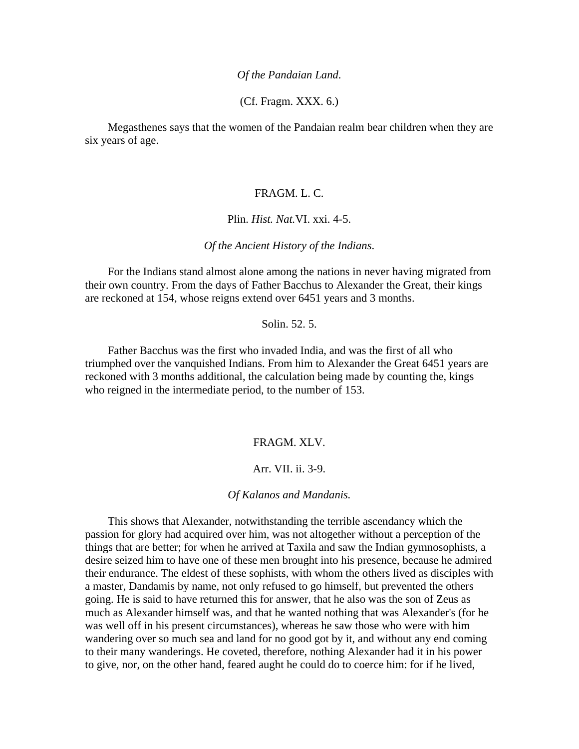*Of the Pandaian Land.*

(Cf. Fragm. XXX. 6.)

Megasthenes says that the women of the Pandaian realm bear children when they are six years of age.

## FRAGM. L. C.

Plin. *Hist. Nat.*VI. xxi. 4-5.

*Of the Ancient History of the Indians.*

For the Indians stand almost alone among the nations in never having migrated from their own country. From the days of Father Bacchus to Alexander the Great, their kings are reckoned at 154, whose reigns extend over 6451 years and 3 months.

Solin. 52. 5.

Father Bacchus was the first who invaded India, and was the first of all who triumphed over the vanquished Indians. From him to Alexander the Great 6451 years are reckoned with 3 months additional, the calculation being made by counting the, kings who reigned in the intermediate period, to the number of 153.

## FRAGM. XLV.

Arr. VII. ii. 3-9.

*Of Kalanos and Mandanis.*

This shows that Alexander, notwithstanding the terrible ascendancy which the passion for glory had acquired over him, was not altogether without a perception of the things that are better; for when he arrived at Taxila and saw the Indian gymnosophists, a desire seized him to have one of these men brought into his presence, because he admired their endurance. The eldest of these sophists, with whom the others lived as disciples with a master, Dandamis by name, not only refused to go himself, but prevented the others going. He is said to have returned this for answer, that he also was the son of Zeus as much as Alexander himself was, and that he wanted nothing that was Alexander's (for he was well off in his present circumstances), whereas he saw those who were with him wandering over so much sea and land for no good got by it, and without any end coming to their many wanderings. He coveted, therefore, nothing Alexander had it in his power to give, nor, on the other hand, feared aught he could do to coerce him: for if he lived,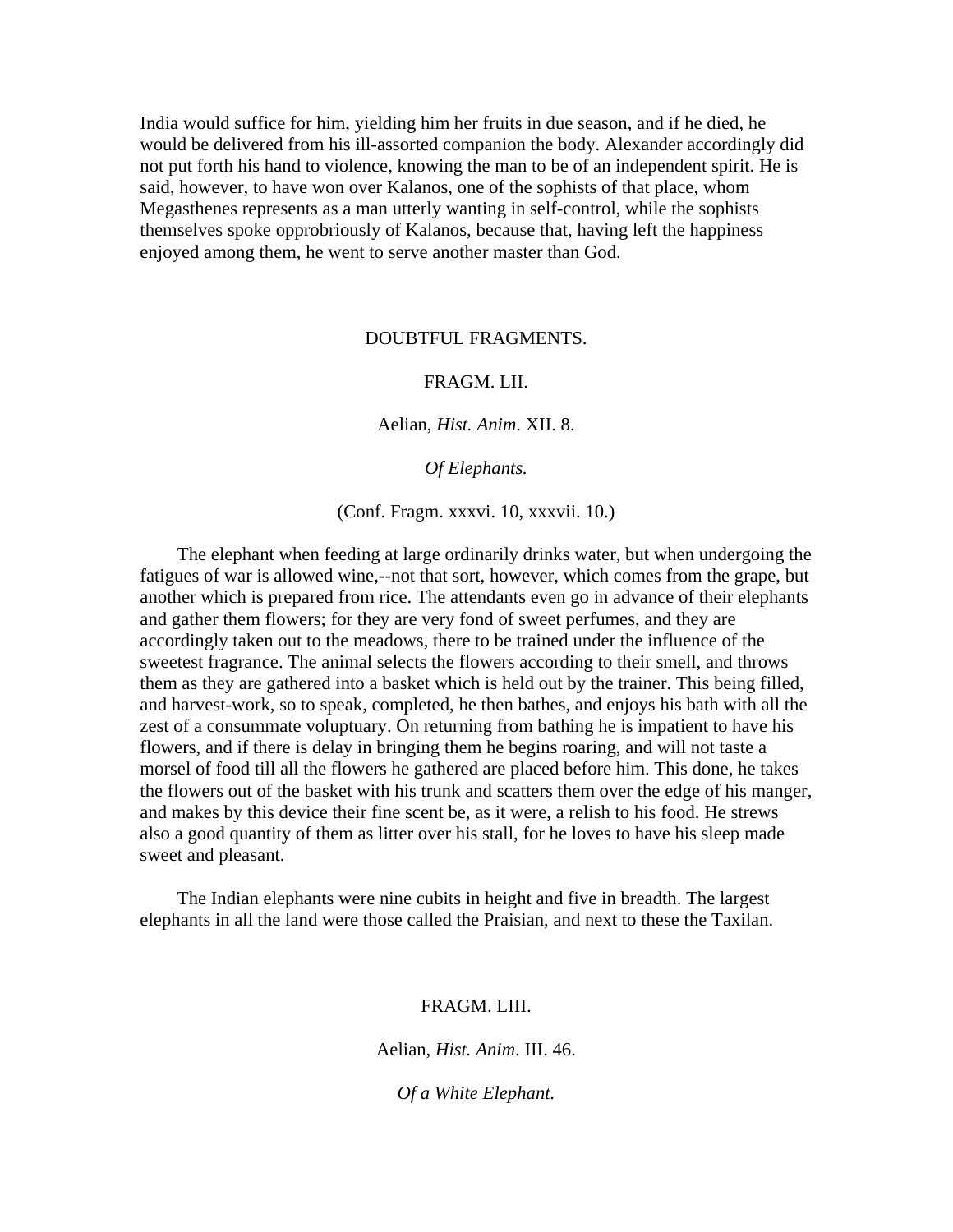India would suffice for him, yielding him her fruits in due season, and if he died, he would be delivered from his ill-assorted companion the body. Alexander accordingly did not put forth his hand to violence, knowing the man to be of an independent spirit. He is said, however, to have won over Kalanos, one of the sophists of that place, whom Megasthenes represents as a man utterly wanting in self-control, while the sophists themselves spoke opprobriously of Kalanos, because that, having left the happiness enjoyed among them, he went to serve another master than God.

## DOUBTFUL FRAGMENTS.

### FRAGM. LII.

Aelian, *Hist. Anim.* XII. 8.

*Of Elephants.*

(Conf. Fragm. xxxvi. 10, xxxvii. 10.)

The elephant when feeding at large ordinarily drinks water, but when undergoing the fatigues of war is allowed wine,--not that sort, however, which comes from the grape, but another which is prepared from rice. The attendants even go in advance of their elephants and gather them flowers; for they are very fond of sweet perfumes, and they are accordingly taken out to the meadows, there to be trained under the influence of the sweetest fragrance. The animal selects the flowers according to their smell, and throws them as they are gathered into a basket which is held out by the trainer. This being filled, and harvest-work, so to speak, completed, he then bathes, and enjoys his bath with all the zest of a consummate voluptuary. On returning from bathing he is impatient to have his flowers, and if there is delay in bringing them he begins roaring, and will not taste a morsel of food till all the flowers he gathered are placed before him. This done, he takes the flowers out of the basket with his trunk and scatters them over the edge of his manger, and makes by this device their fine scent be, as it were, a relish to his food. He strews also a good quantity of them as litter over his stall, for he loves to have his sleep made sweet and pleasant.

The Indian elephants were nine cubits in height and five in breadth. The largest elephants in all the land were those called the Praisian, and next to these the Taxilan.

### FRAGM. LIII.

Aelian, *Hist. Anim.* III. 46.

*Of a White Elephant.*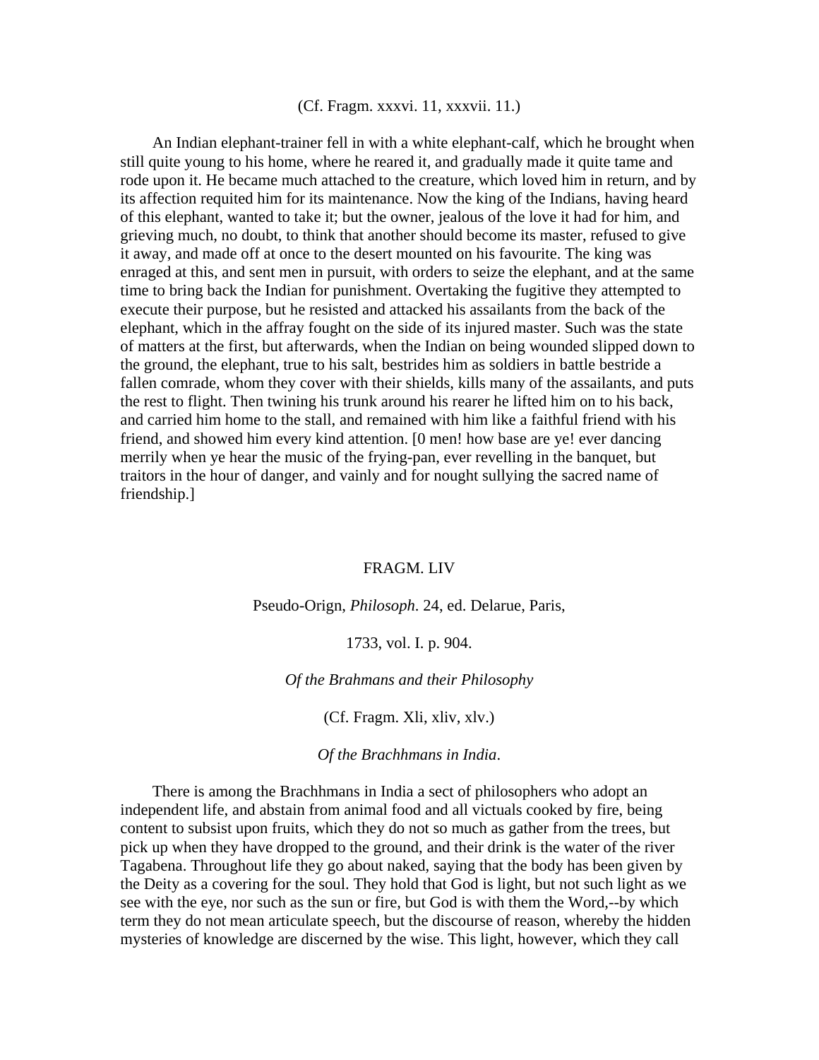(Cf. Fragm. xxxvi. 11, xxxvii. 11.)

An Indian elephant-trainer fell in with a white elephant-calf, which he brought when still quite young to his home, where he reared it, and gradually made it quite tame and rode upon it. He became much attached to the creature, which loved him in return, and by its affection requited him for its maintenance. Now the king of the Indians, having heard of this elephant, wanted to take it; but the owner, jealous of the love it had for him, and grieving much, no doubt, to think that another should become its master, refused to give it away, and made off at once to the desert mounted on his favourite. The king was enraged at this, and sent men in pursuit, with orders to seize the elephant, and at the same time to bring back the Indian for punishment. Overtaking the fugitive they attempted to execute their purpose, but he resisted and attacked his assailants from the back of the elephant, which in the affray fought on the side of its injured master. Such was the state of matters at the first, but afterwards, when the Indian on being wounded slipped down to the ground, the elephant, true to his salt, bestrides him as soldiers in battle bestride a fallen comrade, whom they cover with their shields, kills many of the assailants, and puts the rest to flight. Then twining his trunk around his rearer he lifted him on to his back, and carried him home to the stall, and remained with him like a faithful friend with his friend, and showed him every kind attention. [0 men! how base are ye! ever dancing merrily when ye hear the music of the frying-pan, ever revelling in the banquet, but traitors in the hour of danger, and vainly and for nought sullying the sacred name of friendship.]

## FRAGM. LIV

Pseudo-Origin, *Philosoph.* 24, ed. Delarue, Paris,

1733, vol. I. p. 904.

*Of the Brahmans and their Philosophy*

(Cf. Fragm. Xli, xliv, xlv.)

*Of the Brachhmans in India*.

There is among the Brachhmans in India a sect of philosophers who adopt an independent life, and abstain from animal food and all victuals cooked by fire, being content to subsist upon fruits, which they do not so much as gather from the trees, but pick up when they have dropped to the ground, and their drink is the water of the river Tagabena. Throughout life they go about naked, saying that the body has been given by the Deity as a covering for the soul. They hold that God is light, but not such light as we see with the eye, nor such as the sun or fire, but God is with them the Word,--by which term they do not mean articulate speech, but the discourse of reason, whereby the hidden mysteries of knowledge are discerned by the wise. This light, however, which they call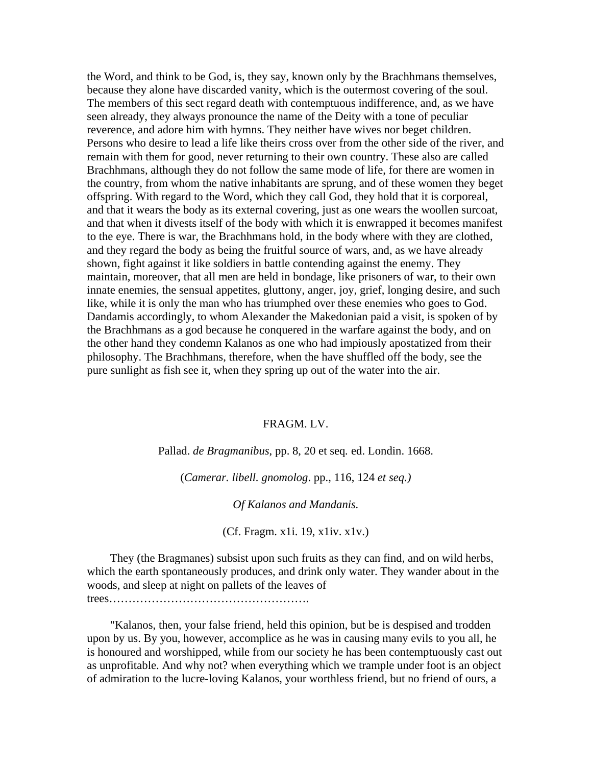the Word, and think to be God, is, they say, known only by the Brachhmans themselves, because they alone have discarded vanity, which is the outermost covering of the soul. The members of this sect regard death with contemptuous indifference, and, as we have seen already, they always pronounce the name of the Deity with a tone of peculiar reverence, and adore him with hymns. They neither have wives nor beget children. Persons who desire to lead a life like theirs cross over from the other side of the river, and remain with them for good, never returning to their own country. These also are called Brachhmans, although they do not follow the same mode of life, for there are women in the country, from whom the native inhabitants are sprung, and of these women they beget offspring. With regard to the Word, which they call God, they hold that it is corporeal, and that it wears the body as its external covering, just as one wears the woollen surcoat, and that when it divests itself of the body with which it is enwrapped it becomes manifest to the eye. There is war, the Brachhmans hold, in the body where with they are clothed, and they regard the body as being the fruitful source of wars, and, as we have already shown, fight against it like soldiers in battle contending against the enemy. They maintain, moreover, that all men are held in bondage, like prisoners of war, to their own innate enemies, the sensual appetites, gluttony, anger, joy, grief, longing desire, and such like, while it is only the man who has triumphed over these enemies who goes to God. Dandamis accordingly, to whom Alexander the Makedonian paid a visit, is spoken of by the Brachhmans as a god because he conquered in the warfare against the body, and on the other hand they condemn Kalanos as one who had impiously apostatized from their philosophy. The Brachhmans, therefore, when the have shuffled off the body, see the pure sunlight as fish see it, when they spring up out of the water into the air.

## FRAGM. LV.

Pallad. *de Bragmanibus*, pp. 8, 20 et seq. ed. Londin. 1668.

(*Camerar. libell. gnomolog*. pp., 116, 124 *et seq.)*

*Of Kalanos and Mandanis.*

(Cf. Fragm. x1i. 19, x1iv. x1v.)

They (the Bragmanes) subsist upon such fruits as they can find, and on wild herbs, which the earth spontaneously produces, and drink only water. They wander about in the woods, and sleep at night on pallets of the leaves of trees…………………………………………….

"Kalanos, then, your false friend, held this opinion, but be is despised and trodden upon by us. By you, however, accomplice as he was in causing many evils to you all, he is honoured and worshipped, while from our society he has been contemptuously cast out as unprofitable. And why not? when everything which we trample under foot is an object of admiration to the lucre-loving Kalanos, your worthless friend, but no friend of ours, a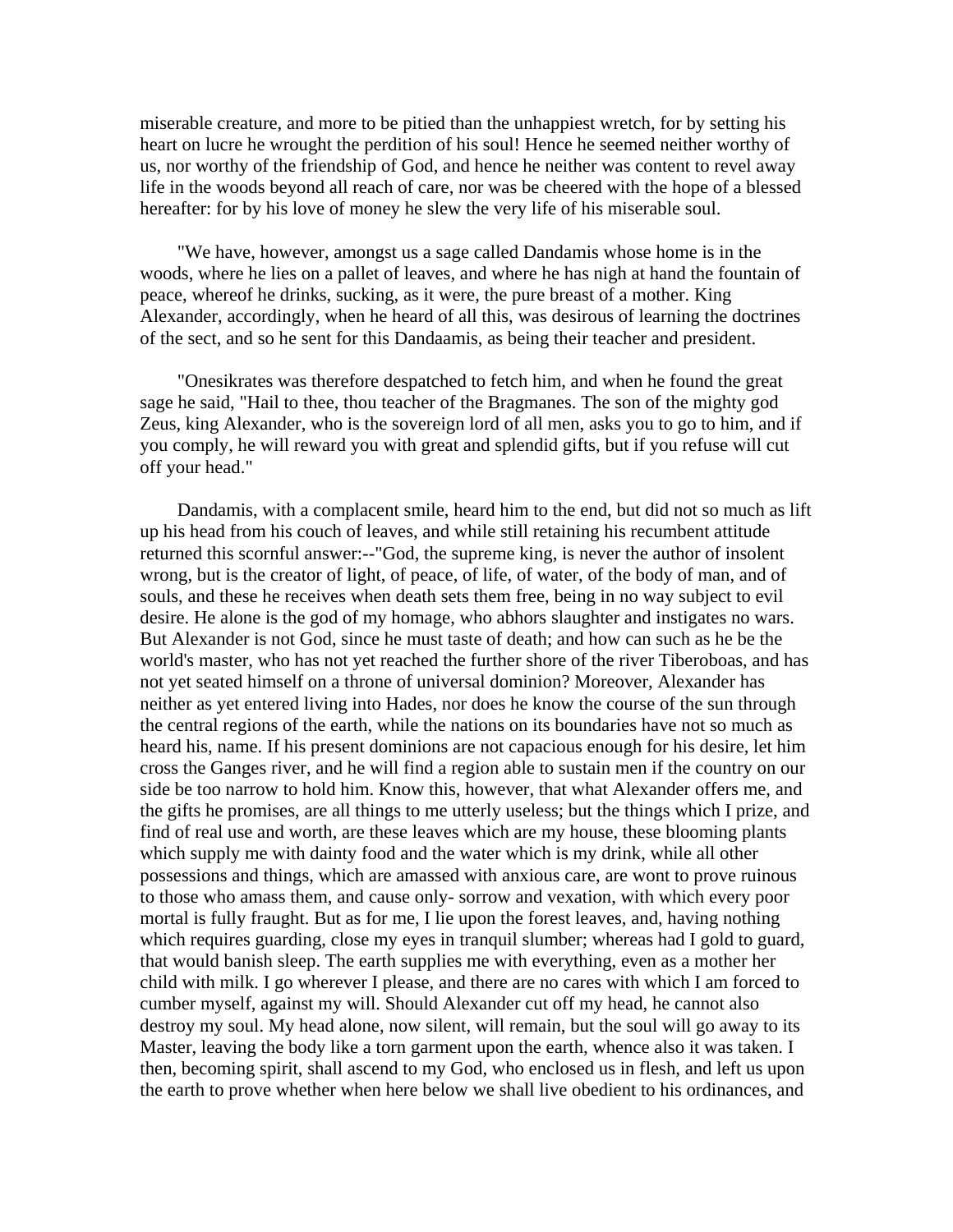miserable creature, and more to be pitied than the unhappiest wretch, for by setting his heart on lucre he wrought the perdition of his soul! Hence he seemed neither worthy of us, nor worthy of the friendship of God, and hence he neither was content to revel away life in the woods beyond all reach of care, nor was be cheered with the hope of a blessed hereafter: for by his love of money he slew the very life of his miserable soul.

"We have, however, amongst us a sage called Dandamis whose home is in the woods, where he lies on a pallet of leaves, and where he has nigh at hand the fountain of peace, whereof he drinks, sucking, as it were, the pure breast of a mother. King Alexander, accordingly, when he heard of all this, was desirous of learning the doctrines of the sect, and so he sent for this Dandaamis, as being their teacher and president.

"Onesikrates was therefore despatched to fetch him, and when he found the great sage he said, "Hail to thee, thou teacher of the Bragmanes. The son of the mighty god Zeus, king Alexander, who is the sovereign lord of all men, asks you to go to him, and if you comply, he will reward you with great and splendid gifts, but if you refuse will cut off your head."

Dandamis, with a complacent smile, heard him to the end, but did not so much as lift up his head from his couch of leaves, and while still retaining his recumbent attitude returned this scornful answer:--"God, the supreme king, is never the author of insolent wrong, but is the creator of light, of peace, of life, of water, of the body of man, and of souls, and these he receives when death sets them free, being in no way subject to evil desire. He alone is the god of my homage, who abhors slaughter and instigates no wars. But Alexander is not God, since he must taste of death; and how can such as he be the world's master, who has not yet reached the further shore of the river Tiberoboas, and has not yet seated himself on a throne of universal dominion? Moreover, Alexander has neither as yet entered living into Hades, nor does he know the course of the sun through the central regions of the earth, while the nations on its boundaries have not so much as heard his, name. If his present dominions are not capacious enough for his desire, let him cross the Ganges river, and he will find a region able to sustain men if the country on our side be too narrow to hold him. Know this, however, that what Alexander offers me, and the gifts he promises, are all things to me utterly useless; but the things which I prize, and find of real use and worth, are these leaves which are my house, these blooming plants which supply me with dainty food and the water which is my drink, while all other possessions and things, which are amassed with anxious care, are wont to prove ruinous to those who amass them, and cause only- sorrow and vexation, with which every poor mortal is fully fraught. But as for me, I lie upon the forest leaves, and, having nothing which requires guarding, close my eyes in tranquil slumber; whereas had I gold to guard, that would banish sleep. The earth supplies me with everything, even as a mother her child with milk. I go wherever I please, and there are no cares with which I am forced to cumber myself, against my will. Should Alexander cut off my head, he cannot also destroy my soul. My head alone, now silent, will remain, but the soul will go away to its Master, leaving the body like a torn garment upon the earth, whence also it was taken. I then, becoming spirit, shall ascend to my God, who enclosed us in flesh, and left us upon the earth to prove whether when here below we shall live obedient to his ordinances, and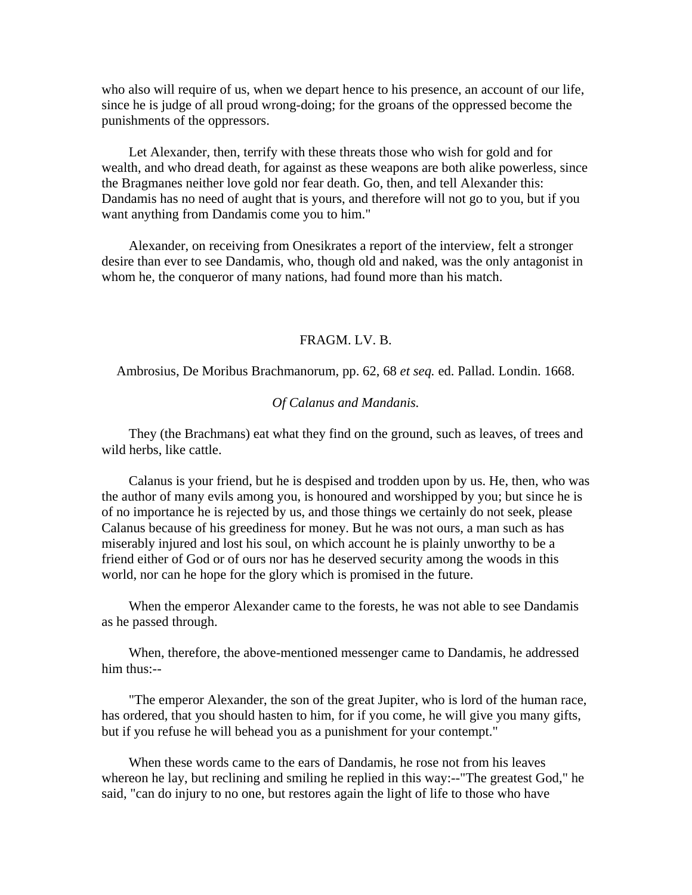who also will require of us, when we depart hence to his presence, an account of our life, since he is judge of all proud wrong-doing; for the groans of the oppressed become the punishments of the oppressors.

Let Alexander, then, terrify with these threats those who wish for gold and for wealth, and who dread death, for against as these weapons are both alike powerless, since the Bragmanes neither love gold nor fear death. Go, then, and tell Alexander this: Dandamis has no need of aught that is yours, and therefore will not go to you, but if you want anything from Dandamis come you to him."

Alexander, on receiving from Onesikrates a report of the interview, felt a stronger desire than ever to see Dandamis, who, though old and naked, was the only antagonist in whom he, the conqueror of many nations, had found more than his match.

## FRAGM. LV. B.

Ambrosius, De Moribus Brachmanorum, pp. 62, 68 *et seq.* ed. Pallad. Londin. 1668.

*Of Calanus and Mandanis.*

They (the Brachmans) eat what they find on the ground, such as leaves, of trees and wild herbs, like cattle.

Calanus is your friend, but he is despised and trodden upon by us. He, then, who was the author of many evils among you, is honoured and worshipped by you; but since he is of no importance he is rejected by us, and those things we certainly do not seek, please Calanus because of his greediness for money. But he was not ours, a man such as has miserably injured and lost his soul, on which account he is plainly unworthy to be a friend either of God or of ours nor has he deserved security among the woods in this world, nor can he hope for the glory which is promised in the future.

When the emperor Alexander came to the forests, he was not able to see Dandamis as he passed through.

When, therefore, the above-mentioned messenger came to Dandamis, he addressed him thus:--

"The emperor Alexander, the son of the great Jupiter, who is lord of the human race, has ordered, that you should hasten to him, for if you come, he will give you many gifts, but if you refuse he will behead you as a punishment for your contempt."

When these words came to the ears of Dandamis, he rose not from his leaves whereon he lay, but reclining and smiling he replied in this way:--"The greatest God," he said, "can do injury to no one, but restores again the light of life to those who have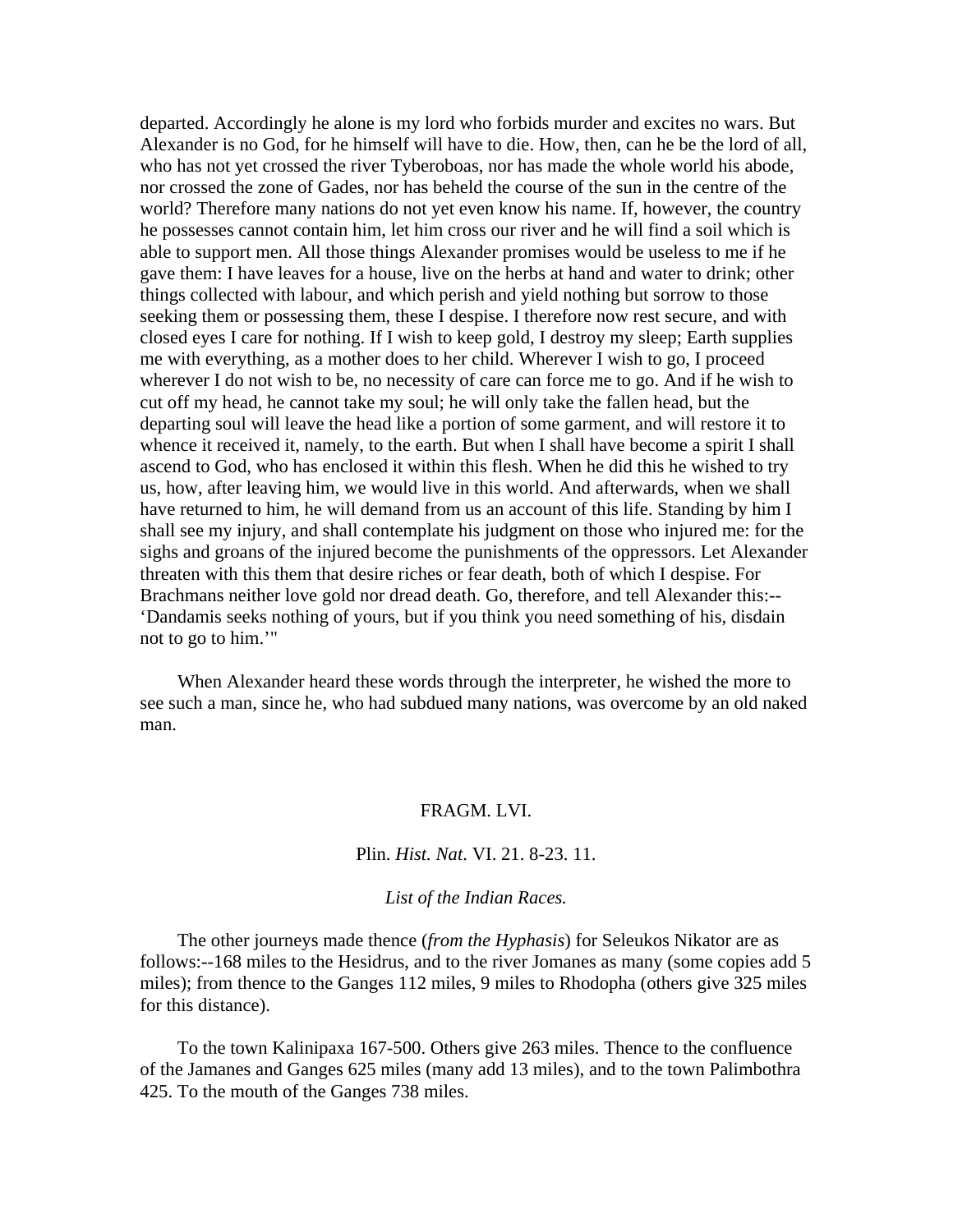departed. Accordingly he alone is my lord who forbids murder and excites no wars. But Alexander is no God, for he himself will have to die. How, then, can he be the lord of all, who has not yet crossed the river Tyberoboas, nor has made the whole world his abode, nor crossed the zone of Gades, nor has beheld the course of the sun in the centre of the world? Therefore many nations do not yet even know his name. If, however, the country he possesses cannot contain him, let him cross our river and he will find a soil which is able to support men. All those things Alexander promises would be useless to me if he gave them: I have leaves for a house, live on the herbs at hand and water to drink; other things collected with labour, and which perish and yield nothing but sorrow to those seeking them or possessing them, these I despise. I therefore now rest secure, and with closed eyes I care for nothing. If I wish to keep gold, I destroy my sleep; Earth supplies me with everything, as a mother does to her child. Wherever I wish to go, I proceed wherever I do not wish to be, no necessity of care can force me to go. And if he wish to cut off my head, he cannot take my soul; he will only take the fallen head, but the departing soul will leave the head like a portion of some garment, and will restore it to whence it received it, namely, to the earth. But when I shall have become a spirit I shall ascend to God, who has enclosed it within this flesh. When he did this he wished to try us, how, after leaving him, we would live in this world. And afterwards, when we shall have returned to him, he will demand from us an account of this life. Standing by him I shall see my injury, and shall contemplate his judgment on those who injured me: for the sighs and groans of the injured become the punishments of the oppressors. Let Alexander threaten with this them that desire riches or fear death, both of which I despise. For Brachmans neither love gold nor dread death. Go, therefore, and tell Alexander this:--'Dandamis seeks nothing of yours, but if you think you need something of his, disdain not to go to him.'"

When Alexander heard these words through the interpreter, he wished the more to see such a man, since he, who had subdued many nations, was overcome by an old naked man.

## FRAGM. LVI.

Plin. *Hist. Nat.* VI. 21. 8-23. 11.

*List of the Indian Races.*

The other journeys made thence (*from the Hyphasis*) for Seleukos Nikator are as follows:--168 miles to the Hesidrus, and to the river Jomanes as many (some copies add 5 miles); from thence to the Ganges 112 miles, 9 miles to Rhodopha (others give 325 miles for this distance).

To the town Kalinipaxa 167-500. Others give 263 miles. Thence to the confluence of the Jamanes and Ganges 625 miles (many add 13 miles), and to the town Palimbothra 425. To the mouth of the Ganges 738 miles.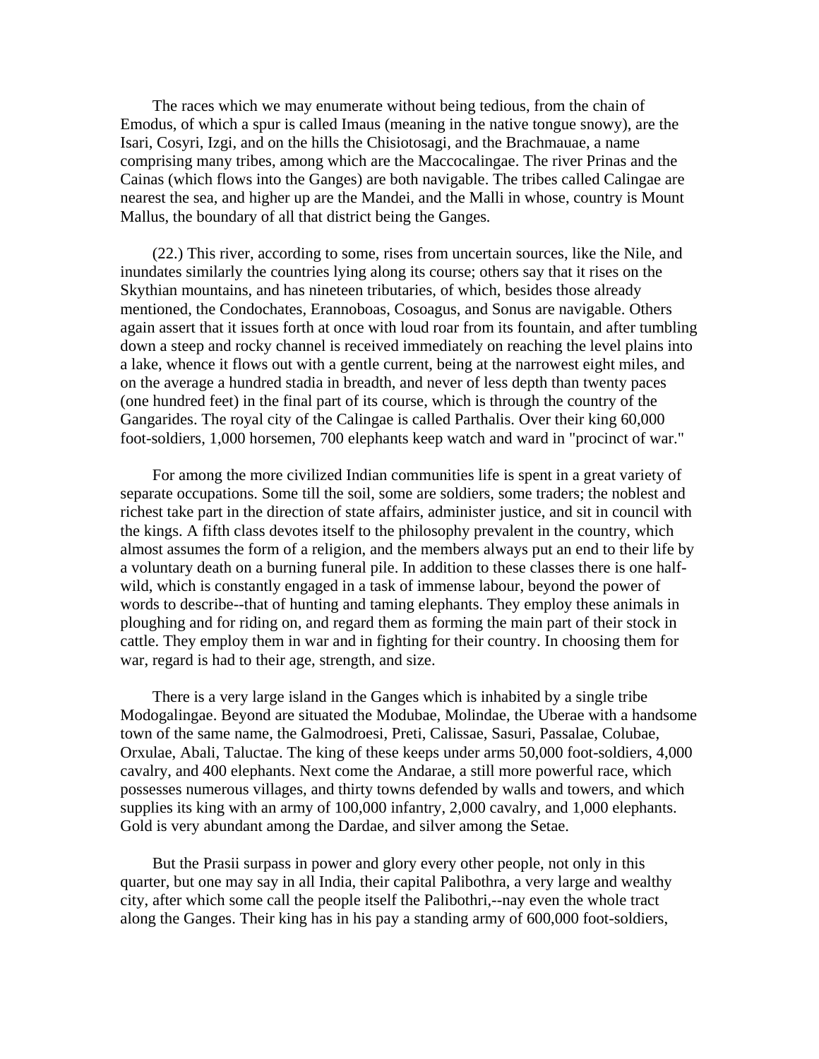The races which we may enumerate without being tedious, from the chain of Emodus, of which a spur is called Imaus (meaning in the native tongue snowy), are the Isari, Cosyri, Izgi, and on the hills the Chisiotosagi, and the Brachmauae, a name comprising many tribes, among which are the Maccocalingae. The river Prinas and the Cainas (which flows into the Ganges) are both navigable. The tribes called Calingae are nearest the sea, and higher up are the Mandei, and the Malli in whose, country is Mount Mallus, the boundary of all that district being the Ganges.

(22.) This river, according to some, rises from uncertain sources, like the Nile, and inundates similarly the countries lying along its course; others say that it rises on the Skythian mountains, and has nineteen tributaries, of which, besides those already mentioned, the Condochates, Erannoboas, Cosoagus, and Sonus are navigable. Others again assert that it issues forth at once with loud roar from its fountain, and after tumbling down a steep and rocky channel is received immediately on reaching the level plains into a lake, whence it flows out with a gentle current, being at the narrowest eight miles, and on the average a hundred stadia in breadth, and never of less depth than twenty paces (one hundred feet) in the final part of its course, which is through the country of the Gangarides. The royal city of the Calingae is called Parthalis. Over their king 60,000 foot-soldiers, 1,000 horsemen, 700 elephants keep watch and ward in "procinct of war."

For among the more civilized Indian communities life is spent in a great variety of separate occupations. Some till the soil, some are soldiers, some traders; the noblest and richest take part in the direction of state affairs, administer justice, and sit in council with the kings. A fifth class devotes itself to the philosophy prevalent in the country, which almost assumes the form of a religion, and the members always put an end to their life by a voluntary death on a burning funeral pile. In addition to these classes there is one half-wild, which is constantly engaged in a task of immense labour, beyond the power of words to describe--that of hunting and taming elephants. They employ these animals in ploughing and for riding on, and regard them as forming the main part of their stock in cattle. They employ them in war and in fighting for their country. In choosing them for war, regard is had to their age, strength, and size.

There is a very large island in the Ganges which is inhabited by a single tribe Modogalingae. Beyond are situated the Modubae, Molindae, the Uberae with a handsome town of the same name, the Galmodroesi, Preti, Calissae, Sasuri, Passalae, Colubae, Orxulae, Abali, Taluctae. The king of these keeps under arms 50,000 foot-soldiers, 4,000 cavalry, and 400 elephants. Next come the Andarae, a still more powerful race, which possesses numerous villages, and thirty towns defended by walls and towers, and which supplies its king with an army of 100,000 infantry, 2,000 cavalry, and 1,000 elephants. Gold is very abundant among the Dardae, and silver among the Setae.

But the Prasii surpass in power and glory every other people, not only in this quarter, but one may say in all India, their capital Palibothra, a very large and wealthy city, after which some call the people itself the Palibothri,--nay even the whole tract along the Ganges. Their king has in his pay a standing army of 600,000 foot-soldiers,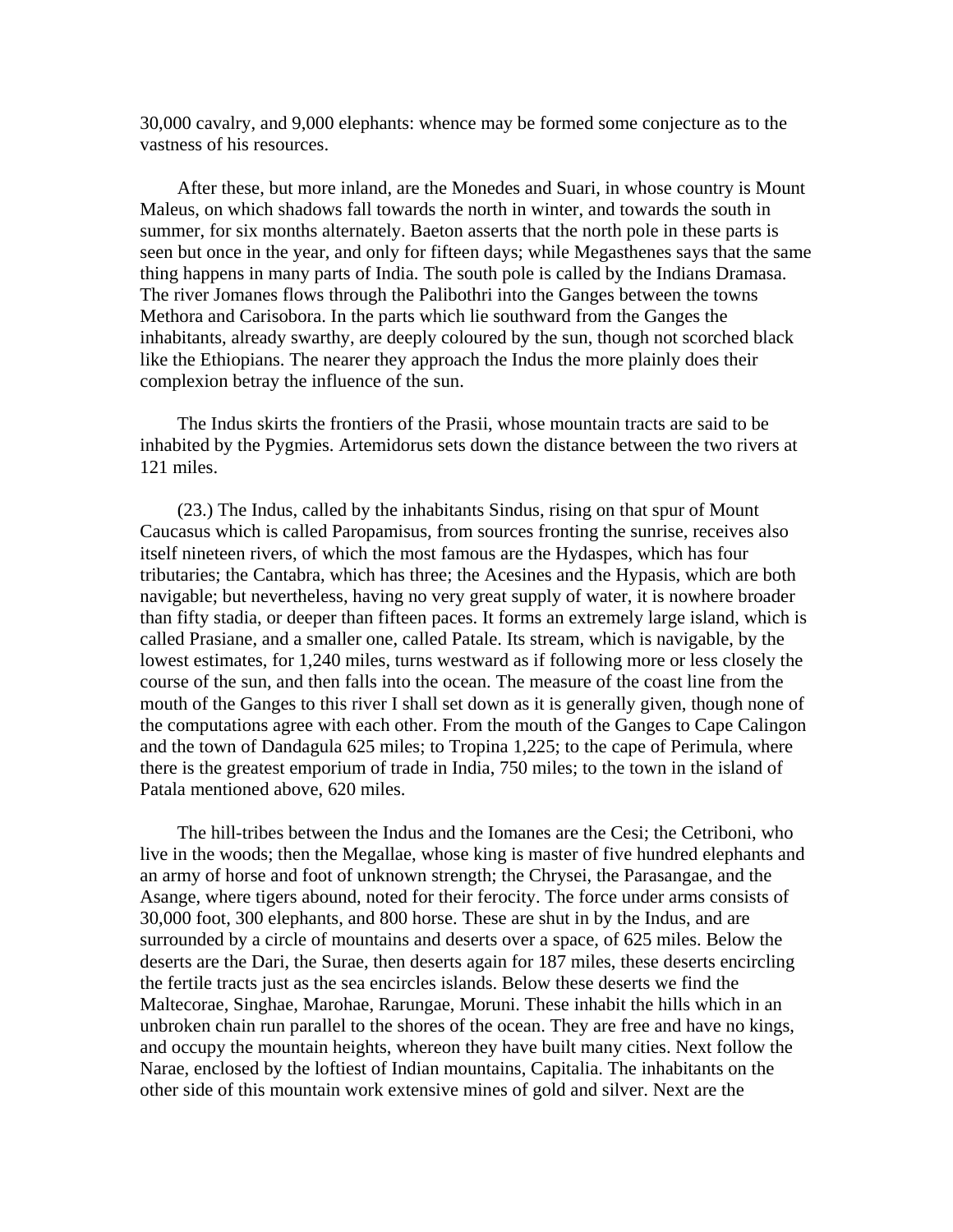30,000 cavalry, and 9,000 elephants: whence may be formed some conjecture as to the vastness of his resources.

After these, but more inland, are the Monedes and Suari, in whose country is Mount Maleus, on which shadows fall towards the north in winter, and towards the south in summer, for six months alternately. Baeton asserts that the north pole in these parts is seen but once in the year, and only for fifteen days; while Megasthenes says that the same thing happens in many parts of India. The south pole is called by the Indians Dramasa. The river Jomanes flows through the Palibothri into the Ganges between the towns Methora and Carisobora. In the parts which lie southward from the Ganges the inhabitants, already swarthy, are deeply coloured by the sun, though not scorched black like the Ethiopians. The nearer they approach the Indus the more plainly does their complexion betray the influence of the sun.

The Indus skirts the frontiers of the Prasii, whose mountain tracts are said to be inhabited by the Pygmies. Artemidorus sets down the distance between the two rivers at 121 miles.

(23.) The Indus, called by the inhabitants Sindus, rising on that spur of Mount Caucasus which is called Paropamisus, from sources fronting the sunrise, receives also itself nineteen rivers, of which the most famous are the Hydaspes, which has four tributaries; the Cantabra, which has three; the Acesines and the Hypasis, which are both navigable; but nevertheless, having no very great supply of water, it is nowhere broader than fifty stadia, or deeper than fifteen paces. It forms an extremely large island, which is called Prasiane, and a smaller one, called Patale. Its stream, which is navigable, by the lowest estimates, for 1,240 miles, turns westward as if following more or less closely the course of the sun, and then falls into the ocean. The measure of the coast line from the mouth of the Ganges to this river I shall set down as it is generally given, though none of the computations agree with each other. From the mouth of the Ganges to Cape Calingon and the town of Dandagula 625 miles; to Tropina 1,225; to the cape of Perimula, where there is the greatest emporium of trade in India, 750 miles; to the town in the island of Patala mentioned above, 620 miles.

The hill-tribes between the Indus and the Iomanes are the Cesi; the Cetriboni, who live in the woods; then the Megallae, whose king is master of five hundred elephants and an army of horse and foot of unknown strength; the Chrysei, the Parasangae, and the Asange, where tigers abound, noted for their ferocity. The force under arms consists of 30,000 foot, 300 elephants, and 800 horse. These are shut in by the Indus, and are surrounded by a circle of mountains and deserts over a space, of 625 miles. Below the deserts are the Dari, the Surae, then deserts again for 187 miles, these deserts encircling the fertile tracts just as the sea encircles islands. Below these deserts we find the Maltecorae, Singhae, Marohae, Rarungae, Moruni. These inhabit the hills which in an unbroken chain run parallel to the shores of the ocean. They are free and have no kings, and occupy the mountain heights, whereon they have built many cities. Next follow the Narae, enclosed by the loftiest of Indian mountains, Capitalia. The inhabitants on the other side of this mountain work extensive mines of gold and silver. Next are the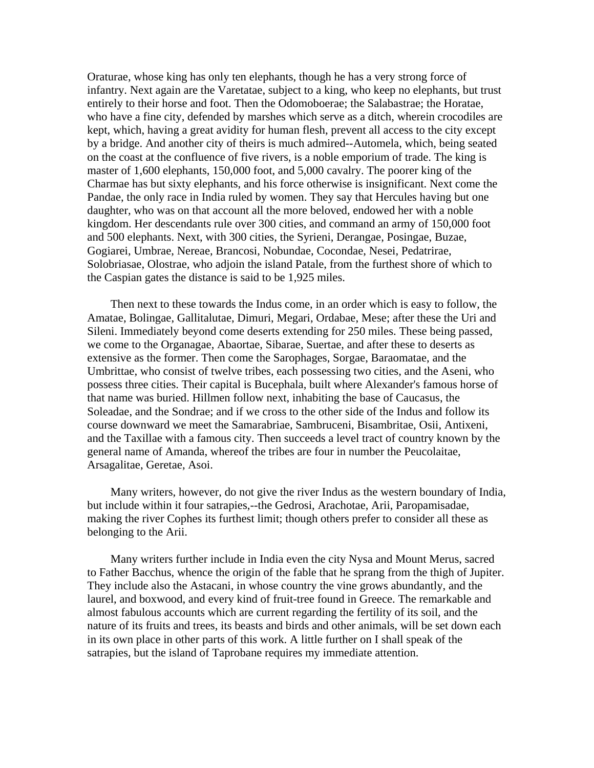Oraturae, whose king has only ten elephants, though he has a very strong force of infantry. Next again are the Varetatae, subject to a king, who keep no elephants, but trust entirely to their horse and foot. Then the Odomoboerae; the Salabastrae; the Horatae, who have a fine city, defended by marshes which serve as a ditch, wherein crocodiles are kept, which, having a great avidity for human flesh, prevent all access to the city except by a bridge. And another city of theirs is much admired--Automela, which, being seated on the coast at the confluence of five rivers, is a noble emporium of trade. The king is master of 1,600 elephants, 150,000 foot, and 5,000 cavalry. The poorer king of the Charmae has but sixty elephants, and his force otherwise is insignificant. Next come the Pandae, the only race in India ruled by women. They say that Hercules having but one daughter, who was on that account all the more beloved, endowed her with a noble kingdom. Her descendants rule over 300 cities, and command an army of 150,000 foot and 500 elephants. Next, with 300 cities, the Syrieni, Derangae, Posingae, Buzae, Gogiarei, Umbrae, Nereae, Brancosi, Nobundae, Cocondae, Nesei, Pedatrirae, Solobriasae, Olostrae, who adjoin the island Patale, from the furthest shore of which to the Caspian gates the distance is said to be 1,925 miles.

Then next to these towards the Indus come, in an order which is easy to follow, the Amatae, Bolingae, Gallitalutae, Dimuri, Megari, Ordabae, Mese; after these the Uri and Sileni. Immediately beyond come deserts extending for 250 miles. These being passed, we come to the Organagae, Abaortae, Sibarae, Suertae, and after these to deserts as extensive as the former. Then come the Sarophages, Sorgae, Baraomatae, and the Umbrittae, who consist of twelve tribes, each possessing two cities, and the Aseni, who possess three cities. Their capital is Bucephala, built where Alexander's famous horse of that name was buried. Hillmen follow next, inhabiting the base of Caucasus, the Soleadae, and the Sondrae; and if we cross to the other side of the Indus and follow its course downward we meet the Samarabriae, Sambruceni, Bisambritae, Osii, Antixeni, and the Taxillae with a famous city. Then succeeds a level tract of country known by the general name of Amanda, whereof the tribes are four in number the Peucolaitae, Arsagalitae, Geretae, Asoi.

Many writers, however, do not give the river Indus as the western boundary of India, but include within it four satrapies,--the Gedrosi, Arachotae, Arii, Paropamisadae, making the river Cophes its furthest limit; though others prefer to consider all these as belonging to the Arii.

Many writers further include in India even the city Nysa and Mount Merus, sacred to Father Bacchus, whence the origin of the fable that he sprang from the thigh of Jupiter. They include also the Astacani, in whose country the vine grows abundantly, and the laurel, and boxwood, and every kind of fruit-tree found in Greece. The remarkable and almost fabulous accounts which are current regarding the fertility of its soil, and the nature of its fruits and trees, its beasts and birds and other animals, will be set down each in its own place in other parts of this work. A little further on I shall speak of the satrapies, but the island of Taprobane requires my immediate attention.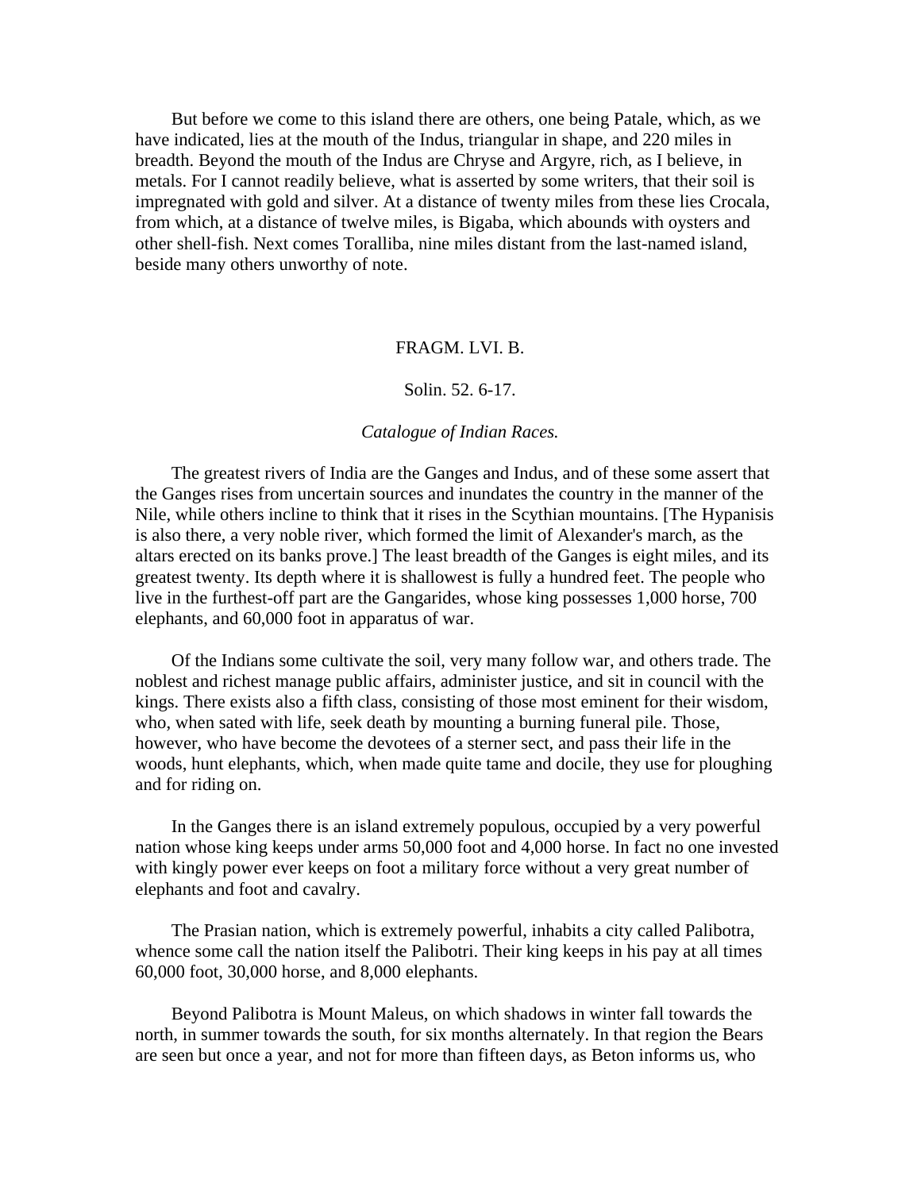But before we come to this island there are others, one being Patale, which, as we have indicated, lies at the mouth of the Indus, triangular in shape, and 220 miles in breadth. Beyond the mouth of the Indus are Chryse and Argyre, rich, as I believe, in metals. For I cannot readily believe, what is asserted by some writers, that their soil is impregnated with gold and silver. At a distance of twenty miles from these lies Crocala, from which, at a distance of twelve miles, is Bigaba, which abounds with oysters and other shell-fish. Next comes Toralliba, nine miles distant from the last-named island, beside many others unworthy of note.

FRAGM. LVI. B.

Solin. 52. 6-17.

*Catalogue of Indian Races.*

The greatest rivers of India are the Ganges and Indus, and of these some assert that the Ganges rises from uncertain sources and inundates the country in the manner of the Nile, while others incline to think that it rises in the Scythian mountains. [The Hypanisis is also there, a very noble river, which formed the limit of Alexander's march, as the altars erected on its banks prove.] The least breadth of the Ganges is eight miles, and its greatest twenty. Its depth where it is shallowest is fully a hundred feet. The people who live in the furthest-off part are the Gangarides, whose king possesses 1,000 horse, 700 elephants, and 60,000 foot in apparatus of war.

Of the Indians some cultivate the soil, very many follow war, and others trade. The noblest and richest manage public affairs, administer justice, and sit in council with the kings. There exists also a fifth class, consisting of those most eminent for their wisdom, who, when sated with life, seek death by mounting a burning funeral pile. Those, however, who have become the devotees of a sterner sect, and pass their life in the woods, hunt elephants, which, when made quite tame and docile, they use for ploughing and for riding on.

In the Ganges there is an island extremely populous, occupied by a very powerful nation whose king keeps under arms 50,000 foot and 4,000 horse. In fact no one invested with kingly power ever keeps on foot a military force without a very great number of elephants and foot and cavalry.

The Prasian nation, which is extremely powerful, inhabits a city called Palibotra, whence some call the nation itself the Palibotri. Their king keeps in his pay at all times 60,000 foot, 30,000 horse, and 8,000 elephants.

Beyond Palibotra is Mount Maleus, on which shadows in winter fall towards the north, in summer towards the south, for six months alternately. In that region the Bears are seen but once a year, and not for more than fifteen days, as Beton informs us, who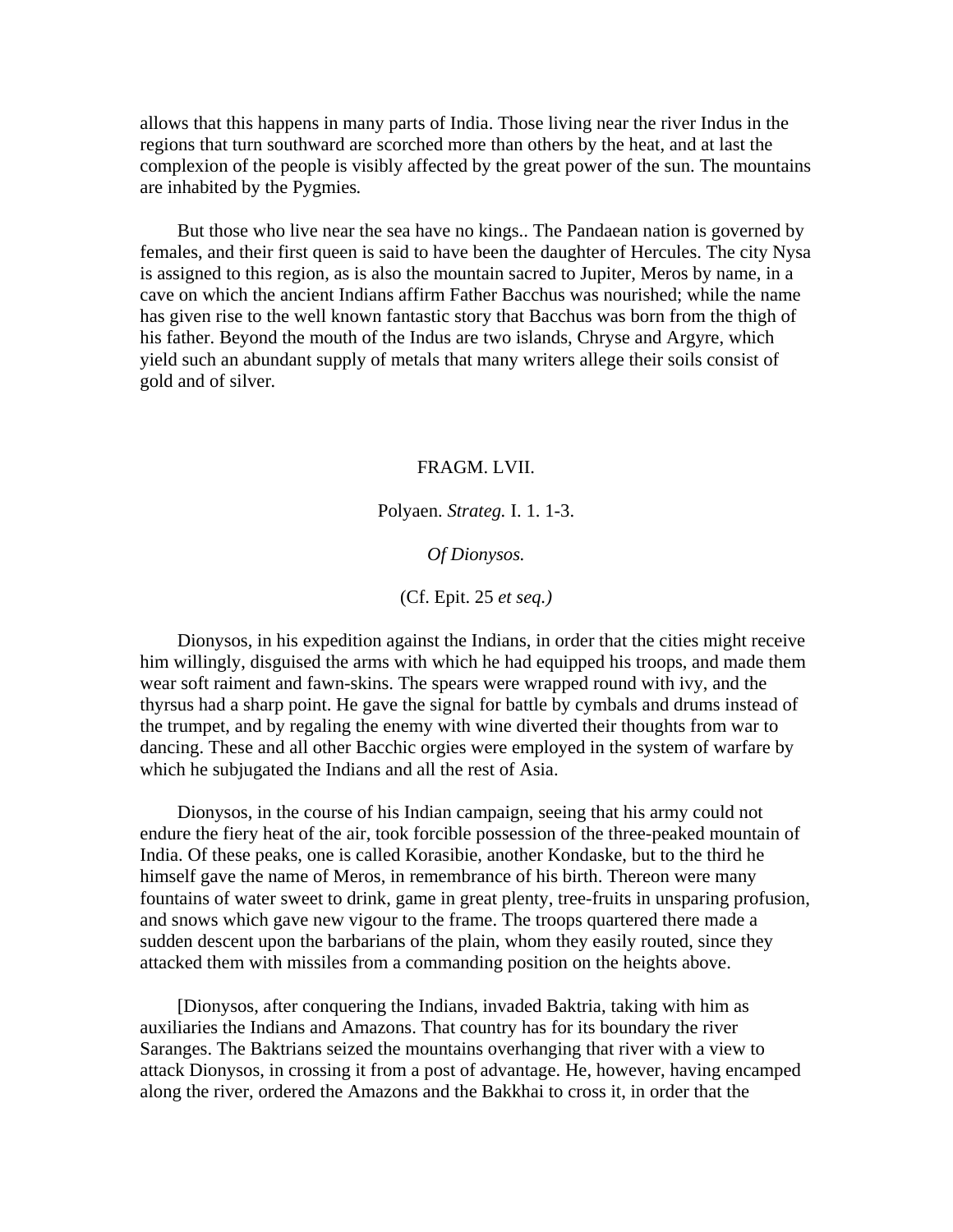allows that this happens in many parts of India. Those living near the river Indus in the regions that turn southward are scorched more than others by the heat, and at last the complexion of the people is visibly affected by the great power of the sun. The mountains are inhabited by the Pygmies.

But those who live near the sea have no kings.. The Pandaean nation is governed by females, and their first queen is said to have been the daughter of Hercules. The city Nysa is assigned to this region, as is also the mountain sacred to Jupiter, Meros by name, in a cave on which the ancient Indians affirm Father Bacchus was nourished; while the name has given rise to the well known fantastic story that Bacchus was born from the thigh of his father. Beyond the mouth of the Indus are two islands, Chryse and Argyre, which yield such an abundant supply of metals that many writers allege their soils consist of gold and of silver.

## FRAGM. LVII.

Polyaen. *Strateg.* I. 1. 1-3.

*Of Dionysos.*

(Cf. Epit. 25 *et seq.)*

Dionysos, in his expedition against the Indians, in order that the cities might receive him willingly, disguised the arms with which he had equipped his troops, and made them wear soft raiment and fawn-skins. The spears were wrapped round with ivy, and the thyrsus had a sharp point. He gave the signal for battle by cymbals and drums instead of the trumpet, and by regaling the enemy with wine diverted their thoughts from war to dancing. These and all other Bacchic orgies were employed in the system of warfare by which he subjugated the Indians and all the rest of Asia.

Dionysos, in the course of his Indian campaign, seeing that his army could not endure the fiery heat of the air, took forcible possession of the three-peaked mountain of India. Of these peaks, one is called Korasibie, another Kondaske, but to the third he himself gave the name of Meros, in remembrance of his birth. Thereon were many fountains of water sweet to drink, game in great plenty, tree-fruits in unsparing profusion, and snows which gave new vigour to the frame. The troops quartered there made a sudden descent upon the barbarians of the plain, whom they easily routed, since they attacked them with missiles from a commanding position on the heights above.

[Dionysos, after conquering the Indians, invaded Baktria, taking with him as auxiliaries the Indians and Amazons. That country has for its boundary the river Saranges. The Baktrians seized the mountains overhanging that river with a view to attack Dionysos, in crossing it from a post of advantage. He, however, having encamped along the river, ordered the Amazons and the Bakkhai to cross it, in order that the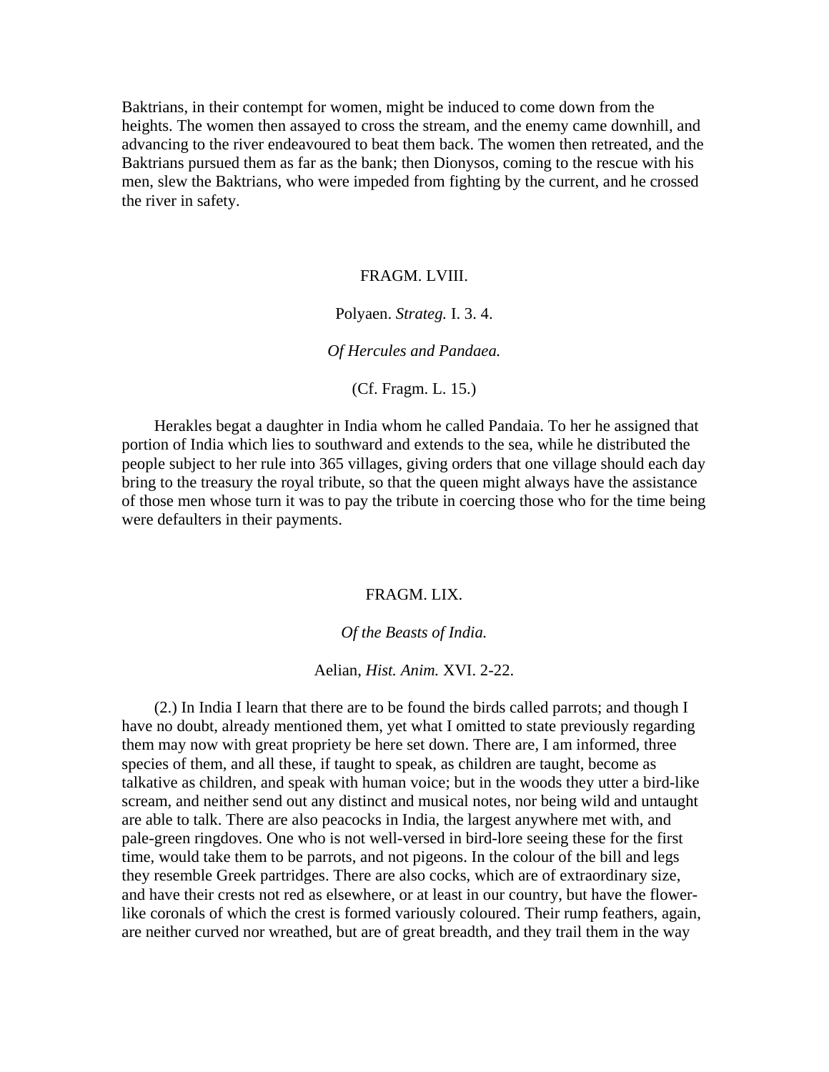Baktrians, in their contempt for women, might be induced to come down from the heights. The women then assayed to cross the stream, and the enemy came downhill, and advancing to the river endeavoured to beat them back. The women then retreated, and the Baktrians pursued them as far as the bank; then Dionysos, coming to the rescue with his men, slew the Baktrians, who were impeded from fighting by the current, and he crossed the river in safety.

## FRAGM. LVIII.

Polyaen. *Strateg.* I. 3. 4.

*Of Hercules and Pandaea.*

(Cf. Fragm. L. 15.)

Herakles begat a daughter in India whom he called Pandaia. To her he assigned that portion of India which lies to southward and extends to the sea, while he distributed the people subject to her rule into 365 villages, giving orders that one village should each day bring to the treasury the royal tribute, so that the queen might always have the assistance of those men whose turn it was to pay the tribute in coercing those who for the time being were defaulters in their payments.

## FRAGM. LIX.

*Of the Beasts of India.*

Aelian, *Hist. Anim.* XVI. 2-22.

(2.) In India I learn that there are to be found the birds called parrots; and though I have no doubt, already mentioned them, yet what I omitted to state previously regarding them may now with great propriety be here set down. There are, I am informed, three species of them, and all these, if taught to speak, as children are taught, become as talkative as children, and speak with human voice; but in the woods they utter a bird-like scream, and neither send out any distinct and musical notes, nor being wild and untaught are able to talk. There are also peacocks in India, the largest anywhere met with, and pale-green ringdoves. One who is not well-versed in bird-lore seeing these for the first time, would take them to be parrots, and not pigeons. In the colour of the bill and legs they resemble Greek partridges. There are also cocks, which are of extraordinary size, and have their crests not red as elsewhere, or at least in our country, but have the flower-like coronals of which the crest is formed variously coloured. Their rump feathers, again, are neither curved nor wreathed, but are of great breadth, and they trail them in the way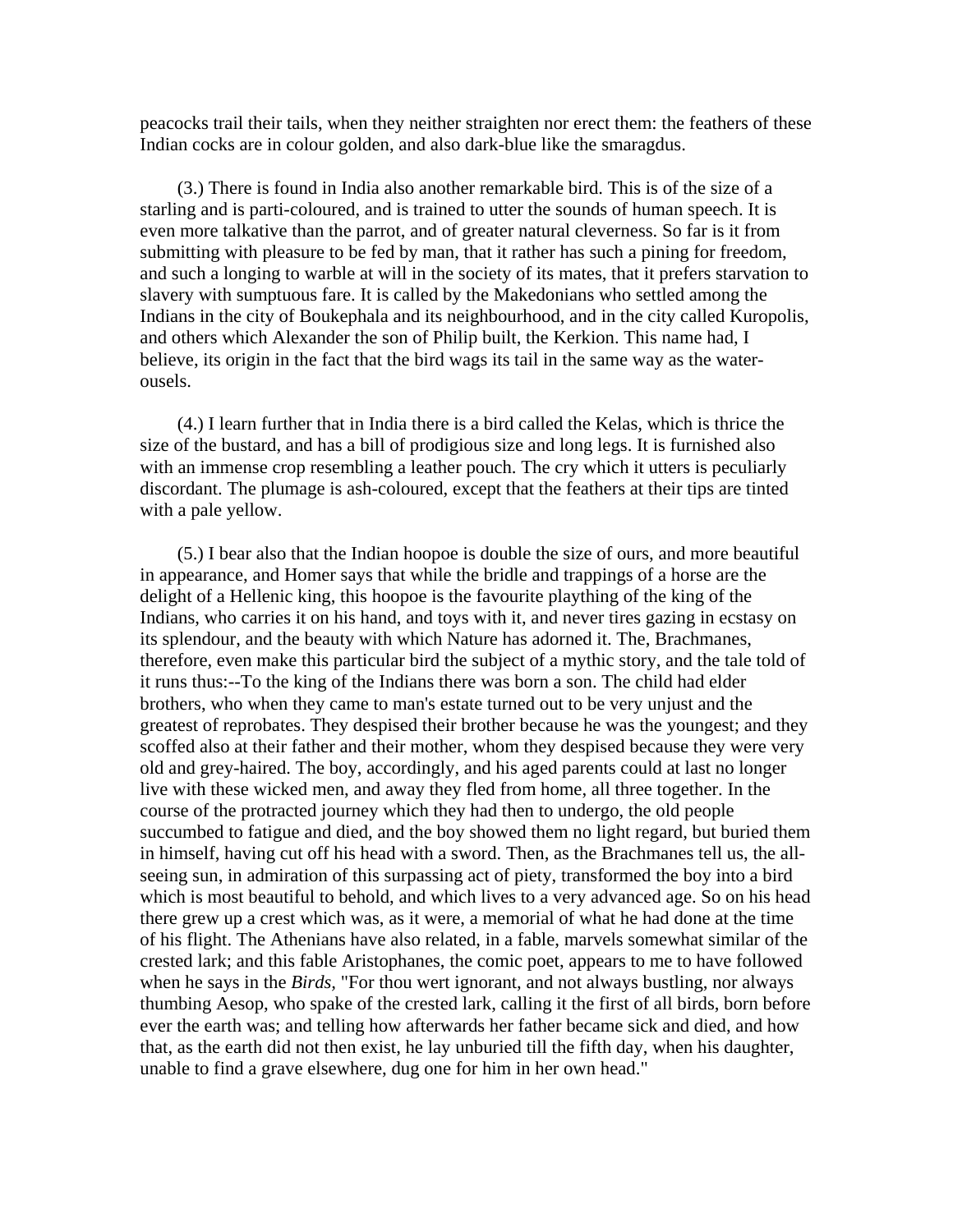peacocks trail their tails, when they neither straighten nor erect them: the feathers of these Indian cocks are in colour golden, and also dark-blue like the smaragdus.

(3.) There is found in India also another remarkable bird. This is of the size of a starling and is parti-coloured, and is trained to utter the sounds of human speech. It is even more talkative than the parrot, and of greater natural cleverness. So far is it from submitting with pleasure to be fed by man, that it rather has such a pining for freedom, and such a longing to warble at will in the society of its mates, that it prefers starvation to slavery with sumptuous fare. It is called by the Makedonians who settled among the Indians in the city of Boukephala and its neighbourhood, and in the city called Kuropolis, and others which Alexander the son of Philip built, the Kerkion. This name had, I believe, its origin in the fact that the bird wags its tail in the same way as the water-ousels.

(4.) I learn further that in India there is a bird called the Kelas, which is thrice the size of the bustard, and has a bill of prodigious size and long legs. It is furnished also with an immense crop resembling a leather pouch. The cry which it utters is peculiarly discordant. The plumage is ash-coloured, except that the feathers at their tips are tinted with a pale yellow.

(5.) I bear also that the Indian hoopoe is double the size of ours, and more beautiful in appearance, and Homer says that while the bridle and trappings of a horse are the delight of a Hellenic king, this hoopoe is the favourite plaything of the king of the Indians, who carries it on his hand, and toys with it, and never tires gazing in ecstasy on its splendour, and the beauty with which Nature has adorned it. The, Brachmanes, therefore, even make this particular bird the subject of a mythic story, and the tale told of it runs thus:--To the king of the Indians there was born a son. The child had elder brothers, who when they came to man's estate turned out to be very unjust and the greatest of reprobates. They despised their brother because he was the youngest; and they scoffed also at their father and their mother, whom they despised because they were very old and grey-haired. The boy, accordingly, and his aged parents could at last no longer live with these wicked men, and away they fled from home, all three together. In the course of the protracted journey which they had then to undergo, the old people succumbed to fatigue and died, and the boy showed them no light regard, but buried them in himself, having cut off his head with a sword. Then, as the Brachmanes tell us, the all-seeing sun, in admiration of this surpassing act of piety, transformed the boy into a bird which is most beautiful to behold, and which lives to a very advanced age. So on his head there grew up a crest which was, as it were, a memorial of what he had done at the time of his flight. The Athenians have also related, in a fable, marvels somewhat similar of the crested lark; and this fable Aristophanes, the comic poet, appears to me to have followed when he says in the *Birds*, "For thou wert ignorant, and not always bustling, nor always thumbing Aesop, who spake of the crested lark, calling it the first of all birds, born before ever the earth was; and telling how afterwards her father became sick and died, and how that, as the earth did not then exist, he lay unburied till the fifth day, when his daughter, unable to find a grave elsewhere, dug one for him in her own head."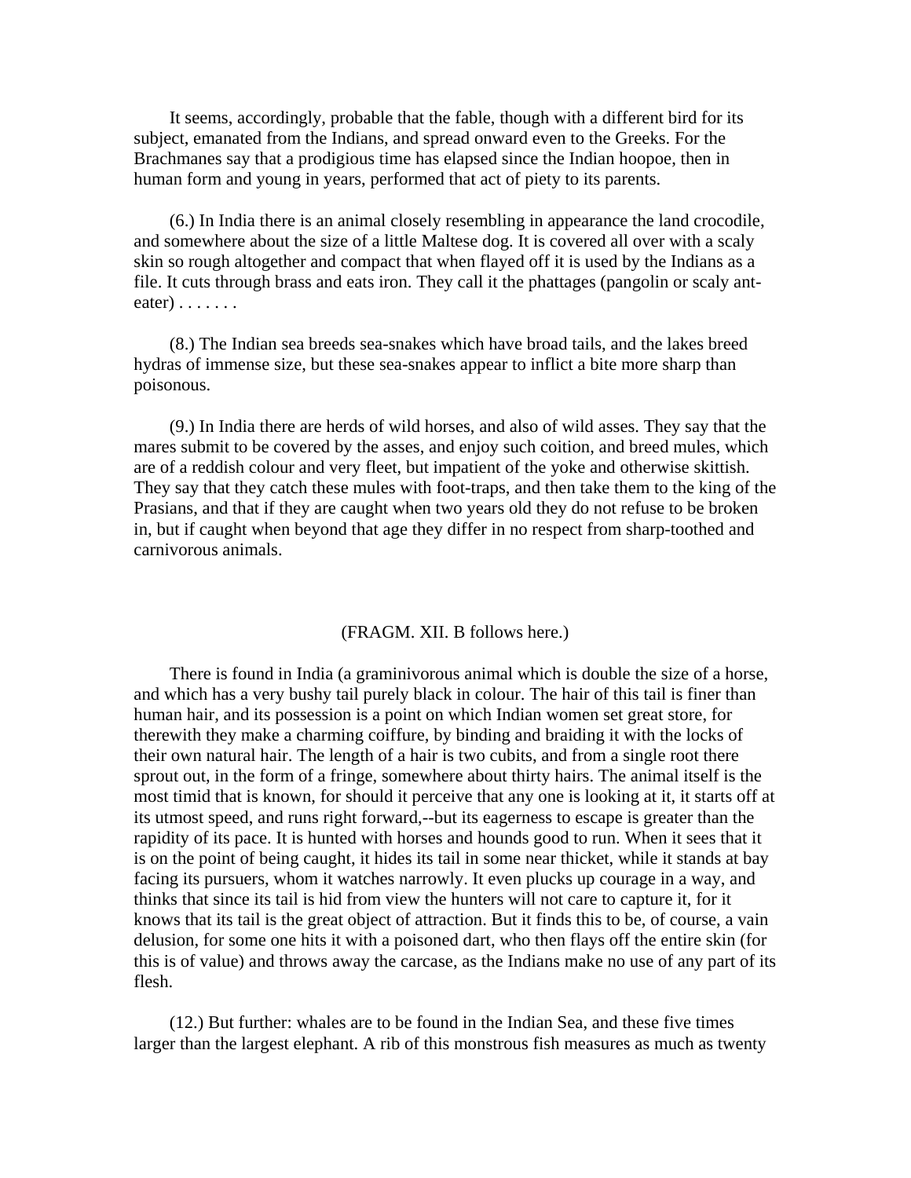It seems, accordingly, probable that the fable, though with a different bird for its subject, emanated from the Indians, and spread onward even to the Greeks. For the Brachmanes say that a prodigious time has elapsed since the Indian hoopoe, then in human form and young in years, performed that act of piety to its parents.

(6.) In India there is an animal closely resembling in appearance the land crocodile, and somewhere about the size of a little Maltese dog. It is covered all over with a scaly skin so rough altogether and compact that when flayed off it is used by the Indians as a file. It cuts through brass and eats iron. They call it the phattages (pangolin or scaly ant-eater) . . . . . . .

(8.) The Indian sea breeds sea-snakes which have broad tails, and the lakes breed hydras of immense size, but these sea-snakes appear to inflict a bite more sharp than poisonous.

(9.) In India there are herds of wild horses, and also of wild asses. They say that the mares submit to be covered by the asses, and enjoy such coition, and breed mules, which are of a reddish colour and very fleet, but impatient of the yoke and otherwise skittish. They say that they catch these mules with foot-traps, and then take them to the king of the Prasians, and that if they are caught when two years old they do not refuse to be broken in, but if caught when beyond that age they differ in no respect from sharp-toothed and carnivorous animals.

(FRAGM. XII. B follows here.)

There is found in India (a graminivorous animal which is double the size of a horse, and which has a very bushy tail purely black in colour. The hair of this tail is finer than human hair, and its possession is a point on which Indian women set great store, for therewith they make a charming coiffure, by binding and braiding it with the locks of their own natural hair. The length of a hair is two cubits, and from a single root there sprout out, in the form of a fringe, somewhere about thirty hairs. The animal itself is the most timid that is known, for should it perceive that any one is looking at it, it starts off at its utmost speed, and runs right forward,--but its eagerness to escape is greater than the rapidity of its pace. It is hunted with horses and hounds good to run. When it sees that it is on the point of being caught, it hides its tail in some near thicket, while it stands at bay facing its pursuers, whom it watches narrowly. It even plucks up courage in a way, and thinks that since its tail is hid from view the hunters will not care to capture it, for it knows that its tail is the great object of attraction. But it finds this to be, of course, a vain delusion, for some one hits it with a poisoned dart, who then flays off the entire skin (for this is of value) and throws away the carcase, as the Indians make no use of any part of its flesh.

(12.) But further: whales are to be found in the Indian Sea, and these five times larger than the largest elephant. A rib of this monstrous fish measures as much as twenty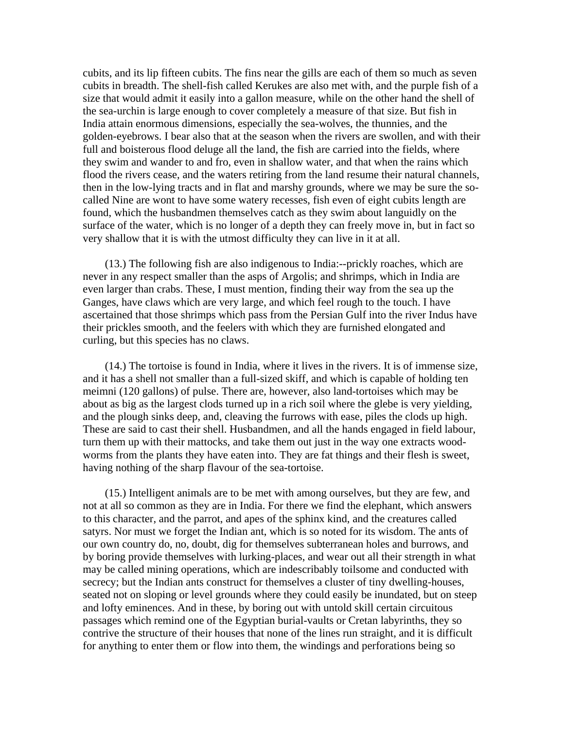cubits, and its lip fifteen cubits. The fins near the gills are each of them so much as seven cubits in breadth. The shell-fish called Kerukes are also met with, and the purple fish of a size that would admit it easily into a gallon measure, while on the other hand the shell of the sea-urchin is large enough to cover completely a measure of that size. But fish in India attain enormous dimensions, especially the sea-wolves, the thunnies, and the golden-eyebrows. I bear also that at the season when the rivers are swollen, and with their full and boisterous flood deluge all the land, the fish are carried into the fields, where they swim and wander to and fro, even in shallow water, and that when the rains which flood the rivers cease, and the waters retiring from the land resume their natural channels, then in the low-lying tracts and in flat and marshy grounds, where we may be sure the so-called Nine are wont to have some watery recesses, fish even of eight cubits length are found, which the husbandmen themselves catch as they swim about languidly on the surface of the water, which is no longer of a depth they can freely move in, but in fact so very shallow that it is with the utmost difficulty they can live in it at all.

(13.) The following fish are also indigenous to India:--prickly roaches, which are never in any respect smaller than the asps of Argolis; and shrimps, which in India are even larger than crabs. These, I must mention, finding their way from the sea up the Ganges, have claws which are very large, and which feel rough to the touch. I have ascertained that those shrimps which pass from the Persian Gulf into the river Indus have their prickles smooth, and the feelers with which they are furnished elongated and curling, but this species has no claws.

(14.) The tortoise is found in India, where it lives in the rivers. It is of immense size, and it has a shell not smaller than a full-sized skiff, and which is capable of holding ten meimni (120 gallons) of pulse. There are, however, also land-tortoises which may be about as big as the largest clods turned up in a rich soil where the glebe is very yielding, and the plough sinks deep, and, cleaving the furrows with ease, piles the clods up high. These are said to cast their shell. Husbandmen, and all the hands engaged in field labour, turn them up with their mattocks, and take them out just in the way one extracts wood-worms from the plants they have eaten into. They are fat things and their flesh is sweet, having nothing of the sharp flavour of the sea-tortoise.

(15.) Intelligent animals are to be met with among ourselves, but they are few, and not at all so common as they are in India. For there we find the elephant, which answers to this character, and the parrot, and apes of the sphinx kind, and the creatures called satyrs. Nor must we forget the Indian ant, which is so noted for its wisdom. The ants of our own country do, no, doubt, dig for themselves subterranean holes and burrows, and by boring provide themselves with lurking-places, and wear out all their strength in what may be called mining operations, which are indescribably toilsome and conducted with secrecy; but the Indian ants construct for themselves a cluster of tiny dwelling-houses, seated not on sloping or level grounds where they could easily be inundated, but on steep and lofty eminences. And in these, by boring out with untold skill certain circuitous passages which remind one of the Egyptian burial-vaults or Cretan labyrinths, they so contrive the structure of their houses that none of the lines run straight, and it is difficult for anything to enter them or flow into them, the windings and perforations being so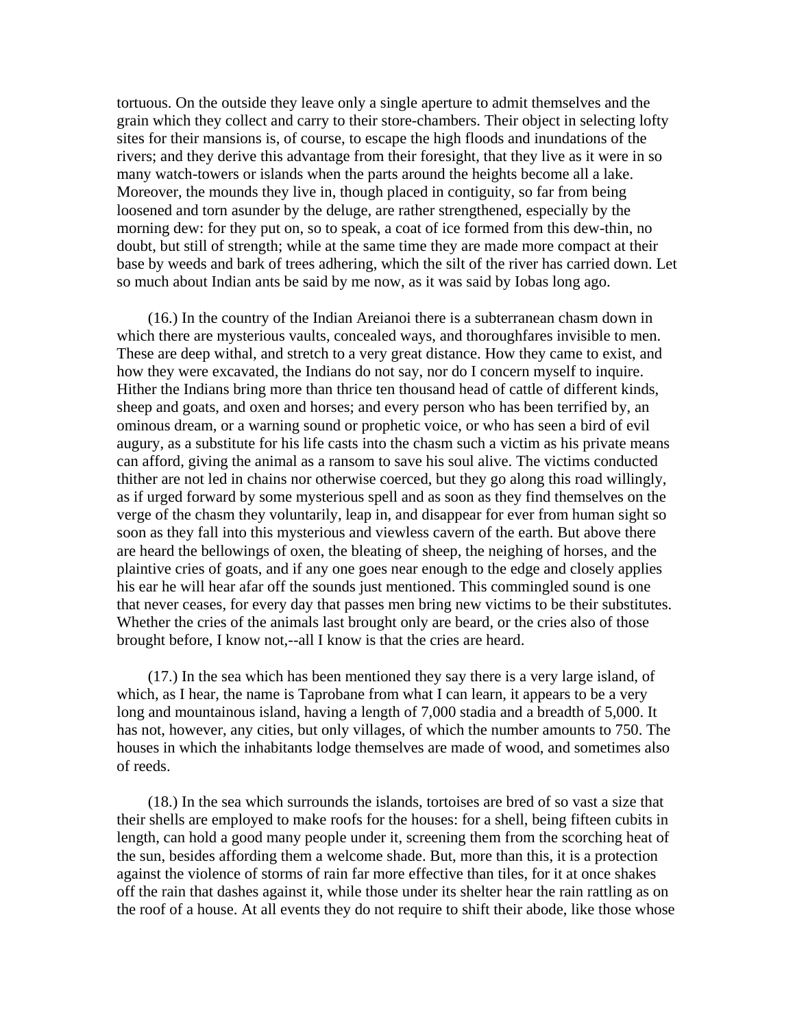tortuous. On the outside they leave only a single aperture to admit themselves and the grain which they collect and carry to their store-chambers. Their object in selecting lofty sites for their mansions is, of course, to escape the high floods and inundations of the rivers; and they derive this advantage from their foresight, that they live as it were in so many watch-towers or islands when the parts around the heights become all a lake. Moreover, the mounds they live in, though placed in contiguity, so far from being loosened and torn asunder by the deluge, are rather strengthened, especially by the morning dew: for they put on, so to speak, a coat of ice formed from this dew-thin, no doubt, but still of strength; while at the same time they are made more compact at their base by weeds and bark of trees adhering, which the silt of the river has carried down. Let so much about Indian ants be said by me now, as it was said by Iobas long ago.

(16.) In the country of the Indian Areianoi there is a subterranean chasm down in which there are mysterious vaults, concealed ways, and thoroughfares invisible to men. These are deep withal, and stretch to a very great distance. How they came to exist, and how they were excavated, the Indians do not say, nor do I concern myself to inquire. Hither the Indians bring more than thrice ten thousand head of cattle of different kinds, sheep and goats, and oxen and horses; and every person who has been terrified by, an ominous dream, or a warning sound or prophetic voice, or who has seen a bird of evil augury, as a substitute for his life casts into the chasm such a victim as his private means can afford, giving the animal as a ransom to save his soul alive. The victims conducted thither are not led in chains nor otherwise coerced, but they go along this road willingly, as if urged forward by some mysterious spell and as soon as they find themselves on the verge of the chasm they voluntarily, leap in, and disappear for ever from human sight so soon as they fall into this mysterious and viewless cavern of the earth. But above there are heard the bellowings of oxen, the bleating of sheep, the neighing of horses, and the plaintive cries of goats, and if any one goes near enough to the edge and closely applies his ear he will hear afar off the sounds just mentioned. This commingled sound is one that never ceases, for every day that passes men bring new victims to be their substitutes. Whether the cries of the animals last brought only are beard, or the cries also of those brought before, I know not,--all I know is that the cries are heard.

(17.) In the sea which has been mentioned they say there is a very large island, of which, as I hear, the name is Taprobane from what I can learn, it appears to be a very long and mountainous island, having a length of 7,000 stadia and a breadth of 5,000. It has not, however, any cities, but only villages, of which the number amounts to 750. The houses in which the inhabitants lodge themselves are made of wood, and sometimes also of reeds.

(18.) In the sea which surrounds the islands, tortoises are bred of so vast a size that their shells are employed to make roofs for the houses: for a shell, being fifteen cubits in length, can hold a good many people under it, screening them from the scorching heat of the sun, besides affording them a welcome shade. But, more than this, it is a protection against the violence of storms of rain far more effective than tiles, for it at once shakes off the rain that dashes against it, while those under its shelter hear the rain rattling as on the roof of a house. At all events they do not require to shift their abode, like those whose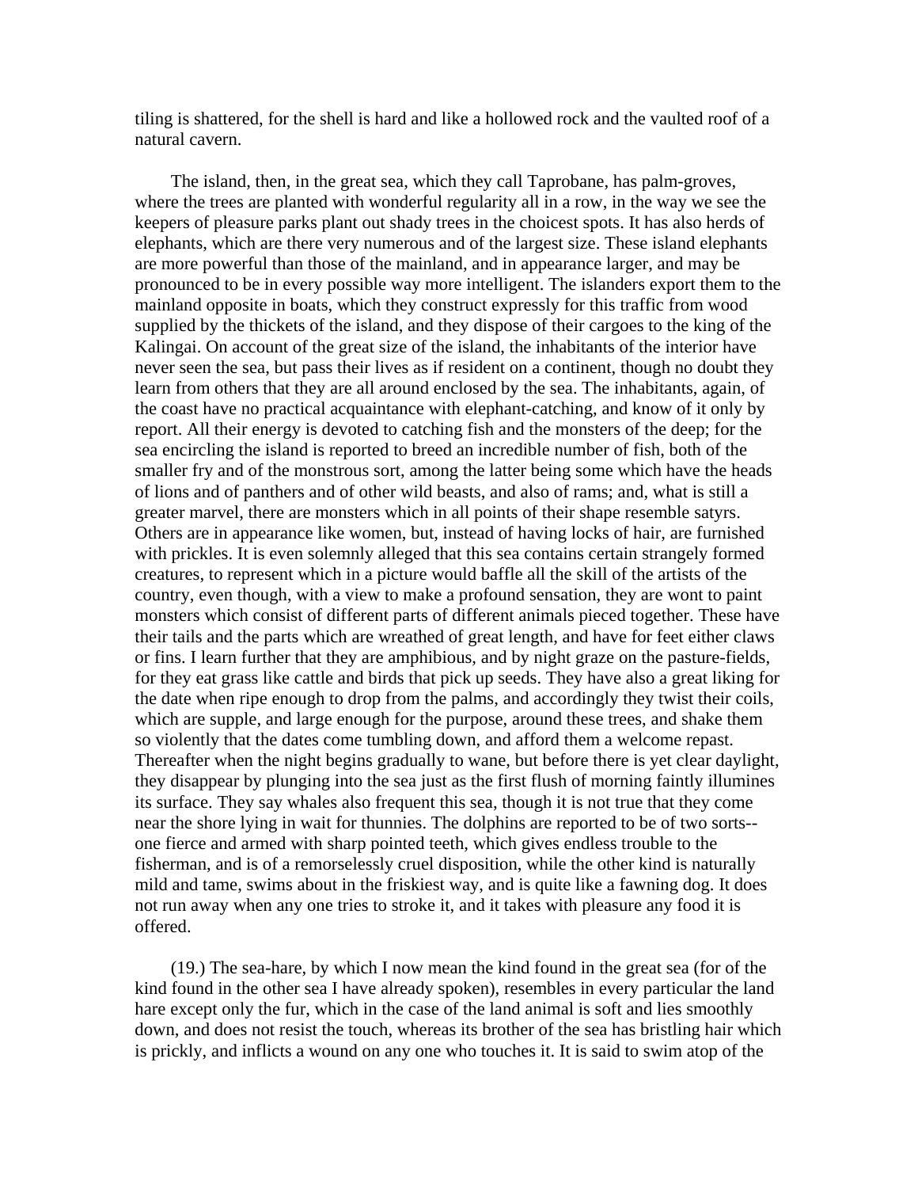tiling is shattered, for the shell is hard and like a hollowed rock and the vaulted roof of a natural cavern.

The island, then, in the great sea, which they call Taprobane, has palm-groves, where the trees are planted with wonderful regularity all in a row, in the way we see the keepers of pleasure parks plant out shady trees in the choicest spots. It has also herds of elephants, which are there very numerous and of the largest size. These island elephants are more powerful than those of the mainland, and in appearance larger, and may be pronounced to be in every possible way more intelligent. The islanders export them to the mainland opposite in boats, which they construct expressly for this traffic from wood supplied by the thickets of the island, and they dispose of their cargoes to the king of the Kalingai. On account of the great size of the island, the inhabitants of the interior have never seen the sea, but pass their lives as if resident on a continent, though no doubt they learn from others that they are all around enclosed by the sea. The inhabitants, again, of the coast have no practical acquaintance with elephant-catching, and know of it only by report. All their energy is devoted to catching fish and the monsters of the deep; for the sea encircling the island is reported to breed an incredible number of fish, both of the smaller fry and of the monstrous sort, among the latter being some which have the heads of lions and of panthers and of other wild beasts, and also of rams; and, what is still a greater marvel, there are monsters which in all points of their shape resemble satyrs. Others are in appearance like women, but, instead of having locks of hair, are furnished with prickles. It is even solemnly alleged that this sea contains certain strangely formed creatures, to represent which in a picture would baffle all the skill of the artists of the country, even though, with a view to make a profound sensation, they are wont to paint monsters which consist of different parts of different animals pieced together. These have their tails and the parts which are wreathed of great length, and have for feet either claws or fins. I learn further that they are amphibious, and by night graze on the pasture-fields, for they eat grass like cattle and birds that pick up seeds. They have also a great liking for the date when ripe enough to drop from the palms, and accordingly they twist their coils, which are supple, and large enough for the purpose, around these trees, and shake them so violently that the dates come tumbling down, and afford them a welcome repast. Thereafter when the night begins gradually to wane, but before there is yet clear daylight, they disappear by plunging into the sea just as the first flush of morning faintly illumines its surface. They say whales also frequent this sea, though it is not true that they come near the shore lying in wait for thunnies. The dolphins are reported to be of two sorts--one fierce and armed with sharp pointed teeth, which gives endless trouble to the fisherman, and is of a remorselessly cruel disposition, while the other kind is naturally mild and tame, swims about in the friskiest way, and is quite like a fawning dog. It does not run away when any one tries to stroke it, and it takes with pleasure any food it is offered.

(19.) The sea-hare, by which I now mean the kind found in the great sea (for of the kind found in the other sea I have already spoken), resembles in every particular the land hare except only the fur, which in the case of the land animal is soft and lies smoothly down, and does not resist the touch, whereas its brother of the sea has bristling hair which is prickly, and inflicts a wound on any one who touches it. It is said to swim atop of the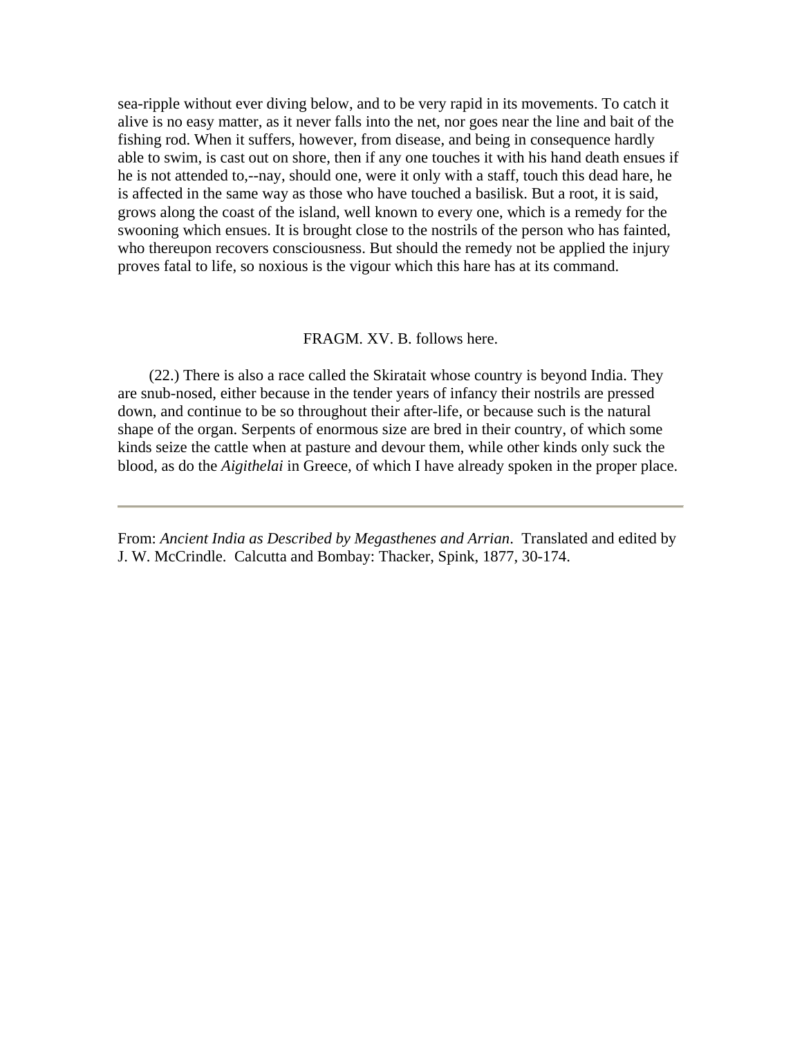sea-ripple without ever diving below, and to be very rapid in its movements. To catch it alive is no easy matter, as it never falls into the net, nor goes near the line and bait of the fishing rod. When it suffers, however, from disease, and being in consequence hardly able to swim, is cast out on shore, then if any one touches it with his hand death ensues if he is not attended to,--nay, should one, were it only with a staff, touch this dead hare, he is affected in the same way as those who have touched a basilisk. But a root, it is said, grows along the coast of the island, well known to every one, which is a remedy for the swooning which ensues. It is brought close to the nostrils of the person who has fainted, who thereupon recovers consciousness. But should the remedy not be applied the injury proves fatal to life, so noxious is the vigour which this hare has at its command.

FRAGM. XV. B. follows here.

(22.) There is also a race called the Skiratait whose country is beyond India. They are snub-nosed, either because in the tender years of infancy their nostrils are pressed down, and continue to be so throughout their after-life, or because such is the natural shape of the organ. Serpents of enormous size are bred in their country, of which some kinds seize the cattle when at pasture and devour them, while other kinds only suck the blood, as do the *Aigithelai* in Greece, of which I have already spoken in the proper place.

---

From: *Ancient India as Described by Megasthenes and Arrian*. Translated and edited by J. W. McCrindle. Calcutta and Bombay: Thacker, Spink, 1877, 30-174.